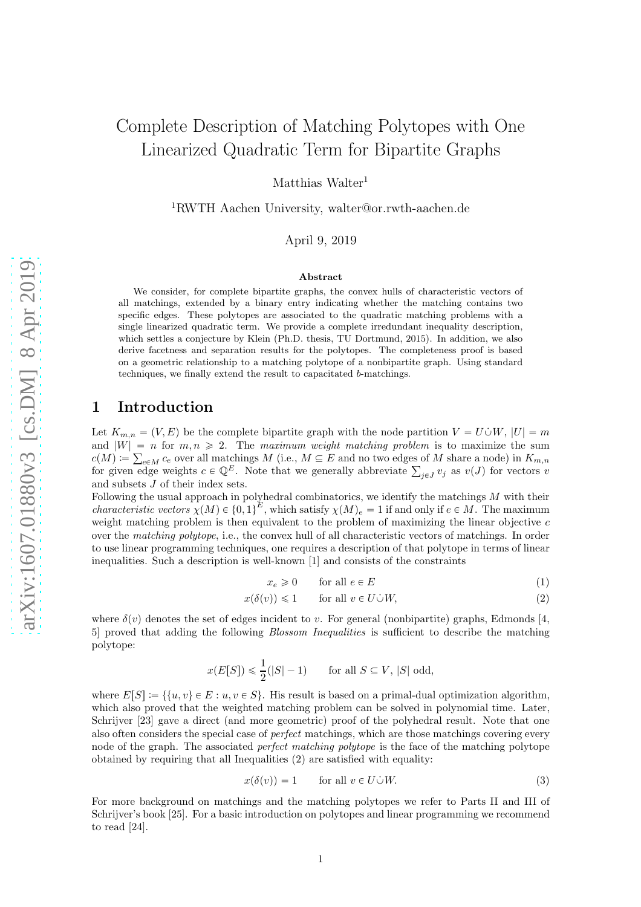# Complete Description of Matching Polytopes with One Linearized Quadratic Term for Bipartite Graphs

Matthias Walter[1]

[1]RWTH Aachen University, walter@or.rwth-aachen.de

April 9, 2019

## Abstract

We consider, for complete bipartite graphs, the convex hulls of characteristic vectors of all matchings, extended by a binary entry indicating whether the matching contains two specific edges. These polytopes are associated to the quadratic matching problems with a single linearized quadratic term. We provide a complete irredundant inequality description, which settles a conjecture by Klein (Ph.D. thesis, TU Dortmund, 2015). In addition, we also derive facetness and separation results for the polytopes. The completeness proof is based on a geometric relationship to a matching polytope of a nonbipartite graph. Using standard techniques, we finally extend the result to capacitated $b$-matchings.

## 1 Introduction

Let $K_{m,n} = (V, E)$ be the complete bipartite graph with the node partition $V = U \dot\cup W$, $|U| = m$ and $|W| = n$ for $m, n \geqslant 2$. The *maximum weight matching problem* is to maximize the sum $c(M) := \sum_{e \in M} c_e$ over all matchings $M$ (i.e., $M \subseteq E$ and no two edges of $M$ share a node) in $K_{m,n}$ for given edge weights $c \in \mathbb{Q}^E$. Note that we generally abbreviate $\sum_{j \in J} v_j$ as $v(J)$ for vectors $v$ and subsets $J$ of their index sets.

Following the usual approach in polyhedral combinatorics, we identify the matchings $M$ with their *characteristic vectors* $\chi(M) \in \{0,1\}^E$, which satisfy $\chi(M)_e = 1$ if and only if $e \in M$. The maximum weight matching problem is then equivalent to the problem of maximizing the linear objective $c$ over the *matching polytope*, i.e., the convex hull of all characteristic vectors of matchings. In order to use linear programming techniques, one requires a description of that polytope in terms of linear inequalities. Such a description is well-known [1] and consists of the constraints

$$x_e \geqslant 0 \qquad \text{for all } e \in E \tag{1}$$

$$x(\delta(v)) \leqslant 1 \qquad \text{for all } v \in U \dot\cup W, \tag{2}$$

where $\delta(v)$ denotes the set of edges incident to $v$. For general (nonbipartite) graphs, Edmonds [4, 5] proved that adding the following *Blossom Inequalities* is sufficient to describe the matching polytope:

$$x(E[S]) \leqslant \frac{1}{2}(|S| - 1) \qquad \text{for all } S \subseteq V,\ |S| \text{ odd},$$

where $E[S] := \{\{u, v\} \in E : u, v \in S\}$. His result is based on a primal-dual optimization algorithm, which also proved that the weighted matching problem can be solved in polynomial time. Later, Schrijver [23] gave a direct (and more geometric) proof of the polyhedral result. Note that one also often considers the special case of *perfect* matchings, which are those matchings covering every node of the graph. The associated *perfect matching polytope* is the face of the matching polytope obtained by requiring that all Inequalities (2) are satisfied with equality:

$$x(\delta(v)) = 1 \qquad \text{for all } v \in U \dot\cup W. \tag{3}$$

For more background on matchings and the matching polytopes we refer to Parts II and III of Schrijver's book [25]. For a basic introduction on polytopes and linear programming we recommend to read [24].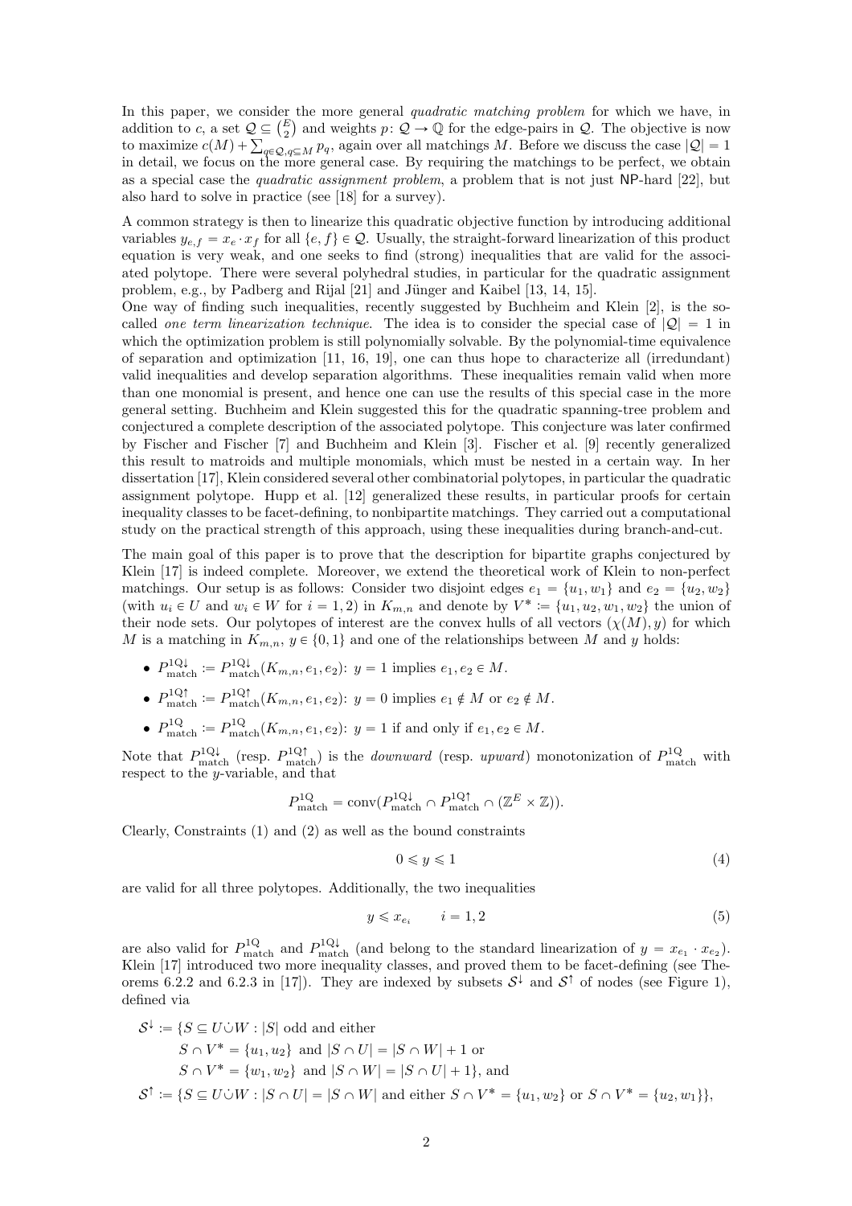In this paper, we consider the more general *quadratic matching problem* for which we have, in addition to $c$, a set $\mathcal{Q} \subseteq \binom{E}{2}$ and weights $p\colon \mathcal{Q} \to \mathbb{Q}$ for the edge-pairs in $\mathcal{Q}$. The objective is now to maximize $c(M) + \sum_{q \in \mathcal{Q}, q \subseteq M} p_q$, again over all matchings $M$. Before we discuss the case $|\mathcal{Q}| = 1$ in detail, we focus on the more general case. By requiring the matchings to be perfect, we obtain as a special case the *quadratic assignment problem*, a problem that is not just NP-hard [22], but also hard to solve in practice (see [18] for a survey).

A common strategy is then to linearize this quadratic objective function by introducing additional variables $y_{e,f} = x_e \cdot x_f$ for all $\{e, f\} \in \mathcal{Q}$. Usually, the straight-forward linearization of this product equation is very weak, and one seeks to find (strong) inequalities that are valid for the associated polytope. There were several polyhedral studies, in particular for the quadratic assignment problem, e.g., by Padberg and Rijal [21] and Jünger and Kaibel [13, 14, 15].

One way of finding such inequalities, recently suggested by Buchheim and Klein [2], is the so-called *one term linearization technique*. The idea is to consider the special case of $|\mathcal{Q}| = 1$ in which the optimization problem is still polynomially solvable. By the polynomial-time equivalence of separation and optimization [11, 16, 19], one can thus hope to characterize all (irredundant) valid inequalities and develop separation algorithms. These inequalities remain valid when more than one monomial is present, and hence one can use the results of this special case in the more general setting. Buchheim and Klein suggested this for the quadratic spanning-tree problem and conjectured a complete description of the associated polytope. This conjecture was later confirmed by Fischer and Fischer [7] and Buchheim and Klein [3]. Fischer et al. [9] recently generalized this result to matroids and multiple monomials, which must be nested in a certain way. In her dissertation [17], Klein considered several other combinatorial polytopes, in particular the quadratic assignment polytope. Hupp et al. [12] generalized these results, in particular proofs for certain inequality classes to be facet-defining, to nonbipartite matchings. They carried out a computational study on the practical strength of this approach, using these inequalities during branch-and-cut.

The main goal of this paper is to prove that the description for bipartite graphs conjectured by Klein [17] is indeed complete. Moreover, we extend the theoretical work of Klein to non-perfect matchings. Our setup is as follows: Consider two disjoint edges $e_1 = \{u_1, w_1\}$ and $e_2 = \{u_2, w_2\}$ (with $u_i \in U$ and $w_i \in W$ for $i = 1, 2$) in $K_{m,n}$ and denote by $V^* := \{u_1, u_2, w_1, w_2\}$ the union of their node sets. Our polytopes of interest are the convex hulls of all vectors $(\chi(M), y)$ for which $M$ is a matching in $K_{m,n}$, $y \in \{0, 1\}$ and one of the relationships between $M$ and $y$ holds:

- $P^{1Q\downarrow}_{\text{match}} := P^{1Q\downarrow}_{\text{match}}(K_{m,n}, e_1, e_2)$: $y = 1$ implies $e_1, e_2 \in M$.
- $P^{1Q\uparrow}_{\text{match}} := P^{1Q\uparrow}_{\text{match}}(K_{m,n}, e_1, e_2)$: $y = 0$ implies $e_1 \notin M$ or $e_2 \notin M$.
- $P^{1Q}_{\text{match}} := P^{1Q}_{\text{match}}(K_{m,n}, e_1, e_2)$: $y = 1$ if and only if $e_1, e_2 \in M$.

Note that $P^{1Q\downarrow}_{\text{match}}$ (resp. $P^{1Q\uparrow}_{\text{match}}$) is the *downward* (resp. *upward*) monotonization of $P^{1Q}_{\text{match}}$ with respect to the $y$-variable, and that

$$P^{1Q}_{\text{match}} = \operatorname{conv}(P^{1Q\downarrow}_{\text{match}} \cap P^{1Q\uparrow}_{\text{match}} \cap (\mathbb{Z}^E \times \mathbb{Z})).$$

Clearly, Constraints (1) and (2) as well as the bound constraints

$$0 \leqslant y \leqslant 1 \tag{4}$$

are valid for all three polytopes. Additionally, the two inequalities

$$y \leqslant x_{e_i} \qquad i = 1, 2 \tag{5}$$

are also valid for $P^{1Q}_{\text{match}}$ and $P^{1Q\downarrow}_{\text{match}}$ (and belong to the standard linearization of $y = x_{e_1} \cdot x_{e_2}$). Klein [17] introduced two more inequality classes, and proved them to be facet-defining (see Theorems 6.2.2 and 6.2.3 in [17]). They are indexed by subsets $\mathcal{S}^\downarrow$ and $\mathcal{S}^\uparrow$ of nodes (see Figure 1), defined via

$$\begin{aligned}
\mathcal{S}^\downarrow := \{S \subseteq U \dot\cup W : \ & |S| \text{ odd and either} \\
& S \cap V^* = \{u_1, u_2\} \text{ and } |S \cap U| = |S \cap W| + 1 \text{ or} \\
& S \cap V^* = \{w_1, w_2\} \text{ and } |S \cap W| = |S \cap U| + 1\}, \text{ and} \\
\mathcal{S}^\uparrow := \{S \subseteq U \dot\cup W : \ & |S \cap U| = |S \cap W| \text{ and either } S \cap V^* = \{u_1, w_2\} \text{ or } S \cap V^* = \{u_2, w_1\}\},
\end{aligned}$$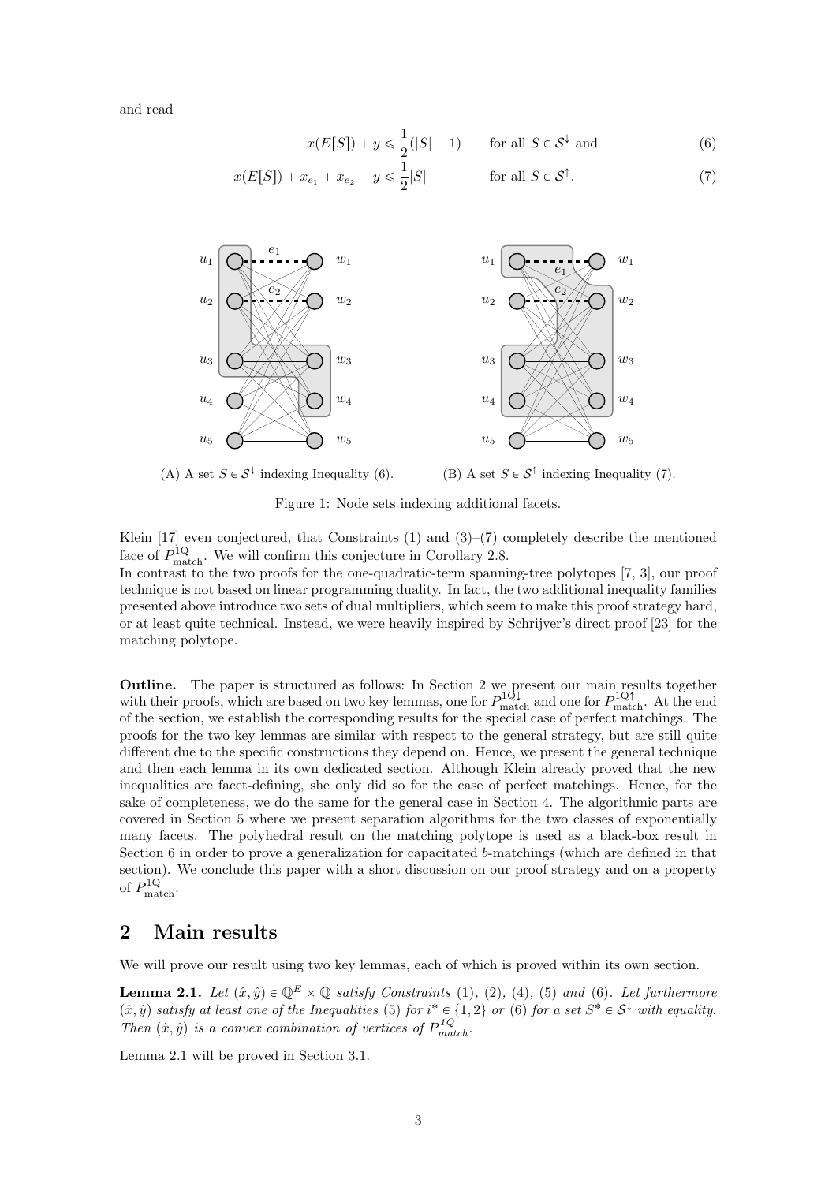and read

$$x(E[S]) + y \leqslant \frac{1}{2}(|S| - 1) \qquad \text{for all } S \in \mathcal{S}^{\downarrow} \text{ and} \tag{6}$$

$$x(E[S]) + x_{e_1} + x_{e_2} - y \leqslant \frac{1}{2}|S| \qquad \text{for all } S \in \mathcal{S}^{\uparrow}. \tag{7}$$

(A) A set $S \in \mathcal{S}^{\downarrow}$ indexing Inequality (6).

(B) A set $S \in \mathcal{S}^{\uparrow}$ indexing Inequality (7).

Figure 1: Node sets indexing additional facets.

Klein [17] even conjectured, that Constraints (1) and (3)–(7) completely describe the mentioned face of $P^{1Q}_{\text{match}}$. We will confirm this conjecture in Corollary 2.8.
In contrast to the two proofs for the one-quadratic-term spanning-tree polytopes [7, 3], our proof technique is not based on linear programming duality. In fact, the two additional inequality families presented above introduce two sets of dual multipliers, which seem to make this proof strategy hard, or at least quite technical. Instead, we were heavily inspired by Schrijver's direct proof [23] for the matching polytope.

**Outline.** The paper is structured as follows: In Section 2 we present our main results together with their proofs, which are based on two key lemmas, one for $P^{1Q\downarrow}_{\text{match}}$ and one for $P^{1Q\uparrow}_{\text{match}}$. At the end of the section, we establish the corresponding results for the special case of perfect matchings. The proofs for the two key lemmas are similar with respect to the general strategy, but are still quite different due to the specific constructions they depend on. Hence, we present the general technique and then each lemma in its own dedicated section. Although Klein already proved that the new inequalities are facet-defining, she only did so for the case of perfect matchings. Hence, for the sake of completeness, we do the same for the general case in Section 4. The algorithmic parts are covered in Section 5 where we present separation algorithms for the two classes of exponentially many facets. The polyhedral result on the matching polytope is used as a black-box result in Section 6 in order to prove a generalization for capacitated $b$-matchings (which are defined in that section). We conclude this paper with a short discussion on our proof strategy and on a property of $P^{1Q}_{\text{match}}$.

## 2 Main results

We will prove our result using two key lemmas, each of which is proved within its own section.

**Lemma 2.1.** *Let $(\hat{x}, \hat{y}) \in \mathbb{Q}^E \times \mathbb{Q}$ satisfy Constraints (1), (2), (4), (5) and (6). Let furthermore $(\hat{x}, \hat{y})$ satisfy at least one of the Inequalities (5) for $i^* \in \{1, 2\}$ or (6) for a set $S^* \in \mathcal{S}^{\downarrow}$ with equality. Then $(\hat{x}, \hat{y})$ is a convex combination of vertices of $P^{1Q}_{match}$.*

Lemma 2.1 will be proved in Section 3.1.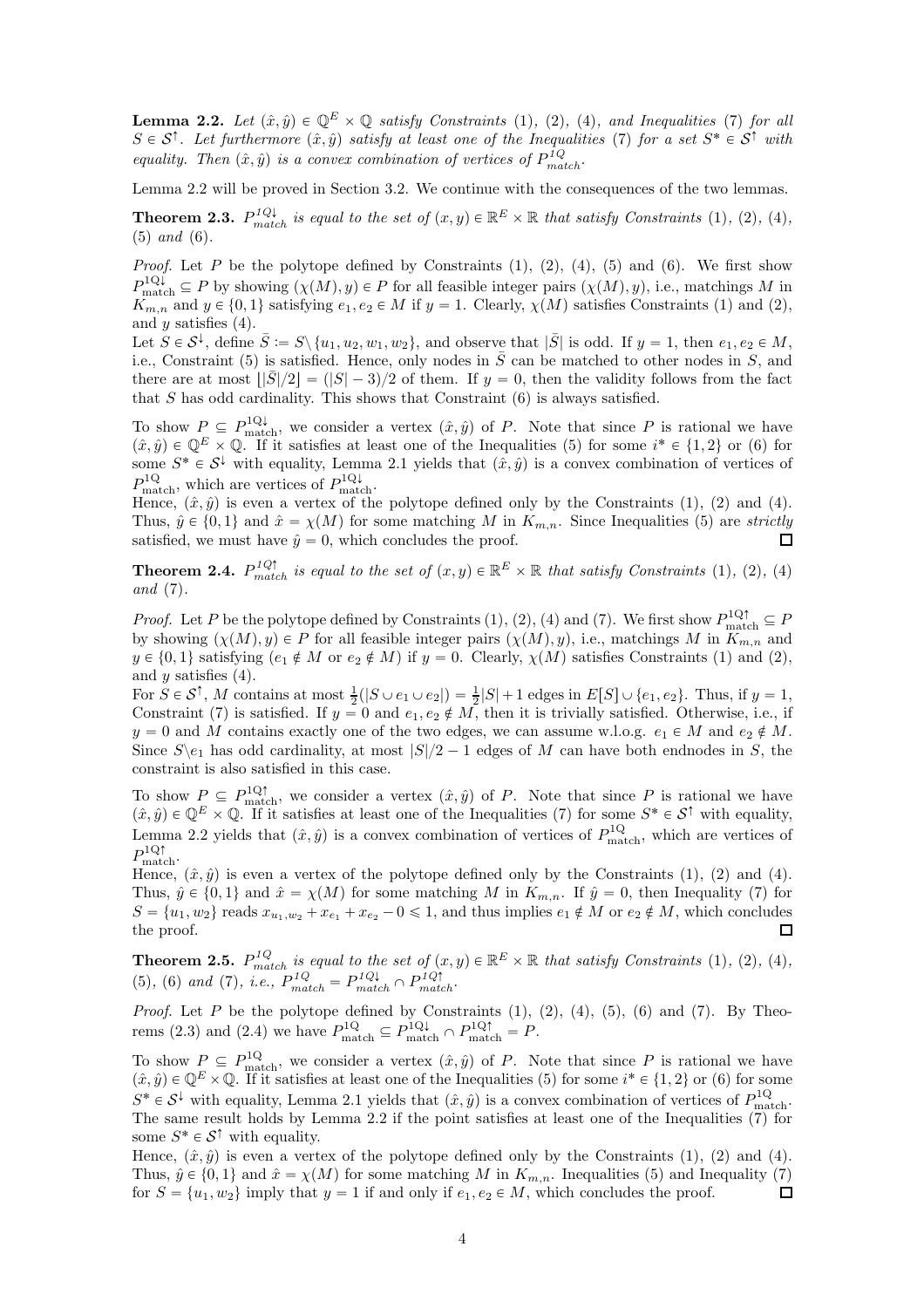**Lemma 2.2.** *Let $(\hat{x}, \hat{y}) \in \mathbb{Q}^E \times \mathbb{Q}$ satisfy Constraints* (1), (2), (4)*, and Inequalities* (7) *for all $S \in \mathcal{S}^\uparrow$. Let furthermore $(\hat{x}, \hat{y})$ satisfy at least one of the Inequalities* (7) *for a set $S^* \in \mathcal{S}^\uparrow$ with equality. Then $(\hat{x}, \hat{y})$ is a convex combination of vertices of $P^{1Q}_{match}$.*

Lemma 2.2 will be proved in Section 3.2. We continue with the consequences of the two lemmas.

**Theorem 2.3.** *$P^{1Q\downarrow}_{match}$ is equal to the set of $(x, y) \in \mathbb{R}^E \times \mathbb{R}$ that satisfy Constraints* (1), (2), (4), (5) *and* (6).

*Proof.* Let $P$ be the polytope defined by Constraints (1), (2), (4), (5) and (6). We first show $P^{1Q\downarrow}_{\text{match}} \subseteq P$ by showing $(\chi(M), y) \in P$ for all feasible integer pairs $(\chi(M), y)$, i.e., matchings $M$ in $K_{m,n}$ and $y \in \{0, 1\}$ satisfying $e_1, e_2 \in M$ if $y = 1$. Clearly, $\chi(M)$ satisfies Constraints (1) and (2), and $y$ satisfies (4).
Let $S \in \mathcal{S}^\downarrow$, define $\bar{S} := S \setminus \{u_1, u_2, w_1, w_2\}$, and observe that $|\bar{S}|$ is odd. If $y = 1$, then $e_1, e_2 \in M$, i.e., Constraint (5) is satisfied. Hence, only nodes in $\bar{S}$ can be matched to other nodes in $S$, and there are at most $\lfloor |\bar{S}|/2 \rfloor = (|S| - 3)/2$ of them. If $y = 0$, then the validity follows from the fact that $S$ has odd cardinality. This shows that Constraint (6) is always satisfied.

To show $P \subseteq P^{1Q\downarrow}_{\text{match}}$, we consider a vertex $(\hat{x}, \hat{y})$ of $P$. Note that since $P$ is rational we have $(\hat{x}, \hat{y}) \in \mathbb{Q}^E \times \mathbb{Q}$. If it satisfies at least one of the Inequalities (5) for some $i^* \in \{1, 2\}$ or (6) for some $S^* \in \mathcal{S}^\downarrow$ with equality, Lemma 2.1 yields that $(\hat{x}, \hat{y})$ is a convex combination of vertices of $P^{1Q}_{\text{match}}$, which are vertices of $P^{1Q\downarrow}_{\text{match}}$.
Hence, $(\hat{x}, \hat{y})$ is even a vertex of the polytope defined only by the Constraints (1), (2) and (4). Thus, $\hat{y} \in \{0, 1\}$ and $\hat{x} = \chi(M)$ for some matching $M$ in $K_{m,n}$. Since Inequalities (5) are *strictly* satisfied, we must have $\hat{y} = 0$, which concludes the proof. □

**Theorem 2.4.** *$P^{1Q\uparrow}_{match}$ is equal to the set of $(x, y) \in \mathbb{R}^E \times \mathbb{R}$ that satisfy Constraints* (1), (2), (4) *and* (7).

*Proof.* Let $P$ be the polytope defined by Constraints (1), (2), (4) and (7). We first show $P^{1Q\uparrow}_{\text{match}} \subseteq P$ by showing $(\chi(M), y) \in P$ for all feasible integer pairs $(\chi(M), y)$, i.e., matchings $M$ in $K_{m,n}$ and $y \in \{0, 1\}$ satisfying $(e_1 \notin M$ or $e_2 \notin M)$ if $y = 0$. Clearly, $\chi(M)$ satisfies Constraints (1) and (2), and $y$ satisfies (4).
For $S \in \mathcal{S}^\uparrow$, $M$ contains at most $\frac{1}{2}(|S \cup e_1 \cup e_2|) = \frac{1}{2}|S| + 1$ edges in $E[S] \cup \{e_1, e_2\}$. Thus, if $y = 1$, Constraint (7) is satisfied. If $y = 0$ and $e_1, e_2 \notin M$, then it is trivially satisfied. Otherwise, i.e., if $y = 0$ and $M$ contains exactly one of the two edges, we can assume w.l.o.g. $e_1 \in M$ and $e_2 \notin M$. Since $S \setminus e_1$ has odd cardinality, at most $|S|/2 - 1$ edges of $M$ can have both endnodes in $S$, the constraint is also satisfied in this case.

To show $P \subseteq P^{1Q\uparrow}_{\text{match}}$, we consider a vertex $(\hat{x}, \hat{y})$ of $P$. Note that since $P$ is rational we have $(\hat{x}, \hat{y}) \in \mathbb{Q}^E \times \mathbb{Q}$. If it satisfies at least one of the Inequalities (7) for some $S^* \in \mathcal{S}^\uparrow$ with equality, Lemma 2.2 yields that $(\hat{x}, \hat{y})$ is a convex combination of vertices of $P^{1Q}_{\text{match}}$, which are vertices of $P^{1Q\uparrow}_{\text{match}}$.
Hence, $(\hat{x}, \hat{y})$ is even a vertex of the polytope defined only by the Constraints (1), (2) and (4). Thus, $\hat{y} \in \{0, 1\}$ and $\hat{x} = \chi(M)$ for some matching $M$ in $K_{m,n}$. If $\hat{y} = 0$, then Inequality (7) for $S = \{u_1, w_2\}$ reads $x_{u_1, w_2} + x_{e_1} + x_{e_2} - 0 \leqslant 1$, and thus implies $e_1 \notin M$ or $e_2 \notin M$, which concludes the proof. □

**Theorem 2.5.** *$P^{1Q}_{match}$ is equal to the set of $(x, y) \in \mathbb{R}^E \times \mathbb{R}$ that satisfy Constraints* (1), (2), (4), (5), (6) *and* (7)*, i.e., $P^{1Q}_{match} = P^{1Q\downarrow}_{match} \cap P^{1Q\uparrow}_{match}$.*

*Proof.* Let $P$ be the polytope defined by Constraints (1), (2), (4), (5), (6) and (7). By Theorems (2.3) and (2.4) we have $P^{1Q}_{\text{match}} \subseteq P^{1Q\downarrow}_{\text{match}} \cap P^{1Q\uparrow}_{\text{match}} = P$.

To show $P \subseteq P^{1Q}_{\text{match}}$, we consider a vertex $(\hat{x}, \hat{y})$ of $P$. Note that since $P$ is rational we have $(\hat{x}, \hat{y}) \in \mathbb{Q}^E \times \mathbb{Q}$. If it satisfies at least one of the Inequalities (5) for some $i^* \in \{1, 2\}$ or (6) for some $S^* \in \mathcal{S}^\downarrow$ with equality, Lemma 2.1 yields that $(\hat{x}, \hat{y})$ is a convex combination of vertices of $P^{1Q}_{\text{match}}$. The same result holds by Lemma 2.2 if the point satisfies at least one of the Inequalities (7) for some $S^* \in \mathcal{S}^\uparrow$ with equality.
Hence, $(\hat{x}, \hat{y})$ is even a vertex of the polytope defined only by the Constraints (1), (2) and (4). Thus, $\hat{y} \in \{0, 1\}$ and $\hat{x} = \chi(M)$ for some matching $M$ in $K_{m,n}$. Inequalities (5) and Inequality (7) for $S = \{u_1, w_2\}$ imply that $y = 1$ if and only if $e_1, e_2 \in M$, which concludes the proof. □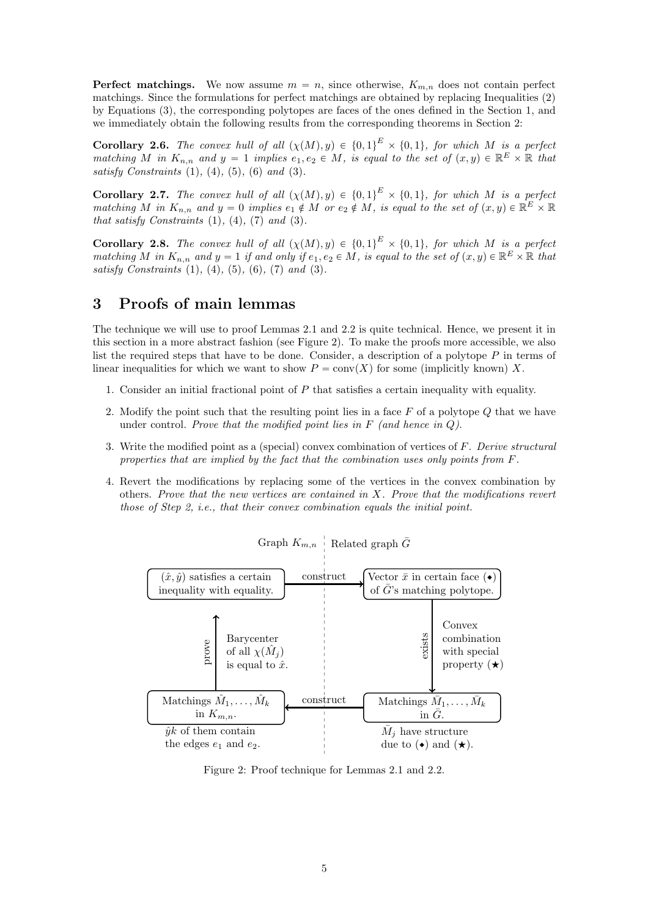**Perfect matchings.** We now assume $m = n$, since otherwise, $K_{m,n}$ does not contain perfect matchings. Since the formulations for perfect matchings are obtained by replacing Inequalities (2) by Equations (3), the corresponding polytopes are faces of the ones defined in the Section 1, and we immediately obtain the following results from the corresponding theorems in Section 2:

**Corollary 2.6.** *The convex hull of all $(\chi(M), y) \in \{0,1\}^E \times \{0,1\}$, for which $M$ is a perfect matching $M$ in $K_{n,n}$ and $y = 1$ implies $e_1, e_2 \in M$, is equal to the set of $(x, y) \in \mathbb{R}^E \times \mathbb{R}$ that satisfy Constraints* (1), (4), (5), (6) *and* (3).

**Corollary 2.7.** *The convex hull of all $(\chi(M), y) \in \{0,1\}^E \times \{0,1\}$, for which $M$ is a perfect matching $M$ in $K_{n,n}$ and $y = 0$ implies $e_1 \notin M$ or $e_2 \notin M$, is equal to the set of $(x, y) \in \mathbb{R}^E \times \mathbb{R}$ that satisfy Constraints* (1), (4), (7) *and* (3).

**Corollary 2.8.** *The convex hull of all $(\chi(M), y) \in \{0,1\}^E \times \{0,1\}$, for which $M$ is a perfect matching $M$ in $K_{n,n}$ and $y = 1$ if and only if $e_1, e_2 \in M$, is equal to the set of $(x, y) \in \mathbb{R}^E \times \mathbb{R}$ that satisfy Constraints* (1), (4), (5), (6), (7) *and* (3).

# 3 Proofs of main lemmas

The technique we will use to proof Lemmas 2.1 and 2.2 is quite technical. Hence, we present it in this section in a more abstract fashion (see Figure 2). To make the proofs more accessible, we also list the required steps that have to be done. Consider, a description of a polytope $P$ in terms of linear inequalities for which we want to show $P = \mathrm{conv}(X)$ for some (implicitly known) $X$.

1. Consider an initial fractional point of $P$ that satisfies a certain inequality with equality.
2. Modify the point such that the resulting point lies in a face $F$ of a polytope $Q$ that we have under control. *Prove that the modified point lies in $F$ (and hence in $Q$).*
3. Write the modified point as a (special) convex combination of vertices of $F$. *Derive structural properties that are implied by the fact that the combination uses only points from $F$.*
4. Revert the modifications by replacing some of the vertices in the convex combination by others. *Prove that the new vertices are contained in $X$. Prove that the modifications revert those of Step 2, i.e., that their convex combination equals the initial point.*

Graph $K_{m,n}$ | Related graph $\bar{G}$

$(\hat{x}, \hat{y})$ satisfies a certain inequality with equality. —construct→ Vector $\bar{x}$ in certain face ($\blacklozenge$) of $\bar{G}$'s matching polytope.

—exists→ Convex combination with special property ($\bigstar$)

Matchings $\bar{M}_1, \dots, \bar{M}_k$ in $\bar{G}$. $\bar{M}_j$ have structure due to ($\blacklozenge$) and ($\bigstar$). —construct→ Matchings $\hat{M}_1, \dots, \hat{M}_k$ in $K_{m,n}$. $\hat{y}k$ of them contain the edges $e_1$ and $e_2$.

—prove→ Barycenter of all $\chi(\hat{M}_j)$ is equal to $\hat{x}$.

Figure 2: Proof technique for Lemmas 2.1 and 2.2.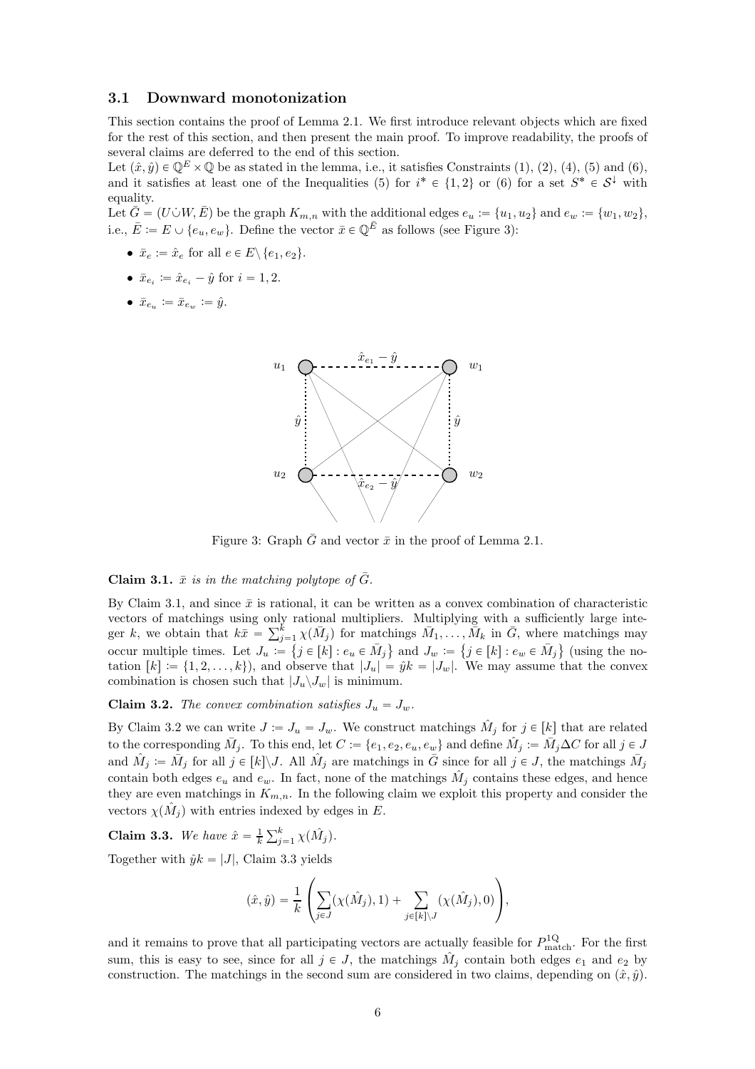### 3.1 Downward monotonization

This section contains the proof of Lemma 2.1. We first introduce relevant objects which are fixed for the rest of this section, and then present the main proof. To improve readability, the proofs of several claims are deferred to the end of this section.

Let $(\hat{x}, \hat{y}) \in \mathbb{Q}^E \times \mathbb{Q}$ be as stated in the lemma, i.e., it satisfies Constraints (1), (2), (4), (5) and (6), and it satisfies at least one of the Inequalities (5) for $i^* \in \{1, 2\}$ or (6) for a set $S^* \in \mathcal{S}^{\downarrow}$ with equality.

Let $\bar{G} = (U \dot{\cup} W, \bar{E})$ be the graph $K_{m,n}$ with the additional edges $e_u := \{u_1, u_2\}$ and $e_w := \{w_1, w_2\}$, i.e., $\bar{E} := E \cup \{e_u, e_w\}$. Define the vector $\bar{x} \in \mathbb{Q}^{\bar{E}}$ as follows (see Figure 3):

- $\bar{x}_e := \hat{x}_e$ for all $e \in E \setminus \{e_1, e_2\}$.
- $\bar{x}_{e_i} := \hat{x}_{e_i} - \hat{y}$ for $i = 1, 2$.
- $\bar{x}_{e_u} := \bar{x}_{e_w} := \hat{y}$.

Figure 3: Graph $\bar{G}$ and vector $\bar{x}$ in the proof of Lemma 2.1.

**Claim 3.1.** *$\bar{x}$ is in the matching polytope of $\bar{G}$.*

By Claim 3.1, and since $\bar{x}$ is rational, it can be written as a convex combination of characteristic vectors of matchings using only rational multipliers. Multiplying with a sufficiently large integer $k$, we obtain that $k\bar{x} = \sum_{j=1}^{k} \chi(\bar{M}_j)$ for matchings $\bar{M}_1, \ldots, \bar{M}_k$ in $\bar{G}$, where matchings may occur multiple times. Let $J_u := \{j \in [k] : e_u \in \bar{M}_j\}$ and $J_w := \{j \in [k] : e_w \in \bar{M}_j\}$ (using the notation $[k] := \{1, 2, \ldots, k\}$), and observe that $|J_u| = \hat{y}k = |J_w|$. We may assume that the convex combination is chosen such that $|J_u \setminus J_w|$ is minimum.

**Claim 3.2.** *The convex combination satisfies $J_u = J_w$.*

By Claim 3.2 we can write $J := J_u = J_w$. We construct matchings $\hat{M}_j$ for $j \in [k]$ that are related to the corresponding $\bar{M}_j$. To this end, let $C := \{e_1, e_2, e_u, e_w\}$ and define $\hat{M}_j := \bar{M}_j \Delta C$ for all $j \in J$ and $\hat{M}_j := \bar{M}_j$ for all $j \in [k] \setminus J$. All $\hat{M}_j$ are matchings in $\bar{G}$ since for all $j \in J$, the matchings $\bar{M}_j$ contain both edges $e_u$ and $e_w$. In fact, none of the matchings $\hat{M}_j$ contains these edges, and hence they are even matchings in $K_{m,n}$. In the following claim we exploit this property and consider the vectors $\chi(\hat{M}_j)$ with entries indexed by edges in $E$.

**Claim 3.3.** *We have $\hat{x} = \frac{1}{k} \sum_{j=1}^{k} \chi(\hat{M}_j)$.*

Together with $\hat{y}k = |J|$, Claim 3.3 yields

$$(\hat{x}, \hat{y}) = \frac{1}{k} \left( \sum_{j \in J} (\chi(\hat{M}_j), 1) + \sum_{j \in [k] \setminus J} (\chi(\hat{M}_j), 0) \right),$$

and it remains to prove that all participating vectors are actually feasible for $P^{1Q}_{\text{match}}$. For the first sum, this is easy to see, since for all $j \in J$, the matchings $\hat{M}_j$ contain both edges $e_1$ and $e_2$ by construction. The matchings in the second sum are considered in two claims, depending on $(\hat{x}, \hat{y})$.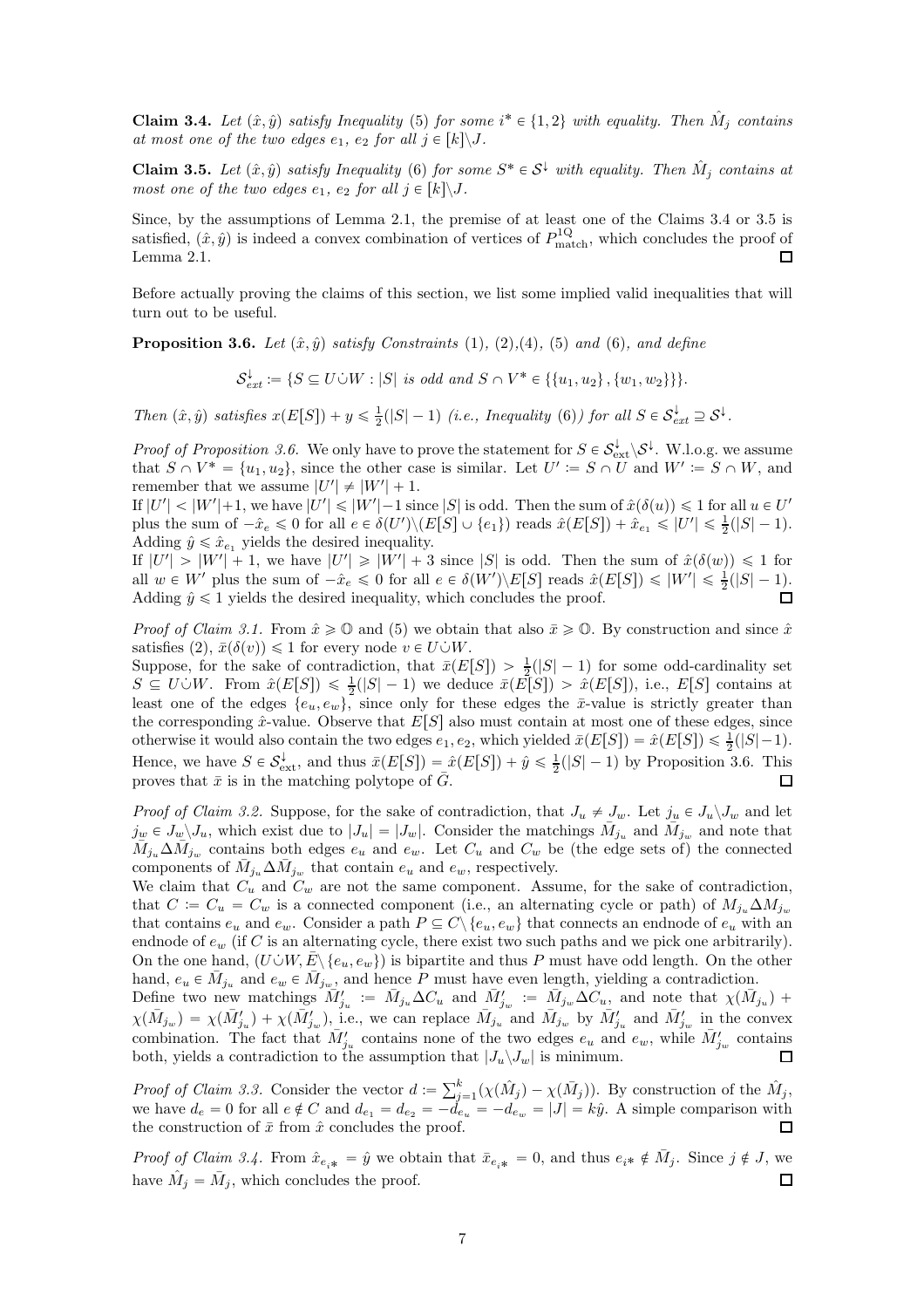**Claim 3.4.** *Let $(\hat{x}, \hat{y})$ satisfy Inequality (5) for some $i^* \in \{1, 2\}$ with equality. Then $\hat{M}_j$ contains at most one of the two edges $e_1$, $e_2$ for all $j \in [k] \backslash J$.*

**Claim 3.5.** *Let $(\hat{x}, \hat{y})$ satisfy Inequality (6) for some $S^* \in \mathcal{S}^{\downarrow}$ with equality. Then $\hat{M}_j$ contains at most one of the two edges $e_1$, $e_2$ for all $j \in [k] \backslash J$.*

Since, by the assumptions of Lemma 2.1, the premise of at least one of the Claims 3.4 or 3.5 is satisfied, $(\hat{x}, \hat{y})$ is indeed a convex combination of vertices of $P^{1Q}_{\text{match}}$, which concludes the proof of Lemma 2.1. □

Before actually proving the claims of this section, we list some implied valid inequalities that will turn out to be useful.

**Proposition 3.6.** *Let $(\hat{x}, \hat{y})$ satisfy Constraints (1), (2),(4), (5) and (6), and define*

$$\mathcal{S}^{\downarrow}_{ext} := \{S \subseteq U \dot{\cup} W : |S| \text{ is odd and } S \cap V^* \in \{\{u_1, u_2\}, \{w_1, w_2\}\}\}.$$

*Then $(\hat{x}, \hat{y})$ satisfies $x(E[S]) + y \leqslant \frac{1}{2}(|S| - 1)$ (i.e., Inequality (6)) for all $S \in \mathcal{S}^{\downarrow}_{ext} \supseteq \mathcal{S}^{\downarrow}$.*

*Proof of Proposition 3.6.* We only have to prove the statement for $S \in \mathcal{S}^{\downarrow}_{\text{ext}} \backslash \mathcal{S}^{\downarrow}$. W.l.o.g. we assume that $S \cap V^* = \{u_1, u_2\}$, since the other case is similar. Let $U' := S \cap U$ and $W' := S \cap W$, and remember that we assume $|U'| \neq |W'| + 1$.

If $|U'| < |W'|+1$, we have $|U'| \leqslant |W'|-1$ since $|S|$ is odd. Then the sum of $\hat{x}(\delta(u)) \leqslant 1$ for all $u \in U'$ plus the sum of $-\hat{x}_e \leqslant 0$ for all $e \in \delta(U') \backslash (E[S] \cup \{e_1\})$ reads $\hat{x}(E[S]) + \hat{x}_{e_1} \leqslant |U'| \leqslant \frac{1}{2}(|S| - 1)$. Adding $\hat{y} \leqslant \hat{x}_{e_1}$ yields the desired inequality.

If $|U'| > |W'| + 1$, we have $|U'| \geqslant |W'| + 3$ since $|S|$ is odd. Then the sum of $\hat{x}(\delta(w)) \leqslant 1$ for all $w \in W'$ plus the sum of $-\hat{x}_e \leqslant 0$ for all $e \in \delta(W') \backslash E[S]$ reads $\hat{x}(E[S]) \leqslant |W'| \leqslant \frac{1}{2}(|S| - 1)$. Adding $\hat{y} \leqslant 1$ yields the desired inequality, which concludes the proof. □

*Proof of Claim 3.1.* From $\hat{x} \geqslant \mathbb{O}$ and (5) we obtain that also $\bar{x} \geqslant \mathbb{O}$. By construction and since $\hat{x}$ satisfies (2), $\bar{x}(\delta(v)) \leqslant 1$ for every node $v \in U \dot{\cup} W$.

Suppose, for the sake of contradiction, that $\bar{x}(E[S]) > \frac{1}{2}(|S| - 1)$ for some odd-cardinality set $S \subseteq U \dot{\cup} W$. From $\hat{x}(E[S]) \leqslant \frac{1}{2}(|S| - 1)$ we deduce $\bar{x}(E[S]) > \hat{x}(E[S])$, i.e., $E[S]$ contains at least one of the edges $\{e_u, e_w\}$, since only for these edges the $\bar{x}$-value is strictly greater than the corresponding $\hat{x}$-value. Observe that $E[S]$ also must contain at most one of these edges, since otherwise it would also contain the two edges $e_1, e_2$, which yielded $\bar{x}(E[S]) = \hat{x}(E[S]) \leqslant \frac{1}{2}(|S|-1)$. Hence, we have $S \in \mathcal{S}^{\downarrow}_{\text{ext}}$, and thus $\bar{x}(E[S]) = \hat{x}(E[S]) + \hat{y} \leqslant \frac{1}{2}(|S| - 1)$ by Proposition 3.6. This proves that $\bar{x}$ is in the matching polytope of $\bar{G}$. □

*Proof of Claim 3.2.* Suppose, for the sake of contradiction, that $J_u \neq J_w$. Let $j_u \in J_u \backslash J_w$ and let $j_w \in J_w \backslash J_u$, which exist due to $|J_u| = |J_w|$. Consider the matchings $\bar{M}_{j_u}$ and $\bar{M}_{j_w}$ and note that $\bar{M}_{j_u} \Delta \bar{M}_{j_w}$ contains both edges $e_u$ and $e_w$. Let $C_u$ and $C_w$ be (the edge sets of) the connected components of $\bar{M}_{j_u} \Delta \bar{M}_{j_w}$ that contain $e_u$ and $e_w$, respectively.

We claim that $C_u$ and $C_w$ are not the same component. Assume, for the sake of contradiction, that $C := C_u = C_w$ is a connected component (i.e., an alternating cycle or path) of $M_{j_u} \Delta M_{j_w}$ that contains $e_u$ and $e_w$. Consider a path $P \subseteq C \backslash \{e_u, e_w\}$ that connects an endnode of $e_u$ with an endnode of $e_w$ (if $C$ is an alternating cycle, there exist two such paths and we pick one arbitrarily). On the one hand, $(U \dot{\cup} W, \bar{E} \backslash \{e_u, e_w\})$ is bipartite and thus $P$ must have odd length. On the other hand, $e_u \in \bar{M}_{j_u}$ and $e_w \in \bar{M}_{j_w}$, and hence $P$ must have even length, yielding a contradiction.

Define two new matchings $\bar{M}'_{j_u} := \bar{M}_{j_u} \Delta C_u$ and $\bar{M}'_{j_w} := \bar{M}_{j_w} \Delta C_u$, and note that $\chi(\bar{M}_{j_u}) + \chi(\bar{M}_{j_w}) = \chi(\bar{M}'_{j_u}) + \chi(\bar{M}'_{j_w})$, i.e., we can replace $\bar{M}_{j_u}$ and $\bar{M}_{j_w}$ by $\bar{M}'_{j_u}$ and $\bar{M}'_{j_w}$ in the convex combination. The fact that $\bar{M}'_{j_u}$ contains none of the two edges $e_u$ and $e_w$, while $\bar{M}'_{j_w}$ contains both, yields a contradiction to the assumption that $|J_u \backslash J_w|$ is minimum. □

*Proof of Claim 3.3.* Consider the vector $d := \sum_{j=1}^{k} (\chi(\hat{M}_j) - \chi(\bar{M}_j))$. By construction of the $\hat{M}_j$, we have $d_e = 0$ for all $e \notin C$ and $d_{e_1} = d_{e_2} = -d_{e_u} = -d_{e_w} = |J| = k\hat{y}$. A simple comparison with the construction of $\bar{x}$ from $\hat{x}$ concludes the proof. □

*Proof of Claim 3.4.* From $\hat{x}_{e_{i^*}} = \hat{y}$ we obtain that $\bar{x}_{e_{i^*}} = 0$, and thus $e_{i^*} \notin \bar{M}_j$. Since $j \notin J$, we have $\hat{M}_j = \bar{M}_j$, which concludes the proof. □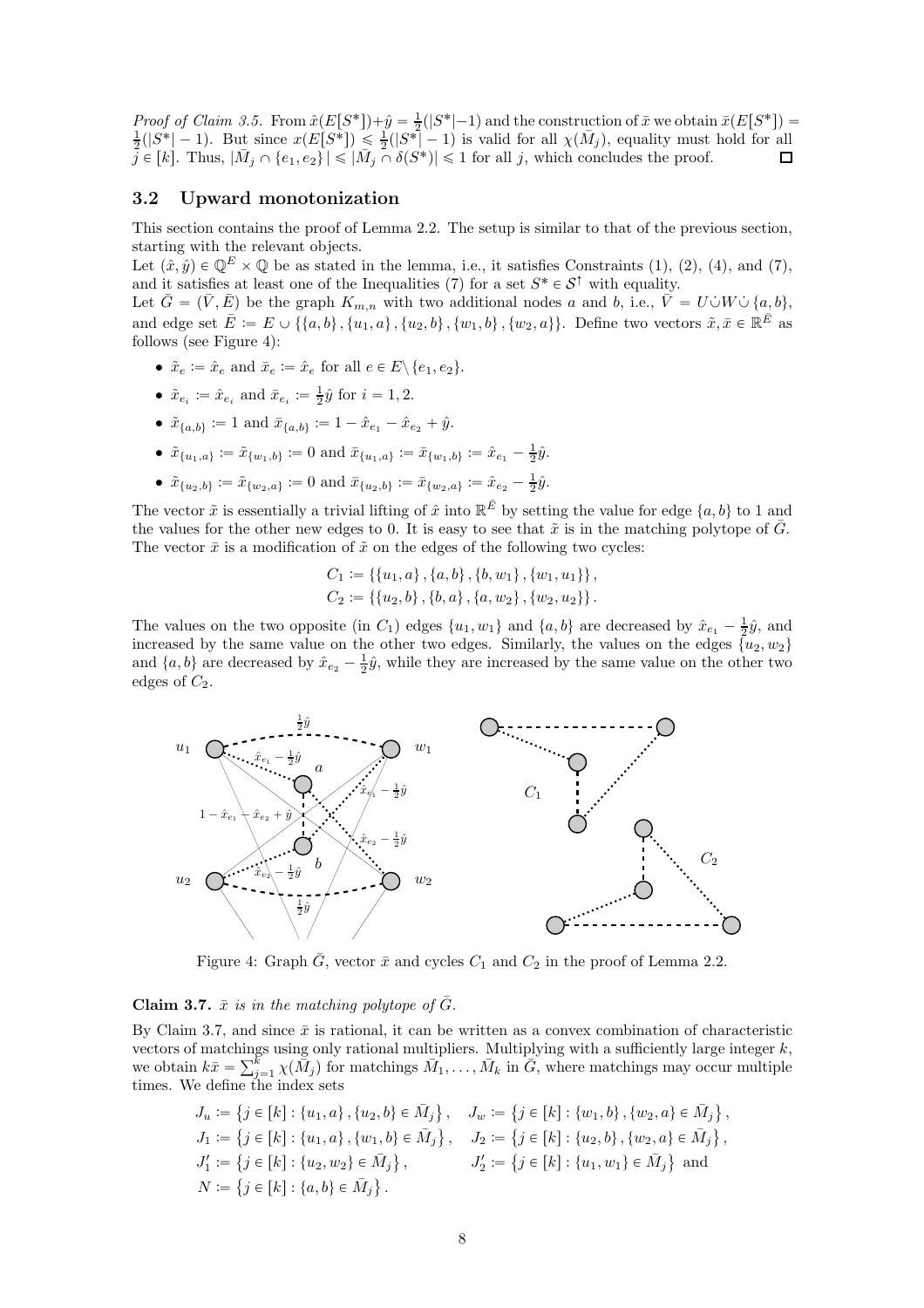*Proof of Claim 3.5.* From $\hat{x}(E[S^*]) + \hat{y} = \frac{1}{2}(|S^*|-1)$ and the construction of $\bar{x}$ we obtain $\bar{x}(E[S^*]) = \frac{1}{2}(|S^*|-1)$. But since $x(E[S^*]) \leqslant \frac{1}{2}(|S^*|-1)$ is valid for all $\chi(\bar{M}_j)$, equality must hold for all $j \in [k]$. Thus, $|\bar{M}_j \cap \{e_1, e_2\}| \leqslant |\bar{M}_j \cap \delta(S^*)| \leqslant 1$ for all $j$, which concludes the proof. □

## 3.2 Upward monotonization

This section contains the proof of Lemma 2.2. The setup is similar to that of the previous section, starting with the relevant objects.

Let $(\hat{x}, \hat{y}) \in \mathbb{Q}^E \times \mathbb{Q}$ be as stated in the lemma, i.e., it satisfies Constraints (1), (2), (4), and (7), and it satisfies at least one of the Inequalities (7) for a set $S^* \in \mathcal{S}^\uparrow$ with equality.

Let $\bar{G} = (\bar{V}, \bar{E})$ be the graph $K_{m,n}$ with two additional nodes $a$ and $b$, i.e., $\bar{V} = U \dot\cup W \dot\cup \{a, b\}$, and edge set $\bar{E} := E \cup \{\{a,b\}, \{u_1,a\}, \{u_2,b\}, \{w_1,b\}, \{w_2,a\}\}$. Define two vectors $\tilde{x}, \bar{x} \in \mathbb{R}^{\bar{E}}$ as follows (see Figure 4):

- $\tilde{x}_e := \hat{x}_e$ and $\bar{x}_e := \hat{x}_e$ for all $e \in E \setminus \{e_1, e_2\}$.
- $\tilde{x}_{e_i} := \hat{x}_{e_i}$ and $\bar{x}_{e_i} := \frac{1}{2}\hat{y}$ for $i = 1, 2$.
- $\tilde{x}_{\{a,b\}} := 1$ and $\bar{x}_{\{a,b\}} := 1 - \hat{x}_{e_1} - \hat{x}_{e_2} + \hat{y}$.
- $\tilde{x}_{\{u_1,a\}} := \tilde{x}_{\{w_1,b\}} := 0$ and $\bar{x}_{\{u_1,a\}} := \bar{x}_{\{w_1,b\}} := \hat{x}_{e_1} - \frac{1}{2}\hat{y}$.
- $\tilde{x}_{\{u_2,b\}} := \tilde{x}_{\{w_2,a\}} := 0$ and $\bar{x}_{\{u_2,b\}} := \bar{x}_{\{w_2,a\}} := \hat{x}_{e_2} - \frac{1}{2}\hat{y}$.

The vector $\tilde{x}$ is essentially a trivial lifting of $\hat{x}$ into $\mathbb{R}^{\bar{E}}$ by setting the value for edge $\{a,b\}$ to 1 and the values for the other new edges to 0. It is easy to see that $\tilde{x}$ is in the matching polytope of $\bar{G}$. The vector $\bar{x}$ is a modification of $\tilde{x}$ on the edges of the following two cycles:

$$C_1 := \{\{u_1,a\}, \{a,b\}, \{b,w_1\}, \{w_1,u_1\}\},$$
$$C_2 := \{\{u_2,b\}, \{b,a\}, \{a,w_2\}, \{w_2,u_2\}\}.$$

The values on the two opposite (in $C_1$) edges $\{u_1, w_1\}$ and $\{a, b\}$ are decreased by $\hat{x}_{e_1} - \frac{1}{2}\hat{y}$, and increased by the same value on the other two edges. Similarly, the values on the edges $\{u_2, w_2\}$ and $\{a, b\}$ are decreased by $\hat{x}_{e_2} - \frac{1}{2}\hat{y}$, while they are increased by the same value on the other two edges of $C_2$.

Figure 4: Graph $\bar{G}$, vector $\bar{x}$ and cycles $C_1$ and $C_2$ in the proof of Lemma 2.2.

**Claim 3.7.** *$\bar{x}$ is in the matching polytope of $\bar{G}$.*

By Claim 3.7, and since $\bar{x}$ is rational, it can be written as a convex combination of characteristic vectors of matchings using only rational multipliers. Multiplying with a sufficiently large integer $k$, we obtain $k\bar{x} = \sum_{j=1}^{k} \chi(\bar{M}_j)$ for matchings $\bar{M}_1, \ldots, \bar{M}_k$ in $\bar{G}$, where matchings may occur multiple times. We define the index sets

$$J_u := \{j \in [k] : \{u_1,a\}, \{u_2,b\} \in \bar{M}_j\}, \quad J_w := \{j \in [k] : \{w_1,b\}, \{w_2,a\} \in \bar{M}_j\},$$
$$J_1 := \{j \in [k] : \{u_1,a\}, \{w_1,b\} \in \bar{M}_j\}, \quad J_2 := \{j \in [k] : \{u_2,b\}, \{w_2,a\} \in \bar{M}_j\},$$
$$J'_1 := \{j \in [k] : \{u_2,w_2\} \in \bar{M}_j\}, \quad J'_2 := \{j \in [k] : \{u_1,w_1\} \in \bar{M}_j\} \text{ and}$$
$$N := \{j \in [k] : \{a,b\} \in \bar{M}_j\}.$$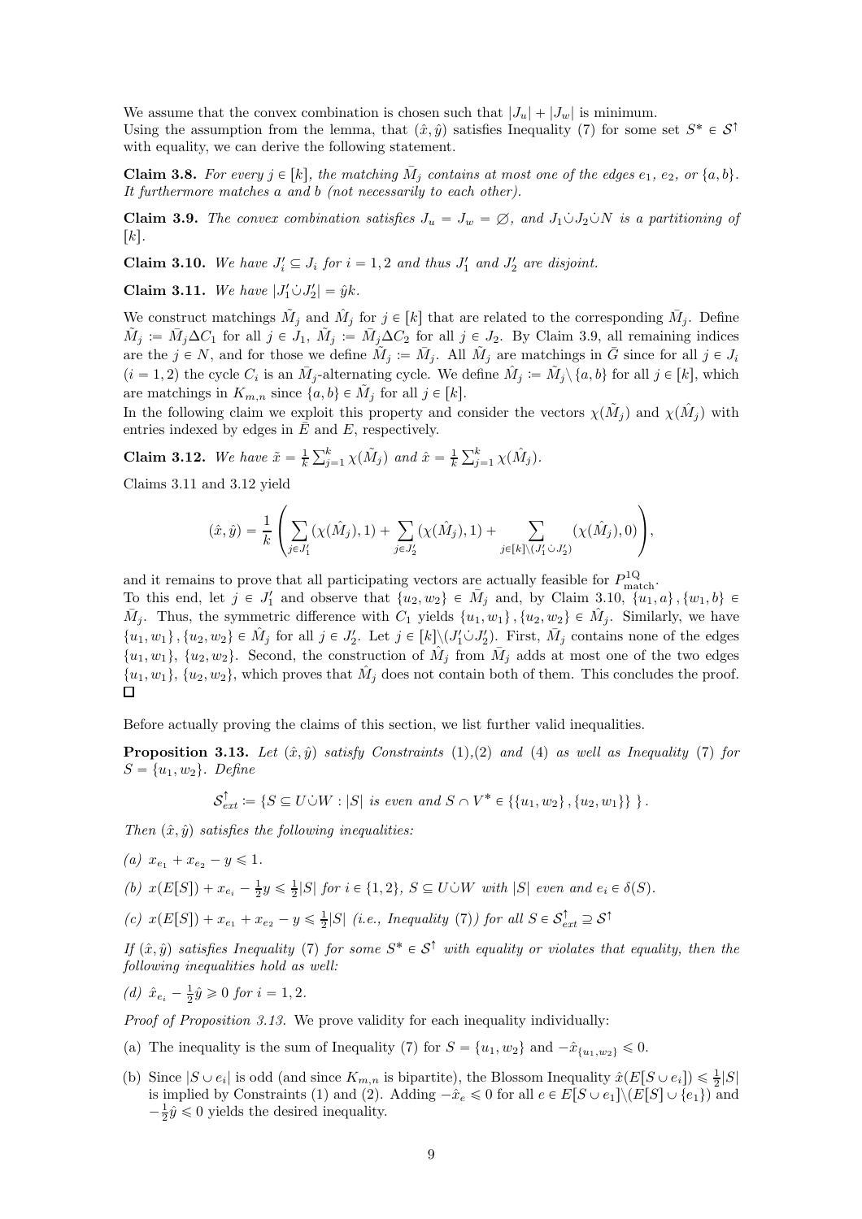We assume that the convex combination is chosen such that $|J_u| + |J_w|$ is minimum.
Using the assumption from the lemma, that $(\hat{x}, \hat{y})$ satisfies Inequality (7) for some set $S^* \in \mathcal{S}^\uparrow$ with equality, we can derive the following statement.

**Claim 3.8.** *For every $j \in [k]$, the matching $\bar{M}_j$ contains at most one of the edges $e_1$, $e_2$, or $\{a, b\}$. It furthermore matches $a$ and $b$ (not necessarily to each other).*

**Claim 3.9.** *The convex combination satisfies $J_u = J_w = \emptyset$, and $J_1 \dot\cup J_2 \dot\cup N$ is a partitioning of $[k]$.*

**Claim 3.10.** *We have $J'_i \subseteq J_i$ for $i = 1, 2$ and thus $J'_1$ and $J'_2$ are disjoint.*

**Claim 3.11.** *We have $|J'_1 \dot\cup J'_2| = \hat{y}k$.*

We construct matchings $\tilde{M}_j$ and $\hat{M}_j$ for $j \in [k]$ that are related to the corresponding $\bar{M}_j$. Define $\tilde{M}_j := \bar{M}_j \Delta C_1$ for all $j \in J_1$, $\tilde{M}_j := \bar{M}_j \Delta C_2$ for all $j \in J_2$. By Claim 3.9, all remaining indices are the $j \in N$, and for those we define $\tilde{M}_j := \bar{M}_j$. All $\tilde{M}_j$ are matchings in $\bar{G}$ since for all $j \in J_i$ ($i = 1, 2$) the cycle $C_i$ is an $\bar{M}_j$-alternating cycle. We define $\hat{M}_j := \tilde{M}_j \setminus \{a, b\}$ for all $j \in [k]$, which are matchings in $K_{m,n}$ since $\{a, b\} \in \tilde{M}_j$ for all $j \in [k]$.
In the following claim we exploit this property and consider the vectors $\chi(\tilde{M}_j)$ and $\chi(\hat{M}_j)$ with entries indexed by edges in $\bar{E}$ and $E$, respectively.

**Claim 3.12.** *We have $\tilde{x} = \frac{1}{k} \sum_{j=1}^k \chi(\tilde{M}_j)$ and $\hat{x} = \frac{1}{k} \sum_{j=1}^k \chi(\hat{M}_j)$.*

Claims 3.11 and 3.12 yield

$$(\hat{x}, \hat{y}) = \frac{1}{k} \left( \sum_{j \in J'_1} (\chi(\hat{M}_j), 1) + \sum_{j \in J'_2} (\chi(\hat{M}_j), 1) + \sum_{j \in [k] \setminus (J'_1 \dot\cup J'_2)} (\chi(\hat{M}_j), 0) \right),$$

and it remains to prove that all participating vectors are actually feasible for $P^{1Q}_{\text{match}}$.
To this end, let $j \in J'_1$ and observe that $\{u_2, w_2\} \in \bar{M}_j$ and, by Claim 3.10, $\{u_1, a\}, \{w_1, b\} \in \bar{M}_j$. Thus, the symmetric difference with $C_1$ yields $\{u_1, w_1\}, \{u_2, w_2\} \in \hat{M}_j$. Similarly, we have $\{u_1, w_1\}, \{u_2, w_2\} \in \hat{M}_j$ for all $j \in J'_2$. Let $j \in [k] \setminus (J'_1 \dot\cup J'_2)$. First, $\bar{M}_j$ contains none of the edges $\{u_1, w_1\}$, $\{u_2, w_2\}$. Second, the construction of $\hat{M}_j$ from $\bar{M}_j$ adds at most one of the two edges $\{u_1, w_1\}$, $\{u_2, w_2\}$, which proves that $\hat{M}_j$ does not contain both of them. This concludes the proof. $\square$

Before actually proving the claims of this section, we list further valid inequalities.

**Proposition 3.13.** *Let $(\hat{x}, \hat{y})$ satisfy Constraints (1),(2) and (4) as well as Inequality (7) for $S = \{u_1, w_2\}$. Define*

$$\mathcal{S}^\uparrow_{ext} := \{S \subseteq U \dot\cup W : |S| \text{ is even and } S \cap V^* \in \{\{u_1, w_2\}, \{u_2, w_1\}\}\}.$$

*Then $(\hat{x}, \hat{y})$ satisfies the following inequalities:*

*(a) $x_{e_1} + x_{e_2} - y \leqslant 1$.*

*(b) $x(E[S]) + x_{e_i} - \frac{1}{2}y \leqslant \frac{1}{2}|S|$ for $i \in \{1, 2\}$, $S \subseteq U \dot\cup W$ with $|S|$ even and $e_i \in \delta(S)$.*

*(c) $x(E[S]) + x_{e_1} + x_{e_2} - y \leqslant \frac{1}{2}|S|$ (i.e., Inequality (7)) for all $S \in \mathcal{S}^\uparrow_{ext} \supseteq \mathcal{S}^\uparrow$*

*If $(\hat{x}, \hat{y})$ satisfies Inequality (7) for some $S^* \in \mathcal{S}^\uparrow$ with equality or violates that equality, then the following inequalities hold as well:*

*(d) $\hat{x}_{e_i} - \frac{1}{2}\hat{y} \geqslant 0$ for $i = 1, 2$.*

*Proof of Proposition 3.13.* We prove validity for each inequality individually:

(a) The inequality is the sum of Inequality (7) for $S = \{u_1, w_2\}$ and $-\hat{x}_{\{u_1, w_2\}} \leqslant 0$.

(b) Since $|S \cup e_i|$ is odd (and since $K_{m,n}$ is bipartite), the Blossom Inequality $\hat{x}(E[S \cup e_i]) \leqslant \frac{1}{2}|S|$ is implied by Constraints (1) and (2). Adding $-\hat{x}_e \leqslant 0$ for all $e \in E[S \cup e_1] \setminus (E[S] \cup \{e_1\})$ and $-\frac{1}{2}\hat{y} \leqslant 0$ yields the desired inequality.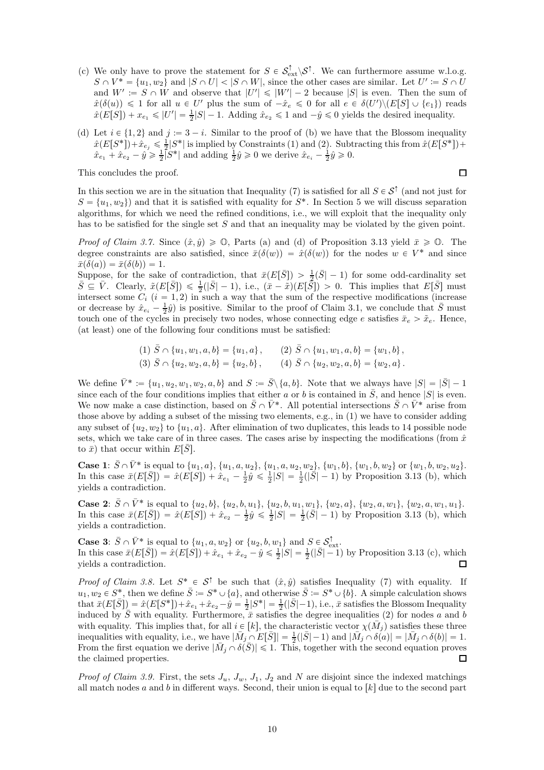(c) We only have to prove the statement for $S \in \mathcal{S}^{\uparrow}_{\text{ext}} \setminus \mathcal{S}^{\uparrow}$. We can furthermore assume w.l.o.g. $S \cap V^* = \{u_1, w_2\}$ and $|S \cap U| < |S \cap W|$, since the other cases are similar. Let $U' := S \cap U$ and $W' := S \cap W$ and observe that $|U'| \leqslant |W'| - 2$ because $|S|$ is even. Then the sum of $\hat{x}(\delta(u)) \leqslant 1$ for all $u \in U'$ plus the sum of $-\hat{x}_e \leqslant 0$ for all $e \in \delta(U') \setminus (E[S] \cup \{e_1\})$ reads $\hat{x}(E[S]) + x_{e_1} \leqslant |U'| = \frac{1}{2}|S| - 1$. Adding $\hat{x}_{e_2} \leqslant 1$ and $-\hat{y} \leqslant 0$ yields the desired inequality.

(d) Let $i \in \{1, 2\}$ and $j := 3 - i$. Similar to the proof of (b) we have that the Blossom inequality $\hat{x}(E[S^*]) + \hat{x}_{e_j} \leqslant \frac{1}{2}|S^*|$ is implied by Constraints (1) and (2). Subtracting this from $\hat{x}(E[S^*]) + \hat{x}_{e_1} + \hat{x}_{e_2} - \hat{y} \geqslant \frac{1}{2}|S^*|$ and adding $\frac{1}{2}\hat{y} \geqslant 0$ we derive $\hat{x}_{e_i} - \frac{1}{2}\hat{y} \geqslant 0$.

This concludes the proof. ∎

In this section we are in the situation that Inequality (7) is satisfied for all $S \in \mathcal{S}^{\uparrow}$ (and not just for $S = \{u_1, w_2\}$) and that it is satisfied with equality for $S^*$. In Section 5 we will discuss separation algorithms, for which we need the refined conditions, i.e., we will exploit that the inequality only has to be satisfied for the single set $S$ and that an inequality may be violated by the given point.

*Proof of Claim 3.7.* Since $(\hat{x}, \hat{y}) \geqslant \mathbb{O}$, Parts (a) and (d) of Proposition 3.13 yield $\bar{x} \geqslant \mathbb{O}$. The degree constraints are also satisfied, since $\bar{x}(\delta(w)) = \hat{x}(\delta(w))$ for the nodes $w \in V^*$ and since $\bar{x}(\delta(a)) = \bar{x}(\delta(b)) = 1$.

Suppose, for the sake of contradiction, that $\bar{x}(E[\bar{S}]) > \frac{1}{2}(\bar{S}| - 1)$ for some odd-cardinality set $\bar{S} \subseteq \bar{V}$. Clearly, $\tilde{x}(E[\bar{S}]) \leqslant \frac{1}{2}(|\bar{S}| - 1)$, i.e., $(\bar{x} - \tilde{x})(E[\bar{S}]) > 0$. This implies that $E[\bar{S}]$ must intersect some $C_i$ ($i = 1, 2$) in such a way that the sum of the respective modifications (increase or decrease by $\hat{x}_{e_i} - \frac{1}{2}\hat{y}$) is positive. Similar to the proof of Claim 3.1, we conclude that $\bar{S}$ must touch one of the cycles in precisely two nodes, whose connecting edge $e$ satisfies $\bar{x}_e > \tilde{x}_e$. Hence, (at least) one of the following four conditions must be satisfied:

$$(1)\ \bar{S} \cap \{u_1, w_1, a, b\} = \{u_1, a\}, \qquad (2)\ \bar{S} \cap \{u_1, w_1, a, b\} = \{w_1, b\},$$
$$(3)\ \bar{S} \cap \{u_2, w_2, a, b\} = \{u_2, b\}, \qquad (4)\ \bar{S} \cap \{u_2, w_2, a, b\} = \{w_2, a\}.$$

We define $\bar{V}^* := \{u_1, u_2, w_1, w_2, a, b\}$ and $S := \bar{S} \setminus \{a, b\}$. Note that we always have $|S| = |\bar{S}| - 1$ since each of the four conditions implies that either $a$ or $b$ is contained in $\bar{S}$, and hence $|S|$ is even. We now make a case distinction, based on $\bar{S} \cap \bar{V}^*$. All potential intersections $\bar{S} \cap \bar{V}^*$ arise from those above by adding a subset of the missing two elements, e.g., in (1) we have to consider adding any subset of $\{u_2, w_2\}$ to $\{u_1, a\}$. After elimination of two duplicates, this leads to 14 possible node sets, which we take care of in three cases. The cases arise by inspecting the modifications (from $\hat{x}$ to $\bar{x}$) that occur within $E[\bar{S}]$.

**Case 1**: $\bar{S} \cap \bar{V}^*$ is equal to $\{u_1, a\}$, $\{u_1, a, u_2\}$, $\{u_1, a, w_2\}$, $\{u_1, a, u_2, w_2\}$, $\{w_1, b\}$, $\{w_1, b, w_2\}$ or $\{w_1, b, w_2, u_2\}$. In this case $\bar{x}(E[\bar{S}]) = \hat{x}(E[S]) + \hat{x}_{e_1} - \frac{1}{2}\hat{y} \leqslant \frac{1}{2}|S| = \frac{1}{2}(|\bar{S}| - 1)$ by Proposition 3.13 (b), which yields a contradiction.

**Case 2**: $\bar{S} \cap \bar{V}^*$ is equal to $\{u_2, b\}$, $\{u_2, b, u_1\}$, $\{u_2, b, u_1, w_1\}$, $\{w_2, a\}$, $\{w_2, a, w_1\}$, $\{w_2, a, w_1, u_1\}$. In this case $\bar{x}(E[\bar{S}]) = \hat{x}(E[S]) + \hat{x}_{e_2} - \frac{1}{2}\hat{y} \leqslant \frac{1}{2}|S| = \frac{1}{2}(\bar{S}| - 1)$ by Proposition 3.13 (b), which yields a contradiction.

**Case 3**: $\bar{S} \cap \bar{V}^*$ is equal to $\{u_1, a, w_2\}$ or $\{u_2, b, w_1\}$ and $S \in \mathcal{S}^{\uparrow}_{\text{ext}}$.
In this case $\bar{x}(E[\bar{S}]) = \hat{x}(E[S]) + \hat{x}_{e_1} + \hat{x}_{e_2} - \hat{y} \leqslant \frac{1}{2}|S| = \frac{1}{2}(|\bar{S}| - 1)$ by Proposition 3.13 (c), which yields a contradiction. ∎

*Proof of Claim 3.8.* Let $S^* \in \mathcal{S}^{\uparrow}$ be such that $(\hat{x}, \hat{y})$ satisfies Inequality (7) with equality. If $u_1, w_2 \in S^*$, then we define $\bar{S} := S^* \cup \{a\}$, and otherwise $\bar{S} := S^* \cup \{b\}$. A simple calculation shows that $\bar{x}(E[\bar{S}]) = \hat{x}(E[S^*]) + \hat{x}_{e_1} + \hat{x}_{e_2} - \hat{y} = \frac{1}{2}|S^*| = \frac{1}{2}(|\bar{S}| - 1)$, i.e., $\bar{x}$ satisfies the Blossom Inequality induced by $\bar{S}$ with equality. Furthermore, $\bar{x}$ satisfies the degree inequalities (2) for nodes $a$ and $b$ with equality. This implies that, for all $i \in [k]$, the characteristic vector $\chi(\bar{M}_j)$ satisfies these three inequalities with equality, i.e., we have $|\bar{M}_j \cap E[\bar{S}]| = \frac{1}{2}(|\bar{S}| - 1)$ and $|\bar{M}_j \cap \delta(a)| = |\bar{M}_j \cap \delta(b)| = 1$. From the first equation we derive $|\bar{M}_j \cap \delta(\bar{S})| \leqslant 1$. This, together with the second equation proves the claimed properties. ∎

*Proof of Claim 3.9.* First, the sets $J_u$, $J_w$, $J_1$, $J_2$ and $N$ are disjoint since the indexed matchings all match nodes $a$ and $b$ in different ways. Second, their union is equal to $[k]$ due to the second part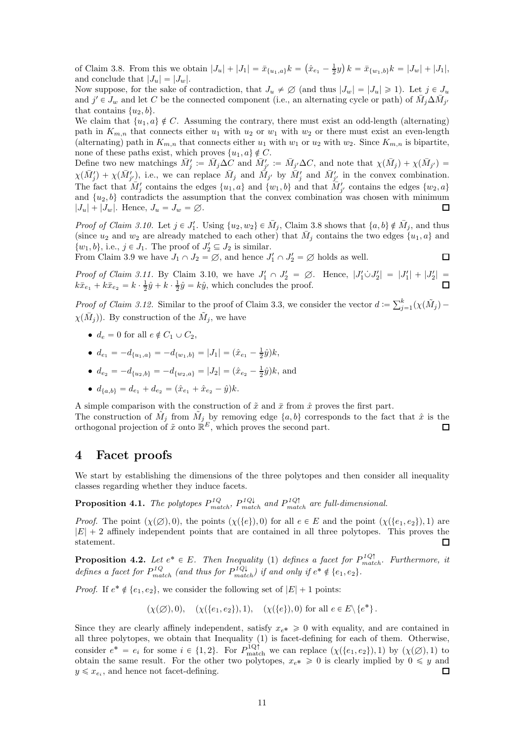of Claim 3.8. From this we obtain $|J_u| + |J_1| = \bar{x}_{\{u_1,a\}}k = \left(\hat{x}_{e_1} - \frac{1}{2}y\right)k = \bar{x}_{\{w_1,b\}}k = |J_w| + |J_1|$, and conclude that $|J_u| = |J_w|$.

Now suppose, for the sake of contradiction, that $J_u \neq \varnothing$ (and thus $|J_w| = |J_u| \geqslant 1$). Let $j \in J_u$ and $j' \in J_w$ and let $C$ be the connected component (i.e., an alternating cycle or path) of $\bar{M}_j \Delta \bar{M}_{j'}$ that contains $\{u_2, b\}$.

We claim that $\{u_1, a\} \notin C$. Assuming the contrary, there must exist an odd-length (alternating) path in $K_{m,n}$ that connects either $u_1$ with $u_2$ or $w_1$ with $w_2$ or there must exist an even-length (alternating) path in $K_{m,n}$ that connects either $u_1$ with $w_1$ or $u_2$ with $w_2$. Since $K_{m,n}$ is bipartite, none of these paths exist, which proves $\{u_1, a\} \notin C$.

Define two new matchings $\bar{M}_j' := \bar{M}_j \Delta C$ and $\bar{M}_{j'}' := \bar{M}_{j'} \Delta C$, and note that $\chi(\bar{M}_j) + \chi(\bar{M}_{j'}) = \chi(\bar{M}_j') + \chi(\bar{M}_{j'}')$, i.e., we can replace $\bar{M}_j$ and $\bar{M}_{j'}$ by $\bar{M}_j'$ and $\bar{M}_{j'}'$ in the convex combination. The fact that $\bar{M}_j'$ contains the edges $\{u_1, a\}$ and $\{w_1, b\}$ and that $\bar{M}_{j'}'$ contains the edges $\{w_2, a\}$ and $\{u_2, b\}$ contradicts the assumption that the convex combination was chosen with minimum $|J_u| + |J_w|$. Hence, $J_u = J_w = \varnothing$. ☐

*Proof of Claim 3.10.* Let $j \in J_1'$. Using $\{u_2, w_2\} \in \bar{M}_j$, Claim 3.8 shows that $\{a, b\} \notin \bar{M}_j$, and thus (since $u_2$ and $w_2$ are already matched to each other) that $\bar{M}_j$ contains the two edges $\{u_1, a\}$ and $\{w_1, b\}$, i.e., $j \in J_1$. The proof of $J_2' \subseteq J_2$ is similar.

From Claim 3.9 we have $J_1 \cap J_2 = \varnothing$, and hence $J_1' \cap J_2' = \varnothing$ holds as well. ☐

*Proof of Claim 3.11.* By Claim 3.10, we have $J_1' \cap J_2' = \varnothing$. Hence, $|J_1' \dot\cup J_2'| = |J_1'| + |J_2'| = k\bar{x}_{e_1} + k\bar{x}_{e_2} = k \cdot \frac{1}{2}\hat{y} + k \cdot \frac{1}{2}\hat{y} = k\hat{y}$, which concludes the proof. ☐

*Proof of Claim 3.12.* Similar to the proof of Claim 3.3, we consider the vector $d := \sum_{j=1}^{k}(\chi(\tilde{M}_j) - \chi(\bar{M}_j))$. By construction of the $\tilde{M}_j$, we have

- $d_e = 0$ for all $e \notin C_1 \cup C_2$,
- $d_{e_1} = -d_{\{u_1,a\}} = -d_{\{w_1,b\}} = |J_1| = (\hat{x}_{e_1} - \frac{1}{2}\hat{y})k$,
- $d_{e_2} = -d_{\{u_2,b\}} = -d_{\{w_2,a\}} = |J_2| = (\hat{x}_{e_2} - \frac{1}{2}\hat{y})k$, and
- $d_{\{a,b\}} = d_{e_1} + d_{e_2} = (\hat{x}_{e_1} + \hat{x}_{e_2} - \hat{y})k$.

A simple comparison with the construction of $\tilde{x}$ and $\bar{x}$ from $\hat{x}$ proves the first part.

The construction of $\hat{M}_j$ from $\tilde{M}_j$ by removing edge $\{a, b\}$ corresponds to the fact that $\hat{x}$ is the orthogonal projection of $\tilde{x}$ onto $\mathbb{R}^E$, which proves the second part. ☐

## 4 Facet proofs

We start by establishing the dimensions of the three polytopes and then consider all inequality classes regarding whether they induce facets.

**Proposition 4.1.** *The polytopes $P_{match}^{1Q}$, $P_{match}^{1Q\downarrow}$ and $P_{match}^{1Q\uparrow}$ are full-dimensional.*

*Proof.* The point $(\chi(\varnothing), 0)$, the points $(\chi(\{e\}), 0)$ for all $e \in E$ and the point $(\chi(\{e_1, e_2\}), 1)$ are $|E| + 2$ affinely independent points that are contained in all three polytopes. This proves the statement. ☐

**Proposition 4.2.** *Let $e^* \in E$. Then Inequality* (1) *defines a facet for $P_{match}^{1Q\uparrow}$. Furthermore, it defines a facet for $P_{match}^{1Q}$ (and thus for $P_{match}^{1Q\downarrow}$) if and only if $e^* \notin \{e_1, e_2\}$.*

*Proof.* If $e^* \notin \{e_1, e_2\}$, we consider the following set of $|E| + 1$ points:

$$(\chi(\varnothing), 0), \quad (\chi(\{e_1, e_2\}), 1), \quad (\chi(\{e\}), 0) \text{ for all } e \in E \setminus \{e^*\}.$$

Since they are clearly affinely independent, satisfy $x_{e^*} \geqslant 0$ with equality, and are contained in all three polytopes, we obtain that Inequality (1) is facet-defining for each of them. Otherwise, consider $e^* = e_i$ for some $i \in \{1, 2\}$. For $P_{\text{match}}^{1Q\uparrow}$ we can replace $(\chi(\{e_1, e_2\}), 1)$ by $(\chi(\varnothing), 1)$ to obtain the same result. For the other two polytopes, $x_{e^*} \geqslant 0$ is clearly implied by $0 \leqslant y$ and $y \leqslant x_{e_i}$, and hence not facet-defining. ☐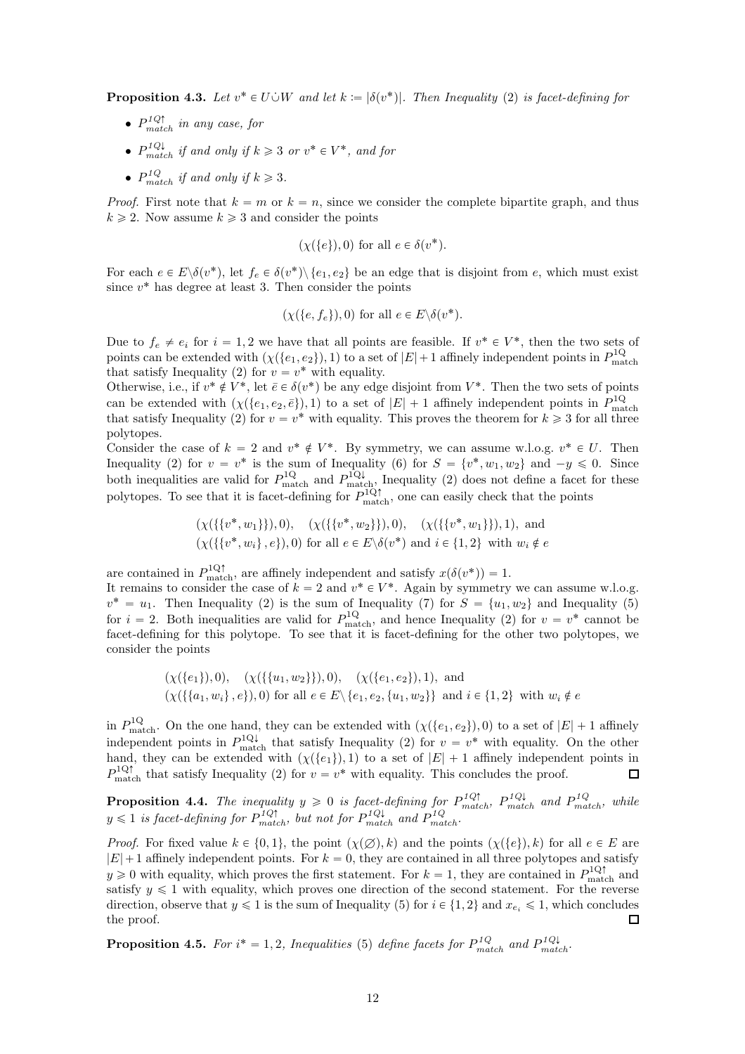**Proposition 4.3.** *Let $v^* \in U \dot\cup W$ and let $k := |\delta(v^*)|$. Then Inequality (2) is facet-defining for*

- $P^{1Q\uparrow}_{match}$ *in any case, for*
- $P^{1Q\downarrow}_{match}$ *if and only if $k \geqslant 3$ or $v^* \in V^*$, and for*
- $P^{1Q}_{match}$ *if and only if $k \geqslant 3$.*

*Proof.* First note that $k = m$ or $k = n$, since we consider the complete bipartite graph, and thus $k \geqslant 2$. Now assume $k \geqslant 3$ and consider the points

$$(\chi(\{e\}), 0) \text{ for all } e \in \delta(v^*).$$

For each $e \in E \backslash \delta(v^*)$, let $f_e \in \delta(v^*) \backslash \{e_1, e_2\}$ be an edge that is disjoint from $e$, which must exist since $v^*$ has degree at least 3. Then consider the points

$$(\chi(\{e, f_e\}), 0) \text{ for all } e \in E \backslash \delta(v^*).$$

Due to $f_e \neq e_i$ for $i = 1, 2$ we have that all points are feasible. If $v^* \in V^*$, then the two sets of points can be extended with $(\chi(\{e_1, e_2\}), 1)$ to a set of $|E| + 1$ affinely independent points in $P^{1Q}_{\text{match}}$ that satisfy Inequality (2) for $v = v^*$ with equality.
Otherwise, i.e., if $v^* \notin V^*$, let $\bar{e} \in \delta(v^*)$ be any edge disjoint from $V^*$. Then the two sets of points can be extended with $(\chi(\{e_1, e_2, \bar{e}\}), 1)$ to a set of $|E| + 1$ affinely independent points in $P^{1Q}_{\text{match}}$ that satisfy Inequality (2) for $v = v^*$ with equality. This proves the theorem for $k \geqslant 3$ for all three polytopes.
Consider the case of $k = 2$ and $v^* \notin V^*$. By symmetry, we can assume w.l.o.g. $v^* \in U$. Then Inequality (2) for $v = v^*$ is the sum of Inequality (6) for $S = \{v^*, w_1, w_2\}$ and $-y \leqslant 0$. Since both inequalities are valid for $P^{1Q}_{\text{match}}$ and $P^{1Q\downarrow}_{\text{match}}$, Inequality (2) does not define a facet for these polytopes. To see that it is facet-defining for $P^{1Q\uparrow}_{\text{match}}$, one can easily check that the points

$$\begin{aligned}
&(\chi(\{\{v^*, w_1\}\}), 0), \quad (\chi(\{\{v^*, w_2\}\}), 0), \quad (\chi(\{\{v^*, w_1\}\}), 1), \text{ and} \\
&(\chi(\{\{v^*, w_i\}, e\}), 0) \text{ for all } e \in E \backslash \delta(v^*) \text{ and } i \in \{1, 2\} \text{ with } w_i \notin e
\end{aligned}$$

are contained in $P^{1Q\uparrow}_{\text{match}}$, are affinely independent and satisfy $x(\delta(v^*)) = 1$.
It remains to consider the case of $k = 2$ and $v^* \in V^*$. Again by symmetry we can assume w.l.o.g. $v^* = u_1$. Then Inequality (2) is the sum of Inequality (7) for $S = \{u_1, w_2\}$ and Inequality (5) for $i = 2$. Both inequalities are valid for $P^{1Q}_{\text{match}}$, and hence Inequality (2) for $v = v^*$ cannot be facet-defining for this polytope. To see that it is facet-defining for the other two polytopes, we consider the points

$$\begin{aligned}
&(\chi(\{e_1\}), 0), \quad (\chi(\{\{u_1, w_2\}\}), 0), \quad (\chi(\{e_1, e_2\}), 1), \text{ and} \\
&(\chi(\{\{a_1, w_i\}, e\}), 0) \text{ for all } e \in E \backslash \{e_1, e_2, \{u_1, w_2\}\} \text{ and } i \in \{1, 2\} \text{ with } w_i \notin e
\end{aligned}$$

in $P^{1Q}_{\text{match}}$. On the one hand, they can be extended with $(\chi(\{e_1, e_2\}), 0)$ to a set of $|E| + 1$ affinely independent points in $P^{1Q\downarrow}_{\text{match}}$ that satisfy Inequality (2) for $v = v^*$ with equality. On the other hand, they can be extended with $(\chi(\{e_1\}), 1)$ to a set of $|E| + 1$ affinely independent points in $P^{1Q\uparrow}_{\text{match}}$ that satisfy Inequality (2) for $v = v^*$ with equality. This concludes the proof. ☐

**Proposition 4.4.** *The inequality $y \geqslant 0$ is facet-defining for $P^{1Q\uparrow}_{match}$, $P^{1Q\downarrow}_{match}$ and $P^{1Q}_{match}$, while $y \leqslant 1$ is facet-defining for $P^{1Q\uparrow}_{match}$, but not for $P^{1Q\downarrow}_{match}$ and $P^{1Q}_{match}$.*

*Proof.* For fixed value $k \in \{0, 1\}$, the point $(\chi(\varnothing), k)$ and the points $(\chi(\{e\}), k)$ for all $e \in E$ are $|E| + 1$ affinely independent points. For $k = 0$, they are contained in all three polytopes and satisfy $y \geqslant 0$ with equality, which proves the first statement. For $k = 1$, they are contained in $P^{1Q\uparrow}_{\text{match}}$ and satisfy $y \leqslant 1$ with equality, which proves one direction of the second statement. For the reverse direction, observe that $y \leqslant 1$ is the sum of Inequality (5) for $i \in \{1, 2\}$ and $x_{e_i} \leqslant 1$, which concludes the proof. ☐

**Proposition 4.5.** *For $i^* = 1, 2$, Inequalities (5) define facets for $P^{1Q}_{match}$ and $P^{1Q\downarrow}_{match}$.*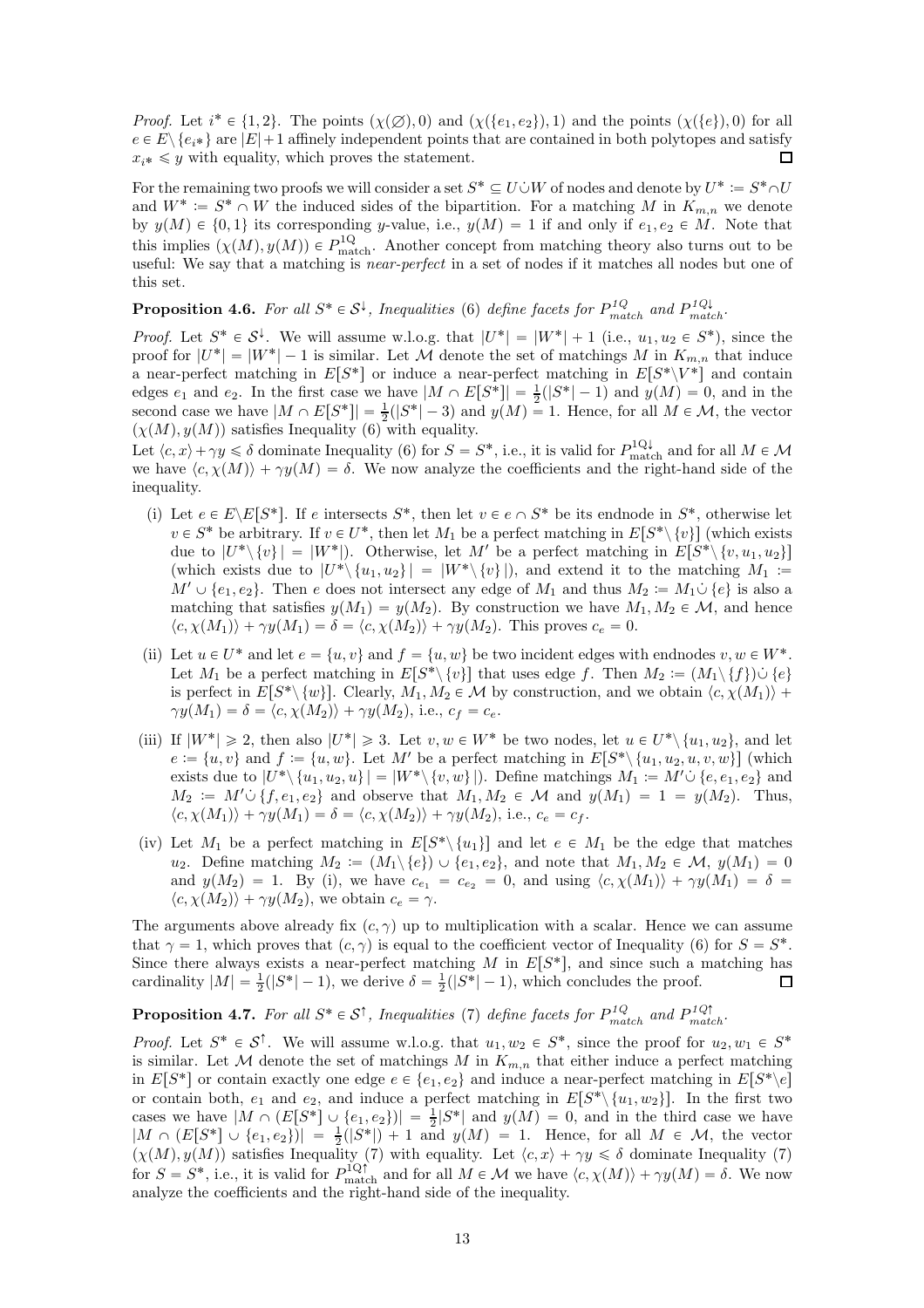*Proof.* Let $i^* \in \{1, 2\}$. The points $(\chi(\varnothing), 0)$ and $(\chi(\{e_1, e_2\}), 1)$ and the points $(\chi(\{e\}), 0)$ for all $e \in E \setminus \{e_{i^*}\}$ are $|E| + 1$ affinely independent points that are contained in both polytopes and satisfy $x_{i^*} \leqslant y$ with equality, which proves the statement. □

For the remaining two proofs we will consider a set $S^* \subseteq U \dot\cup W$ of nodes and denote by $U^* := S^* \cap U$ and $W^* := S^* \cap W$ the induced sides of the bipartition. For a matching $M$ in $K_{m,n}$ we denote by $y(M) \in \{0, 1\}$ its corresponding $y$-value, i.e., $y(M) = 1$ if and only if $e_1, e_2 \in M$. Note that this implies $(\chi(M), y(M)) \in P^{1\mathrm{Q}}_{\mathrm{match}}$. Another concept from matching theory also turns out to be useful: We say that a matching is *near-perfect* in a set of nodes if it matches all nodes but one of this set.

**Proposition 4.6.** *For all $S^* \in \mathcal{S}^{\downarrow}$, Inequalities (6) define facets for $P^{1Q}_{match}$ and $P^{1Q\downarrow}_{match}$.*

*Proof.* Let $S^* \in \mathcal{S}^{\downarrow}$. We will assume w.l.o.g. that $|U^*| = |W^*| + 1$ (i.e., $u_1, u_2 \in S^*$), since the proof for $|U^*| = |W^*| - 1$ is similar. Let $\mathcal{M}$ denote the set of matchings $M$ in $K_{m,n}$ that induce a near-perfect matching in $E[S^*]$ or induce a near-perfect matching in $E[S^* \setminus V^*]$ and contain edges $e_1$ and $e_2$. In the first case we have $|M \cap E[S^*]| = \frac{1}{2}(|S^*| - 1)$ and $y(M) = 0$, and in the second case we have $|M \cap E[S^*]| = \frac{1}{2}(|S^*| - 3)$ and $y(M) = 1$. Hence, for all $M \in \mathcal{M}$, the vector $(\chi(M), y(M))$ satisfies Inequality (6) with equality.
Let $\langle c, x\rangle + \gamma y \leqslant \delta$ dominate Inequality (6) for $S = S^*$, i.e., it is valid for $P^{1\mathrm{Q}\downarrow}_{\mathrm{match}}$ and for all $M \in \mathcal{M}$ we have $\langle c, \chi(M)\rangle + \gamma y(M) = \delta$. We now analyze the coefficients and the right-hand side of the inequality.

(i) Let $e \in E \setminus E[S^*]$. If $e$ intersects $S^*$, then let $v \in e \cap S^*$ be its endnode in $S^*$, otherwise let $v \in S^*$ be arbitrary. If $v \in U^*$, then let $M_1$ be a perfect matching in $E[S^* \setminus \{v\}]$ (which exists due to $|U^* \setminus \{v\}| = |W^*|$). Otherwise, let $M'$ be a perfect matching in $E[S^* \setminus \{v, u_1, u_2\}]$ (which exists due to $|U^* \setminus \{u_1, u_2\}| = |W^* \setminus \{v\}|$), and extend it to the matching $M_1 := M' \cup \{e_1, e_2\}$. Then $e$ does not intersect any edge of $M_1$ and thus $M_2 := M_1 \dot\cup \{e\}$ is also a matching that satisfies $y(M_1) = y(M_2)$. By construction we have $M_1, M_2 \in \mathcal{M}$, and hence $\langle c, \chi(M_1)\rangle + \gamma y(M_1) = \delta = \langle c, \chi(M_2)\rangle + \gamma y(M_2)$. This proves $c_e = 0$.

(ii) Let $u \in U^*$ and let $e = \{u, v\}$ and $f = \{u, w\}$ be two incident edges with endnodes $v, w \in W^*$. Let $M_1$ be a perfect matching in $E[S^* \setminus \{v\}]$ that uses edge $f$. Then $M_2 := (M_1 \setminus \{f\}) \dot\cup \{e\}$ is perfect in $E[S^* \setminus \{w\}]$. Clearly, $M_1, M_2 \in \mathcal{M}$ by construction, and we obtain $\langle c, \chi(M_1)\rangle + \gamma y(M_1) = \delta = \langle c, \chi(M_2)\rangle + \gamma y(M_2)$, i.e., $c_f = c_e$.

(iii) If $|W^*| \geqslant 2$, then also $|U^*| \geqslant 3$. Let $v, w \in W^*$ be two nodes, let $u \in U^* \setminus \{u_1, u_2\}$, and let $e := \{u, v\}$ and $f := \{u, w\}$. Let $M'$ be a perfect matching in $E[S^* \setminus \{u_1, u_2, u, v, w\}]$ (which exists due to $|U^* \setminus \{u_1, u_2, u\}| = |W^* \setminus \{v, w\}|$). Define matchings $M_1 := M' \dot\cup \{e, e_1, e_2\}$ and $M_2 := M' \dot\cup \{f, e_1, e_2\}$ and observe that $M_1, M_2 \in \mathcal{M}$ and $y(M_1) = 1 = y(M_2)$. Thus, $\langle c, \chi(M_1)\rangle + \gamma y(M_1) = \delta = \langle c, \chi(M_2)\rangle + \gamma y(M_2)$, i.e., $c_e = c_f$.

(iv) Let $M_1$ be a perfect matching in $E[S^* \setminus \{u_1\}]$ and let $e \in M_1$ be the edge that matches $u_2$. Define matching $M_2 := (M_1 \setminus \{e\}) \cup \{e_1, e_2\}$, and note that $M_1, M_2 \in \mathcal{M}$, $y(M_1) = 0$ and $y(M_2) = 1$. By (i), we have $c_{e_1} = c_{e_2} = 0$, and using $\langle c, \chi(M_1)\rangle + \gamma y(M_1) = \delta = \langle c, \chi(M_2)\rangle + \gamma y(M_2)$, we obtain $c_e = \gamma$.

The arguments above already fix $(c, \gamma)$ up to multiplication with a scalar. Hence we can assume that $\gamma = 1$, which proves that $(c, \gamma)$ is equal to the coefficient vector of Inequality (6) for $S = S^*$. Since there always exists a near-perfect matching $M$ in $E[S^*]$, and since such a matching has cardinality $|M| = \frac{1}{2}(|S^*| - 1)$, we derive $\delta = \frac{1}{2}(|S^*| - 1)$, which concludes the proof. □

**Proposition 4.7.** *For all $S^* \in \mathcal{S}^{\uparrow}$, Inequalities (7) define facets for $P^{1Q}_{match}$ and $P^{1Q\uparrow}_{match}$.*

*Proof.* Let $S^* \in \mathcal{S}^{\uparrow}$. We will assume w.l.o.g. that $u_1, w_2 \in S^*$, since the proof for $u_2, w_1 \in S^*$ is similar. Let $\mathcal{M}$ denote the set of matchings $M$ in $K_{m,n}$ that either induce a perfect matching in $E[S^*]$ or contain exactly one edge $e \in \{e_1, e_2\}$ and induce a near-perfect matching in $E[S^* \setminus e]$ or contain both, $e_1$ and $e_2$, and induce a perfect matching in $E[S^* \setminus \{u_1, w_2\}]$. In the first two cases we have $|M \cap (E[S^*] \cup \{e_1, e_2\})| = \frac{1}{2}|S^*|$ and $y(M) = 0$, and in the third case we have $|M \cap (E[S^*] \cup \{e_1, e_2\})| = \frac{1}{2}(|S^*|) + 1$ and $y(M) = 1$. Hence, for all $M \in \mathcal{M}$, the vector $(\chi(M), y(M))$ satisfies Inequality (7) with equality. Let $\langle c, x\rangle + \gamma y \leqslant \delta$ dominate Inequality (7) for $S = S^*$, i.e., it is valid for $P^{1\mathrm{Q}\uparrow}_{\mathrm{match}}$ and for all $M \in \mathcal{M}$ we have $\langle c, \chi(M)\rangle + \gamma y(M) = \delta$. We now analyze the coefficients and the right-hand side of the inequality.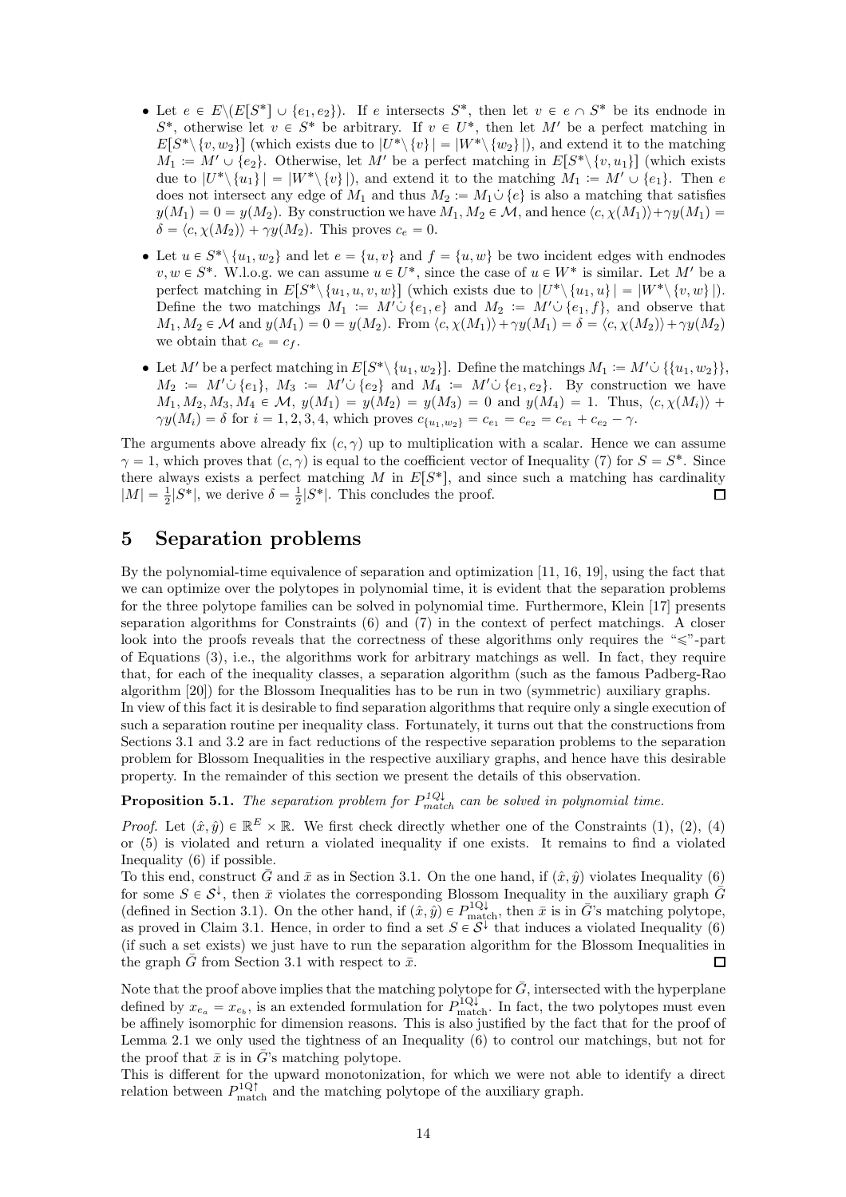- Let $e \in E\backslash(E[S^*] \cup \{e_1, e_2\})$. If $e$ intersects $S^*$, then let $v \in e \cap S^*$ be its endnode in $S^*$, otherwise let $v \in S^*$ be arbitrary. If $v \in U^*$, then let $M'$ be a perfect matching in $E[S^* \backslash \{v, w_2\}]$ (which exists due to $|U^* \backslash \{v\}| = |W^* \backslash \{w_2\}|$), and extend it to the matching $M_1 := M' \cup \{e_2\}$. Otherwise, let $M'$ be a perfect matching in $E[S^* \backslash \{v, u_1\}]$ (which exists due to $|U^* \backslash \{u_1\}| = |W^* \backslash \{v\}|$), and extend it to the matching $M_1 := M' \cup \{e_1\}$. Then $e$ does not intersect any edge of $M_1$ and thus $M_2 := M_1 \dot\cup \{e\}$ is also a matching that satisfies $y(M_1) = 0 = y(M_2)$. By construction we have $M_1, M_2 \in \mathcal{M}$, and hence $\langle c, \chi(M_1)\rangle + \gamma y(M_1) = \delta = \langle c, \chi(M_2)\rangle + \gamma y(M_2)$. This proves $c_e = 0$.
- Let $u \in S^* \backslash \{u_1, w_2\}$ and let $e = \{u, v\}$ and $f = \{u, w\}$ be two incident edges with endnodes $v, w \in S^*$. W.l.o.g. we can assume $u \in U^*$, since the case of $u \in W^*$ is similar. Let $M'$ be a perfect matching in $E[S^* \backslash \{u_1, u, v, w\}]$ (which exists due to $|U^* \backslash \{u_1, u\}| = |W^* \backslash \{v, w\}|$). Define the two matchings $M_1 := M' \dot\cup \{e_1, e\}$ and $M_2 := M' \dot\cup \{e_1, f\}$, and observe that $M_1, M_2 \in \mathcal{M}$ and $y(M_1) = 0 = y(M_2)$. From $\langle c, \chi(M_1)\rangle + \gamma y(M_1) = \delta = \langle c, \chi(M_2)\rangle + \gamma y(M_2)$ we obtain that $c_e = c_f$.
- Let $M'$ be a perfect matching in $E[S^* \backslash \{u_1, w_2\}]$. Define the matchings $M_1 := M' \dot\cup \{\{u_1, w_2\}\}$, $M_2 := M' \dot\cup \{e_1\}$, $M_3 := M' \dot\cup \{e_2\}$ and $M_4 := M' \dot\cup \{e_1, e_2\}$. By construction we have $M_1, M_2, M_3, M_4 \in \mathcal{M}$, $y(M_1) = y(M_2) = y(M_3) = 0$ and $y(M_4) = 1$. Thus, $\langle c, \chi(M_i)\rangle + \gamma y(M_i) = \delta$ for $i = 1, 2, 3, 4$, which proves $c_{\{u_1, w_2\}} = c_{e_1} = c_{e_2} = c_{e_1} + c_{e_2} - \gamma$.

The arguments above already fix $(c, \gamma)$ up to multiplication with a scalar. Hence we can assume $\gamma = 1$, which proves that $(c, \gamma)$ is equal to the coefficient vector of Inequality (7) for $S = S^*$. Since there always exists a perfect matching $M$ in $E[S^*]$, and since such a matching has cardinality $|M| = \frac{1}{2}|S^*|$, we derive $\delta = \frac{1}{2}|S^*|$. This concludes the proof. □

# 5 Separation problems

By the polynomial-time equivalence of separation and optimization [11, 16, 19], using the fact that we can optimize over the polytopes in polynomial time, it is evident that the separation problems for the three polytope families can be solved in polynomial time. Furthermore, Klein [17] presents separation algorithms for Constraints (6) and (7) in the context of perfect matchings. A closer look into the proofs reveals that the correctness of these algorithms only requires the "$\leqslant$"-part of Equations (3), i.e., the algorithms work for arbitrary matchings as well. In fact, they require that, for each of the inequality classes, a separation algorithm (such as the famous Padberg-Rao algorithm [20]) for the Blossom Inequalities has to be run in two (symmetric) auxiliary graphs.
In view of this fact it is desirable to find separation algorithms that require only a single execution of such a separation routine per inequality class. Fortunately, it turns out that the constructions from Sections 3.1 and 3.2 are in fact reductions of the respective separation problems to the separation problem for Blossom Inequalities in the respective auxiliary graphs, and hence have this desirable property. In the remainder of this section we present the details of this observation.

**Proposition 5.1.** *The separation problem for $P^{1Q\downarrow}_{match}$ can be solved in polynomial time.*

*Proof.* Let $(\hat{x}, \hat{y}) \in \mathbb{R}^E \times \mathbb{R}$. We first check directly whether one of the Constraints (1), (2), (4) or (5) is violated and return a violated inequality if one exists. It remains to find a violated Inequality (6) if possible.
To this end, construct $\bar{G}$ and $\bar{x}$ as in Section 3.1. On the one hand, if $(\hat{x}, \hat{y})$ violates Inequality (6) for some $S \in \mathcal{S}^\downarrow$, then $\bar{x}$ violates the corresponding Blossom Inequality in the auxiliary graph $\bar{G}$ (defined in Section 3.1). On the other hand, if $(\hat{x}, \hat{y}) \in P^{1Q\downarrow}_{\text{match}}$, then $\bar{x}$ is in $\bar{G}$'s matching polytope, as proved in Claim 3.1. Hence, in order to find a set $S \in \mathcal{S}^\downarrow$ that induces a violated Inequality (6) (if such a set exists) we just have to run the separation algorithm for the Blossom Inequalities in the graph $\bar{G}$ from Section 3.1 with respect to $\bar{x}$. □

Note that the proof above implies that the matching polytope for $\bar{G}$, intersected with the hyperplane defined by $x_{e_a} = x_{e_b}$, is an extended formulation for $P^{1Q\downarrow}_{\text{match}}$. In fact, the two polytopes must even be affinely isomorphic for dimension reasons. This is also justified by the fact that for the proof of Lemma 2.1 we only used the tightness of an Inequality (6) to control our matchings, but not for the proof that $\bar{x}$ is in $\bar{G}$'s matching polytope.
This is different for the upward monotonization, for which we were not able to identify a direct relation between $P^{1Q\uparrow}_{\text{match}}$ and the matching polytope of the auxiliary graph.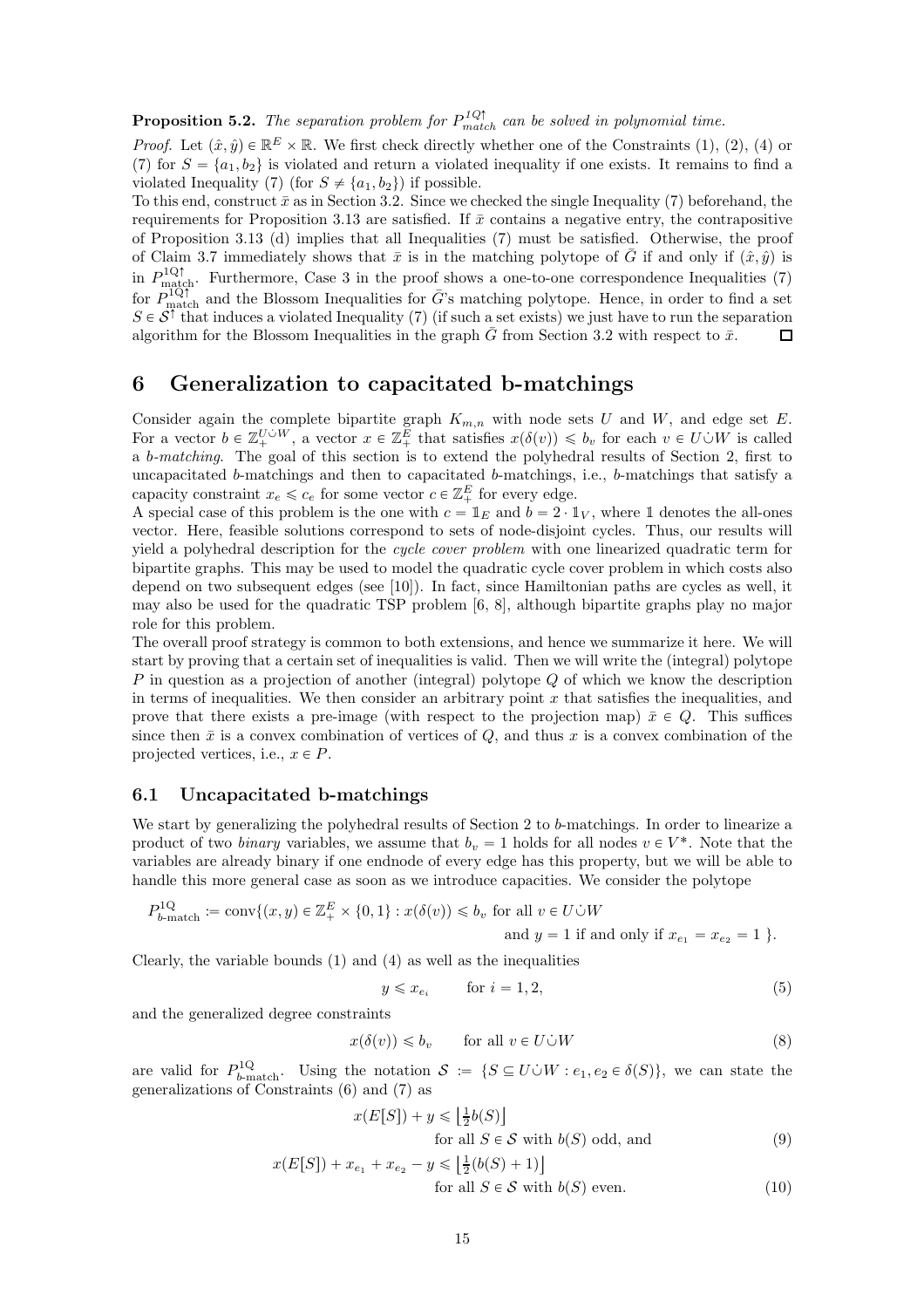**Proposition 5.2.** *The separation problem for $P^{1Q\uparrow}_{match}$ can be solved in polynomial time.*

*Proof.* Let $(\hat{x}, \hat{y}) \in \mathbb{R}^E \times \mathbb{R}$. We first check directly whether one of the Constraints (1), (2), (4) or (7) for $S = \{a_1, b_2\}$ is violated and return a violated inequality if one exists. It remains to find a violated Inequality (7) (for $S \neq \{a_1, b_2\}$) if possible.

To this end, construct $\bar{x}$ as in Section 3.2. Since we checked the single Inequality (7) beforehand, the requirements for Proposition 3.13 are satisfied. If $\bar{x}$ contains a negative entry, the contrapositive of Proposition 3.13 (d) implies that all Inequalities (7) must be satisfied. Otherwise, the proof of Claim 3.7 immediately shows that $\bar{x}$ is in the matching polytope of $\bar{G}$ if and only if $(\hat{x}, \hat{y})$ is in $P^{1Q\uparrow}_{\text{match}}$. Furthermore, Case 3 in the proof shows a one-to-one correspondence Inequalities (7) for $P^{1Q\uparrow}_{\text{match}}$ and the Blossom Inequalities for $\bar{G}$'s matching polytope. Hence, in order to find a set $S \in \mathcal{S}^{\uparrow}$ that induces a violated Inequality (7) (if such a set exists) we just have to run the separation algorithm for the Blossom Inequalities in the graph $\bar{G}$ from Section 3.2 with respect to $\bar{x}$. ◻

# 6 Generalization to capacitated b-matchings

Consider again the complete bipartite graph $K_{m,n}$ with node sets $U$ and $W$, and edge set $E$. For a vector $b \in \mathbb{Z}_+^{U \dot\cup W}$, a vector $x \in \mathbb{Z}_+^E$ that satisfies $x(\delta(v)) \leqslant b_v$ for each $v \in U \dot\cup W$ is called a *b-matching*. The goal of this section is to extend the polyhedral results of Section 2, first to uncapacitated $b$-matchings and then to capacitated $b$-matchings, i.e., $b$-matchings that satisfy a capacity constraint $x_e \leqslant c_e$ for some vector $c \in \mathbb{Z}_+^E$ for every edge.

A special case of this problem is the one with $c = \mathbb{1}_E$ and $b = 2 \cdot \mathbb{1}_V$, where $\mathbb{1}$ denotes the all-ones vector. Here, feasible solutions correspond to sets of node-disjoint cycles. Thus, our results will yield a polyhedral description for the *cycle cover problem* with one linearized quadratic term for bipartite graphs. This may be used to model the quadratic cycle cover problem in which costs also depend on two subsequent edges (see [10]). In fact, since Hamiltonian paths are cycles as well, it may also be used for the quadratic TSP problem [6, 8], although bipartite graphs play no major role for this problem.

The overall proof strategy is common to both extensions, and hence we summarize it here. We will start by proving that a certain set of inequalities is valid. Then we will write the (integral) polytope $P$ in question as a projection of another (integral) polytope $Q$ of which we know the description in terms of inequalities. We then consider an arbitrary point $x$ that satisfies the inequalities, and prove that there exists a pre-image (with respect to the projection map) $\bar{x} \in Q$. This suffices since then $\bar{x}$ is a convex combination of vertices of $Q$, and thus $x$ is a convex combination of the projected vertices, i.e., $x \in P$.

## 6.1 Uncapacitated b-matchings

We start by generalizing the polyhedral results of Section 2 to $b$-matchings. In order to linearize a product of two *binary* variables, we assume that $b_v = 1$ holds for all nodes $v \in V^*$. Note that the variables are already binary if one endnode of every edge has this property, but we will be able to handle this more general case as soon as we introduce capacities. We consider the polytope

$$P^{1Q}_{b\text{-match}} := \operatorname{conv}\{(x,y) \in \mathbb{Z}_+^E \times \{0,1\} : x(\delta(v)) \leqslant b_v \text{ for all } v \in U \dot\cup W \text{ and } y = 1 \text{ if and only if } x_{e_1} = x_{e_2} = 1\ \}.$$

Clearly, the variable bounds (1) and (4) as well as the inequalities

$$y \leqslant x_{e_i} \qquad \text{for } i = 1, 2, \tag{5}$$

and the generalized degree constraints

$$x(\delta(v)) \leqslant b_v \qquad \text{for all } v \in U \dot\cup W \tag{8}$$

are valid for $P^{1Q}_{b\text{-match}}$. Using the notation $\mathcal{S} := \{S \subseteq U \dot\cup W : e_1, e_2 \in \delta(S)\}$, we can state the generalizations of Constraints (6) and (7) as

$$x(E[S]) + y \leqslant \left\lfloor \tfrac{1}{2} b(S) \right\rfloor \qquad \text{for all } S \in \mathcal{S} \text{ with } b(S) \text{ odd, and} \tag{9}$$

$$x(E[S]) + x_{e_1} + x_{e_2} - y \leqslant \left\lfloor \tfrac{1}{2} (b(S) + 1) \right\rfloor \qquad \text{for all } S \in \mathcal{S} \text{ with } b(S) \text{ even.} \tag{10}$$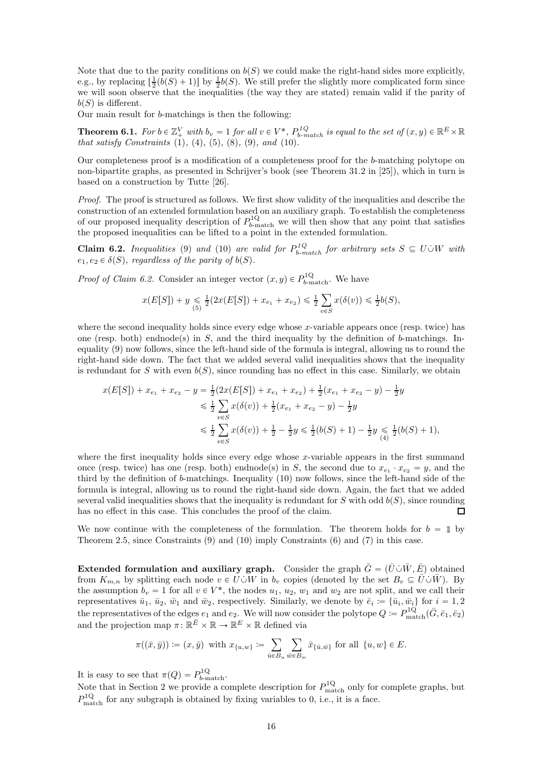Note that due to the parity conditions on $b(S)$ we could make the right-hand sides more explicitly, e.g., by replacing $\lfloor \frac{1}{2}(b(S)+1) \rfloor$ by $\frac{1}{2}b(S)$. We still prefer the slightly more complicated form since we will soon observe that the inequalities (the way they are stated) remain valid if the parity of $b(S)$ is different.

Our main result for $b$-matchings is then the following:

**Theorem 6.1.** *For $b \in \mathbb{Z}_+^V$ with $b_v = 1$ for all $v \in V^*$, $P^{1Q}_{b\text{-match}}$ is equal to the set of $(x,y) \in \mathbb{R}^E \times \mathbb{R}$ that satisfy Constraints (1), (4), (5), (8), (9), and (10).*

Our completeness proof is a modification of a completeness proof for the $b$-matching polytope on non-bipartite graphs, as presented in Schrijver's book (see Theorem 31.2 in [25]), which in turn is based on a construction by Tutte [26].

*Proof.* The proof is structured as follows. We first show validity of the inequalities and describe the construction of an extended formulation based on an auxiliary graph. To establish the completeness of our proposed inequality description of $P^{1Q}_{b\text{-match}}$ we will then show that any point that satisfies the proposed inequalities can be lifted to a point in the extended formulation.

**Claim 6.2.** *Inequalities (9) and (10) are valid for $P^{1Q}_{b\text{-match}}$ for arbitrary sets $S \subseteq U \dot\cup W$ with $e_1, e_2 \in \delta(S)$, regardless of the parity of $b(S)$.*

*Proof of Claim 6.2.* Consider an integer vector $(x,y) \in P^{1Q}_{b\text{-match}}$. We have

$$x(E[S]) + y \underset{(5)}{\leqslant} \tfrac{1}{2}(2x(E[S]) + x_{e_1} + x_{e_2}) \leqslant \tfrac{1}{2}\sum_{v \in S} x(\delta(v)) \leqslant \tfrac{1}{2}b(S),$$

where the second inequality holds since every edge whose $x$-variable appears once (resp. twice) has one (resp. both) endnode(s) in $S$, and the third inequality by the definition of $b$-matchings. Inequality (9) now follows, since the left-hand side of the formula is integral, allowing us to round the right-hand side down. The fact that we added several valid inequalities shows that the inequality is redundant for $S$ with even $b(S)$, since rounding has no effect in this case. Similarly, we obtain

$$\begin{aligned}
x(E[S]) + x_{e_1} + x_{e_2} - y &= \tfrac{1}{2}(2x(E[S]) + x_{e_1} + x_{e_2}) + \tfrac{1}{2}(x_{e_1} + x_{e_2} - y) - \tfrac{1}{2}y \\
&\leqslant \tfrac{1}{2}\sum_{v \in S} x(\delta(v)) + \tfrac{1}{2}(x_{e_1} + x_{e_2} - y) - \tfrac{1}{2}y \\
&\leqslant \tfrac{1}{2}\sum_{v \in S} x(\delta(v)) + \tfrac{1}{2} - \tfrac{1}{2}y \leqslant \tfrac{1}{2}(b(S)+1) - \tfrac{1}{2}y \underset{(4)}{\leqslant} \tfrac{1}{2}(b(S)+1),
\end{aligned}$$

where the first inequality holds since every edge whose $x$-variable appears in the first summand once (resp. twice) has one (resp. both) endnode(s) in $S$, the second due to $x_{e_1} \cdot x_{e_2} = y$, and the third by the definition of $b$-matchings. Inequality (10) now follows, since the left-hand side of the formula is integral, allowing us to round the right-hand side down. Again, the fact that we added several valid inequalities shows that the inequality is redundant for $S$ with odd $b(S)$, since rounding has no effect in this case. This concludes the proof of the claim. ◻

We now continue with the completeness of the formulation. The theorem holds for $b = \mathbb{1}$ by Theorem 2.5, since Constraints (9) and (10) imply Constraints (6) and (7) in this case.

**Extended formulation and auxiliary graph.** Consider the graph $\bar{G} = (\bar{U} \dot\cup \bar{W}, \bar{E})$ obtained from $K_{m,n}$ by splitting each node $v \in U \dot\cup W$ in $b_v$ copies (denoted by the set $B_v \subseteq \bar{U} \dot\cup \bar{W}$). By the assumption $b_v = 1$ for all $v \in V^*$, the nodes $u_1$, $u_2$, $w_1$ and $w_2$ are not split, and we call their representatives $\bar{u}_1$, $\bar{u}_2$, $\bar{w}_1$ and $\bar{w}_2$, respectively. Similarly, we denote by $\bar{e}_i := \{\bar{u}_i, \bar{w}_i\}$ for $i = 1,2$ the representatives of the edges $e_1$ and $e_2$. We will now consider the polytope $Q := P^{1Q}_{\text{match}}(\bar{G}, \bar{e}_1, \bar{e}_2)$ and the projection map $\pi \colon \mathbb{R}^{\bar{E}} \times \mathbb{R} \to \mathbb{R}^E \times \mathbb{R}$ defined via

$$\pi((\bar{x},\bar{y})) := (x,\bar{y}) \text{ with } x_{\{u,w\}} := \sum_{\bar{u} \in B_u} \sum_{\bar{w} \in B_w} \bar{x}_{\{\bar{u},\bar{w}\}} \text{ for all } \{u,w\} \in E.$$

It is easy to see that $\pi(Q) = P^{1Q}_{b\text{-match}}$.

Note that in Section 2 we provide a complete description for $P^{1Q}_{\text{match}}$ only for complete graphs, but $P^{1Q}_{\text{match}}$ for any subgraph is obtained by fixing variables to 0, i.e., it is a face.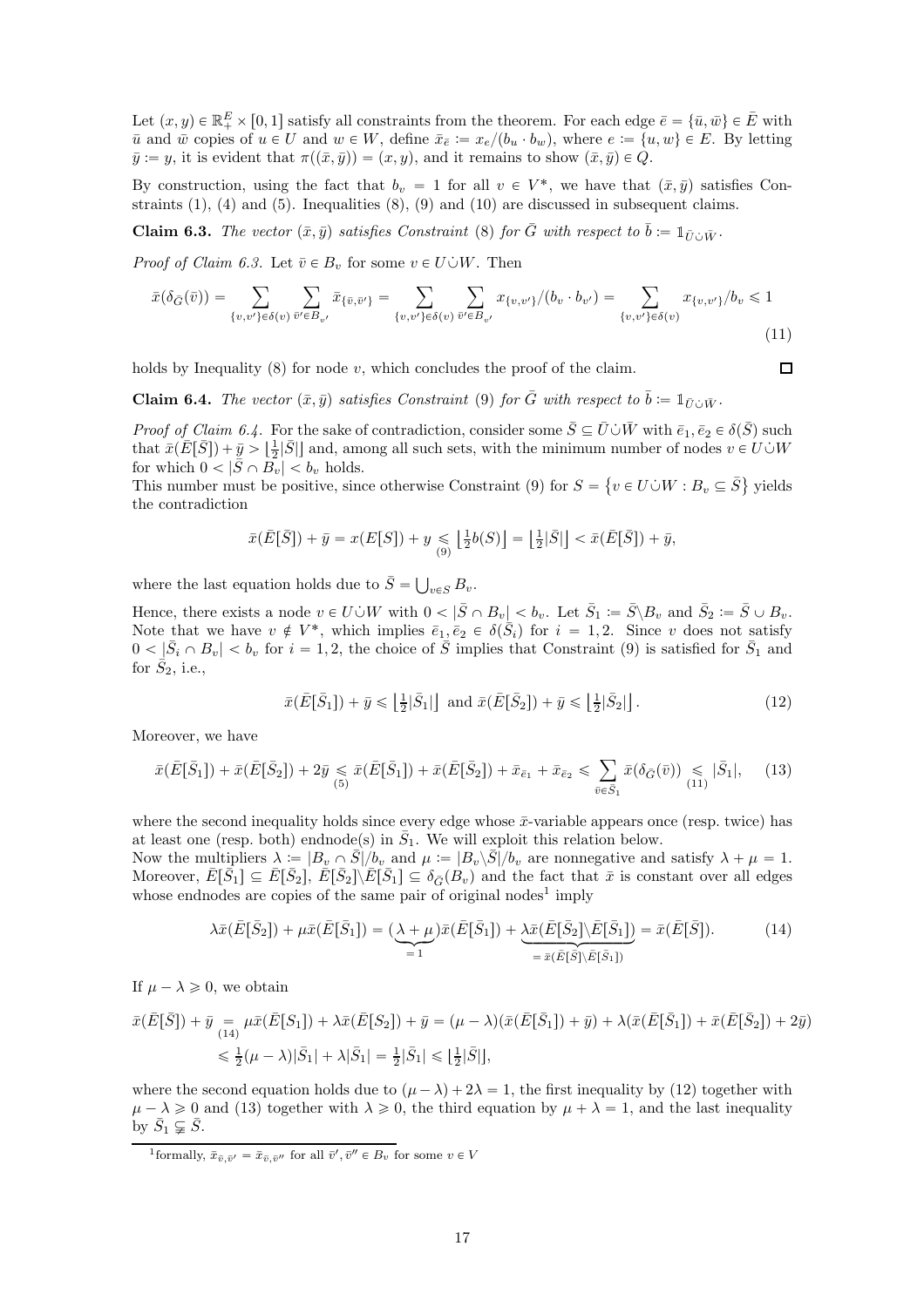Let $(x, y) \in \mathbb{R}_+^E \times [0, 1]$ satisfy all constraints from the theorem. For each edge $\bar{e} = \{\bar{u}, \bar{w}\} \in \bar{E}$ with $\bar{u}$ and $\bar{w}$ copies of $u \in U$ and $w \in W$, define $\bar{x}_{\bar{e}} := x_e/(b_u \cdot b_w)$, where $e := \{u, w\} \in E$. By letting $\bar{y} := y$, it is evident that $\pi((\bar{x}, \bar{y})) = (x, y)$, and it remains to show $(\bar{x}, \bar{y}) \in Q$.

By construction, using the fact that $b_v = 1$ for all $v \in V^*$, we have that $(\bar{x}, \bar{y})$ satisfies Constraints (1), (4) and (5). Inequalities (8), (9) and (10) are discussed in subsequent claims.

**Claim 6.3.** *The vector $(\bar{x}, \bar{y})$ satisfies Constraint* (8) *for $\bar{G}$ with respect to $\bar{b} := \mathbb{1}_{\bar{U} \dot\cup \bar{W}}$.*

*Proof of Claim 6.3.* Let $\bar{v} \in B_v$ for some $v \in U \dot\cup W$. Then

$$\bar{x}(\delta_{\bar{G}}(\bar{v})) = \sum_{\{v,v'\} \in \delta(v)} \sum_{\bar{v}' \in B_{v'}} \bar{x}_{\{\bar{v},\bar{v}'\}} = \sum_{\{v,v'\} \in \delta(v)} \sum_{\bar{v}' \in B_{v'}} x_{\{v,v'\}}/(b_v \cdot b_{v'}) = \sum_{\{v,v'\} \in \delta(v)} x_{\{v,v'\}}/b_v \leqslant 1 \tag{11}$$

holds by Inequality (8) for node $v$, which concludes the proof of the claim. □

**Claim 6.4.** *The vector $(\bar{x}, \bar{y})$ satisfies Constraint* (9) *for $\bar{G}$ with respect to $\bar{b} := \mathbb{1}_{\bar{U} \dot\cup \bar{W}}$.*

*Proof of Claim 6.4.* For the sake of contradiction, consider some $\bar{S} \subseteq \bar{U} \dot\cup \bar{W}$ with $\bar{e}_1, \bar{e}_2 \in \delta(\bar{S})$ such that $\bar{x}(\bar{E}[\bar{S}]) + \bar{y} > \lfloor \frac{1}{2} |\bar{S}| \rfloor$ and, among all such sets, with the minimum number of nodes $v \in U \dot\cup W$ for which $0 < |\bar{S} \cap B_v| < b_v$ holds.
This number must be positive, since otherwise Constraint (9) for $S = \{v \in U \dot\cup W : B_v \subseteq \bar{S}\}$ yields the contradiction

$$\bar{x}(\bar{E}[\bar{S}]) + \bar{y} = x(E[S]) + y \underset{(9)}{\leqslant} \lfloor \tfrac{1}{2} b(S) \rfloor = \lfloor \tfrac{1}{2} |\bar{S}| \rfloor < \bar{x}(\bar{E}[\bar{S}]) + \bar{y},$$

where the last equation holds due to $\bar{S} = \bigcup_{v \in S} B_v$.

Hence, there exists a node $v \in U \dot\cup W$ with $0 < |\bar{S} \cap B_v| < b_v$. Let $\bar{S}_1 := \bar{S} \setminus B_v$ and $\bar{S}_2 := \bar{S} \cup B_v$. Note that we have $v \notin V^*$, which implies $\bar{e}_1, \bar{e}_2 \in \delta(\bar{S}_i)$ for $i = 1, 2$. Since $v$ does not satisfy $0 < |\bar{S}_i \cap B_v| < b_v$ for $i = 1, 2$, the choice of $\bar{S}$ implies that Constraint (9) is satisfied for $\bar{S}_1$ and for $\bar{S}_2$, i.e.,

$$\bar{x}(\bar{E}[\bar{S}_1]) + \bar{y} \leqslant \lfloor \tfrac{1}{2} |\bar{S}_1| \rfloor \text{ and } \bar{x}(\bar{E}[\bar{S}_2]) + \bar{y} \leqslant \lfloor \tfrac{1}{2} |\bar{S}_2| \rfloor. \tag{12}$$

Moreover, we have

$$\bar{x}(\bar{E}[\bar{S}_1]) + \bar{x}(\bar{E}[\bar{S}_2]) + 2\bar{y} \underset{(5)}{\leqslant} \bar{x}(\bar{E}[\bar{S}_1]) + \bar{x}(\bar{E}[\bar{S}_2]) + \bar{x}_{\bar{e}_1} + \bar{x}_{\bar{e}_2} \leqslant \sum_{\bar{v} \in \bar{S}_1} \bar{x}(\delta_{\bar{G}}(\bar{v})) \underset{(11)}{\leqslant} |\bar{S}_1|, \tag{13}$$

where the second inequality holds since every edge whose $\bar{x}$-variable appears once (resp. twice) has at least one (resp. both) endnode(s) in $\bar{S}_1$. We will exploit this relation below.
Now the multipliers $\lambda := |B_v \cap \bar{S}|/b_v$ and $\mu := |B_v \setminus \bar{S}|/b_v$ are nonnegative and satisfy $\lambda + \mu = 1$. Moreover, $\bar{E}[\bar{S}_1] \subseteq \bar{E}[\bar{S}_2]$, $\bar{E}[\bar{S}_2] \setminus \bar{E}[\bar{S}_1] \subseteq \delta_{\bar{G}}(B_v)$ and the fact that $\bar{x}$ is constant over all edges whose endnodes are copies of the same pair of original nodes[1] imply

$$\lambda \bar{x}(\bar{E}[\bar{S}_2]) + \mu \bar{x}(\bar{E}[\bar{S}_1]) = \underbrace{(\lambda + \mu)}_{=1} \bar{x}(\bar{E}[\bar{S}_1]) + \underbrace{\lambda \bar{x}(\bar{E}[\bar{S}_2] \setminus \bar{E}[\bar{S}_1])}_{= \bar{x}(\bar{E}[\bar{S}] \setminus \bar{E}[\bar{S}_1])} = \bar{x}(\bar{E}[\bar{S}]). \tag{14}$$

If $\mu - \lambda \geqslant 0$, we obtain

$$\begin{aligned}
\bar{x}(\bar{E}[\bar{S}]) + \bar{y} &\underset{(14)}{=} \mu \bar{x}(\bar{E}[S_1]) + \lambda \bar{x}(\bar{E}[S_2]) + \bar{y} = (\mu - \lambda)(\bar{x}(\bar{E}[\bar{S}_1]) + \bar{y}) + \lambda(\bar{x}(\bar{E}[\bar{S}_1]) + \bar{x}(\bar{E}[\bar{S}_2]) + 2\bar{y}) \\
&\leqslant \tfrac{1}{2}(\mu - \lambda)|\bar{S}_1| + \lambda |\bar{S}_1| = \tfrac{1}{2}|\bar{S}_1| \leqslant \lfloor \tfrac{1}{2} |\bar{S}| \rfloor,
\end{aligned}$$

where the second equation holds due to $(\mu - \lambda) + 2\lambda = 1$, the first inequality by (12) together with $\mu - \lambda \geqslant 0$ and (13) together with $\lambda \geqslant 0$, the third equation by $\mu + \lambda = 1$, and the last inequality by $\bar{S}_1 \subsetneq \bar{S}$.

[1] formally, $\bar{x}_{\bar{v},\bar{v}'} = \bar{x}_{\bar{v},\bar{v}''}$ for all $\bar{v}', \bar{v}'' \in B_v$ for some $v \in V$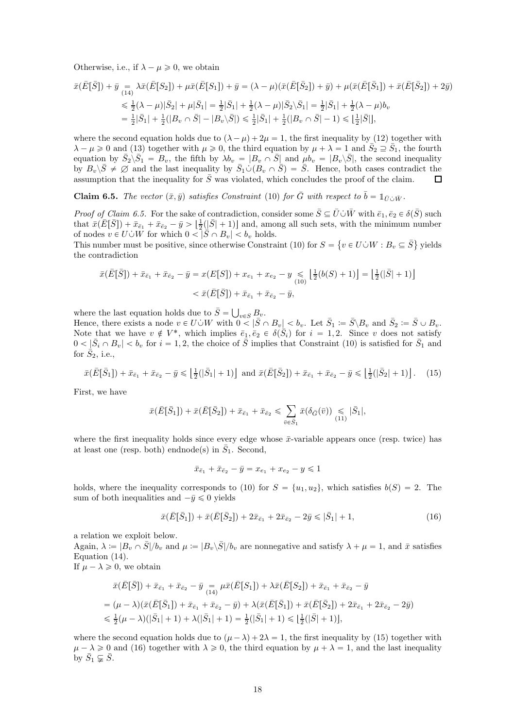Otherwise, i.e., if $\lambda - \mu \geqslant 0$, we obtain

$$
\begin{aligned}
\bar{x}(\bar{E}[\bar{S}]) + \bar{y} \underset{(14)}{=} \lambda\bar{x}(\bar{E}[\bar{S}_2]) + \mu\bar{x}(\bar{E}[\bar{S}_1]) + \bar{y} &= (\lambda-\mu)(\bar{x}(\bar{E}[\bar{S}_2]) + \bar{y}) + \mu(\bar{x}(\bar{E}[\bar{S}_1]) + \bar{x}(\bar{E}[\bar{S}_2]) + 2\bar{y}) \\
&\leqslant \tfrac{1}{2}(\lambda-\mu)|\bar{S}_2| + \mu|\bar{S}_1| = \tfrac{1}{2}|\bar{S}_1| + \tfrac{1}{2}(\lambda-\mu)|\bar{S}_2\backslash\bar{S}_1| = \tfrac{1}{2}|\bar{S}_1| + \tfrac{1}{2}(\lambda-\mu)b_v \\
&= \tfrac{1}{2}|\bar{S}_1| + \tfrac{1}{2}(|B_v \cap \bar{S}| - |B_v\backslash\bar{S}|) \leqslant \tfrac{1}{2}|\bar{S}_1| + \tfrac{1}{2}(|B_v \cap \bar{S}| - 1) \leqslant \lfloor\tfrac{1}{2}|\bar{S}|\rfloor,
\end{aligned}
$$

where the second equation holds due to $(\lambda - \mu) + 2\mu = 1$, the first inequality by (12) together with $\lambda - \mu \geqslant 0$ and (13) together with $\mu \geqslant 0$, the third equation by $\mu + \lambda = 1$ and $\bar{S}_2 \supseteq \bar{S}_1$, the fourth equation by $\bar{S}_2\backslash\bar{S}_1 = B_v$, the fifth by $\lambda b_v = |B_v \cap \bar{S}|$ and $\mu b_v = |B_v\backslash\bar{S}|$, the second inequality by $B_v\backslash\bar{S} \neq \varnothing$ and the last inequality by $\bar{S}_1 \dot\cup (B_v \cap \bar{S}) = \bar{S}$. Hence, both cases contradict the assumption that the inequality for $\bar{S}$ was violated, which concludes the proof of the claim. $\square$

**Claim 6.5.** *The vector $(\bar{x}, \bar{y})$ satisfies Constraint (10) for $\bar{G}$ with respect to $\bar{b} = \mathbb{1}_{\bar{U}\dot\cup\bar{W}}$.*

*Proof of Claim 6.5.* For the sake of contradiction, consider some $\bar{S} \subseteq \bar{U}\dot\cup\bar{W}$ with $\bar{e}_1, \bar{e}_2 \in \delta(\bar{S})$ such that $\bar{x}(\bar{E}[\bar{S}]) + \bar{x}_{\bar{e}_1} + \bar{x}_{\bar{e}_2} - \bar{y} > \lfloor\frac{1}{2}(|\bar{S}| + 1)\rfloor$ and, among all such sets, with the minimum number of nodes $v \in U\dot\cup W$ for which $0 < |\bar{S} \cap B_v| < b_v$ holds.
This number must be positive, since otherwise Constraint (10) for $S = \{v \in U\dot\cup W : B_v \subseteq \bar{S}\}$ yields the contradiction

$$
\begin{aligned}
\bar{x}(\bar{E}[\bar{S}]) + \bar{x}_{\bar{e}_1} + \bar{x}_{\bar{e}_2} - \bar{y} = x(E[S]) + x_{e_1} + x_{e_2} - y &\underset{(10)}{\leqslant} \lfloor\tfrac{1}{2}(b(S)+1)\rfloor = \lfloor\tfrac{1}{2}(|\bar{S}|+1)\rfloor \\
&< \bar{x}(\bar{E}[\bar{S}]) + \bar{x}_{\bar{e}_1} + \bar{x}_{\bar{e}_2} - \bar{y},
\end{aligned}
$$

where the last equation holds due to $\bar{S} = \bigcup_{v\in S} B_v$.
Hence, there exists a node $v \in U\dot\cup W$ with $0 < |\bar{S} \cap B_v| < b_v$. Let $\bar{S}_1 := \bar{S}\backslash B_v$ and $\bar{S}_2 := \bar{S} \cup B_v$. Note that we have $v \notin V^*$, which implies $\bar{e}_1, \bar{e}_2 \in \delta(\bar{S}_i)$ for $i = 1, 2$. Since $v$ does not satisfy $0 < |\bar{S}_i \cap B_v| < b_v$ for $i = 1, 2$, the choice of $\bar{S}$ implies that Constraint (10) is satisfied for $\bar{S}_1$ and for $\bar{S}_2$, i.e.,

$$
\bar{x}(\bar{E}[\bar{S}_1]) + \bar{x}_{\bar{e}_1} + \bar{x}_{\bar{e}_2} - \bar{y} \leqslant \lfloor\tfrac{1}{2}(|\bar{S}_1| + 1)\rfloor \text{ and } \bar{x}(\bar{E}[\bar{S}_2]) + \bar{x}_{\bar{e}_1} + \bar{x}_{\bar{e}_2} - \bar{y} \leqslant \lfloor\tfrac{1}{2}(|\bar{S}_2| + 1)\rfloor. \quad (15)
$$

First, we have

$$
\bar{x}(\bar{E}[\bar{S}_1]) + \bar{x}(\bar{E}[\bar{S}_2]) + \bar{x}_{\bar{e}_1} + \bar{x}_{\bar{e}_2} \leqslant \sum_{\bar{v}\in\bar{S}_1} \bar{x}(\delta_{\bar{G}}(\bar{v})) \underset{(11)}{\leqslant} |\bar{S}_1|,
$$

where the first inequality holds since every edge whose $\bar{x}$-variable appears once (resp. twice) has at least one (resp. both) endnode(s) in $\bar{S}_1$. Second,

$$
\bar{x}_{\bar{e}_1} + \bar{x}_{\bar{e}_2} - \bar{y} = x_{e_1} + x_{e_2} - y \leqslant 1
$$

holds, where the inequality corresponds to (10) for $S = \{u_1, u_2\}$, which satisfies $b(S) = 2$. The sum of both inequalities and $-\bar{y} \leqslant 0$ yields

$$
\bar{x}(\bar{E}[\bar{S}_1]) + \bar{x}(\bar{E}[\bar{S}_2]) + 2\bar{x}_{\bar{e}_1} + 2\bar{x}_{\bar{e}_2} - 2\bar{y} \leqslant |\bar{S}_1| + 1, \quad (16)
$$

a relation we exploit below.
Again, $\lambda := |B_v \cap \bar{S}|/b_v$ and $\mu := |B_v\backslash\bar{S}|/b_v$ are nonnegative and satisfy $\lambda + \mu = 1$, and $\bar{x}$ satisfies Equation (14).
If $\mu - \lambda \geqslant 0$, we obtain

$$
\begin{aligned}
&\bar{x}(\bar{E}[\bar{S}]) + \bar{x}_{\bar{e}_1} + \bar{x}_{\bar{e}_2} - \bar{y} \underset{(14)}{=} \mu\bar{x}(\bar{E}[\bar{S}_1]) + \lambda\bar{x}(\bar{E}[\bar{S}_2]) + \bar{x}_{\bar{e}_1} + \bar{x}_{\bar{e}_2} - \bar{y} \\
&= (\mu-\lambda)(\bar{x}(\bar{E}[\bar{S}_1]) + \bar{x}_{\bar{e}_1} + \bar{x}_{\bar{e}_2} - \bar{y}) + \lambda(\bar{x}(\bar{E}[\bar{S}_1]) + \bar{x}(\bar{E}[\bar{S}_2]) + 2\bar{x}_{\bar{e}_1} + 2\bar{x}_{\bar{e}_2} - 2\bar{y}) \\
&\leqslant \tfrac{1}{2}(\mu-\lambda)(|\bar{S}_1| + 1) + \lambda(|\bar{S}_1| + 1) = \tfrac{1}{2}(|\bar{S}_1| + 1) \leqslant \lfloor\tfrac{1}{2}(|\bar{S}| + 1)\rfloor,
\end{aligned}
$$

where the second equation holds due to $(\mu - \lambda) + 2\lambda = 1$, the first inequality by (15) together with $\mu - \lambda \geqslant 0$ and (16) together with $\lambda \geqslant 0$, the third equation by $\mu + \lambda = 1$, and the last inequality by $\bar{S}_1 \subsetneqq \bar{S}$.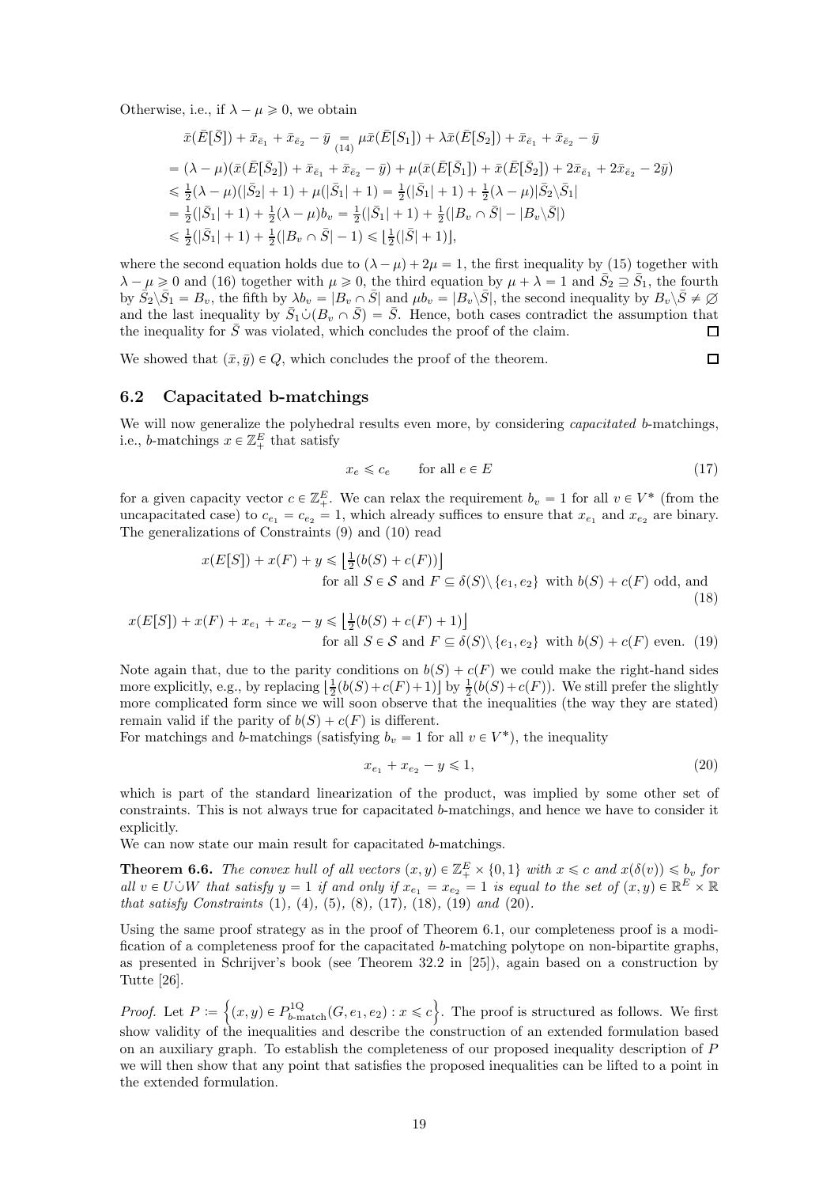Otherwise, i.e., if $\lambda - \mu \geqslant 0$, we obtain

$$
\begin{aligned}
&\bar{x}(\bar{E}[\bar{S}]) + \bar{x}_{\bar{e}_1} + \bar{x}_{\bar{e}_2} - \bar{y} \underset{(14)}{=} \mu\bar{x}(\bar{E}[S_1]) + \lambda\bar{x}(\bar{E}[S_2]) + \bar{x}_{\bar{e}_1} + \bar{x}_{\bar{e}_2} - \bar{y} \\
&= (\lambda-\mu)(\bar{x}(\bar{E}[\bar{S}_2]) + \bar{x}_{\bar{e}_1} + \bar{x}_{\bar{e}_2} - \bar{y}) + \mu(\bar{x}(\bar{E}[\bar{S}_1]) + \bar{x}(\bar{E}[\bar{S}_2]) + 2\bar{x}_{\bar{e}_1} + 2\bar{x}_{\bar{e}_2} - 2\bar{y}) \\
&\leqslant \tfrac{1}{2}(\lambda-\mu)(|\bar{S}_2|+1) + \mu(|\bar{S}_1|+1) = \tfrac{1}{2}(|\bar{S}_1|+1) + \tfrac{1}{2}(\lambda-\mu)|\bar{S}_2 \backslash \bar{S}_1| \\
&= \tfrac{1}{2}(|\bar{S}_1|+1) + \tfrac{1}{2}(\lambda-\mu)b_v = \tfrac{1}{2}(|\bar{S}_1|+1) + \tfrac{1}{2}(|B_v \cap \bar{S}| - |B_v \backslash \bar{S}|) \\
&\leqslant \tfrac{1}{2}(|\bar{S}_1|+1) + \tfrac{1}{2}(|B_v \cap \bar{S}| - 1) \leqslant \lfloor \tfrac{1}{2}(|\bar{S}|+1) \rfloor,
\end{aligned}
$$

where the second equation holds due to $(\lambda - \mu) + 2\mu = 1$, the first inequality by (15) together with $\lambda - \mu \geqslant 0$ and (16) together with $\mu \geqslant 0$, the third equation by $\mu + \lambda = 1$ and $\bar{S}_2 \supseteq \bar{S}_1$, the fourth by $\bar{S}_2 \backslash \bar{S}_1 = B_v$, the fifth by $\lambda b_v = |B_v \cap \bar{S}|$ and $\mu b_v = |B_v \backslash \bar{S}|$, the second inequality by $B_v \backslash \bar{S} \neq \varnothing$ and the last inequality by $\bar{S}_1 \dot\cup (B_v \cap \bar{S}) = \bar{S}$. Hence, both cases contradict the assumption that the inequality for $\bar{S}$ was violated, which concludes the proof of the claim. □

We showed that $(\bar{x}, \bar{y}) \in Q$, which concludes the proof of the theorem. □

## 6.2 Capacitated b-matchings

We will now generalize the polyhedral results even more, by considering *capacitated* $b$-matchings, i.e., $b$-matchings $x \in \mathbb{Z}_+^E$ that satisfy

$$
x_e \leqslant c_e \qquad \text{for all } e \in E \tag{17}
$$

for a given capacity vector $c \in \mathbb{Z}_+^E$. We can relax the requirement $b_v = 1$ for all $v \in V^*$ (from the uncapacitated case) to $c_{e_1} = c_{e_2} = 1$, which already suffices to ensure that $x_{e_1}$ and $x_{e_2}$ are binary. The generalizations of Constraints (9) and (10) read

$$
x(E[S]) + x(F) + y \leqslant \lfloor \tfrac{1}{2}(b(S) + c(F)) \rfloor \qquad \text{for all } S \in \mathcal{S} \text{ and } F \subseteq \delta(S) \backslash \{e_1, e_2\} \text{ with } b(S) + c(F) \text{ odd, and} \tag{18}
$$

$$
x(E[S]) + x(F) + x_{e_1} + x_{e_2} - y \leqslant \lfloor \tfrac{1}{2}(b(S) + c(F) + 1) \rfloor \qquad \text{for all } S \in \mathcal{S} \text{ and } F \subseteq \delta(S) \backslash \{e_1, e_2\} \text{ with } b(S) + c(F) \text{ even.} \tag{19}
$$

Note again that, due to the parity conditions on $b(S) + c(F)$ we could make the right-hand sides more explicitly, e.g., by replacing $\lfloor \frac{1}{2}(b(S)+c(F)+1) \rfloor$ by $\frac{1}{2}(b(S)+c(F))$. We still prefer the slightly more complicated form since we will soon observe that the inequalities (the way they are stated) remain valid if the parity of $b(S) + c(F)$ is different.

For matchings and $b$-matchings (satisfying $b_v = 1$ for all $v \in V^*$), the inequality

$$
x_{e_1} + x_{e_2} - y \leqslant 1, \tag{20}
$$

which is part of the standard linearization of the product, was implied by some other set of constraints. This is not always true for capacitated $b$-matchings, and hence we have to consider it explicitly.

We can now state our main result for capacitated $b$-matchings.

**Theorem 6.6.** *The convex hull of all vectors $(x, y) \in \mathbb{Z}_+^E \times \{0, 1\}$ with $x \leqslant c$ and $x(\delta(v)) \leqslant b_v$ for all $v \in U \dot\cup W$ that satisfy $y = 1$ if and only if $x_{e_1} = x_{e_2} = 1$ is equal to the set of $(x, y) \in \mathbb{R}^E \times \mathbb{R}$ that satisfy Constraints* (1), (4), (5), (8), (17), (18), (19) *and* (20).

Using the same proof strategy as in the proof of Theorem 6.1, our completeness proof is a modification of a completeness proof for the capacitated $b$-matching polytope on non-bipartite graphs, as presented in Schrijver's book (see Theorem 32.2 in [25]), again based on a construction by Tutte [26].

*Proof.* Let $P := \left\{(x, y) \in P^{1\mathrm{Q}}_{b\text{-match}}(G, e_1, e_2) : x \leqslant c\right\}$. The proof is structured as follows. We first show validity of the inequalities and describe the construction of an extended formulation based on an auxiliary graph. To establish the completeness of our proposed inequality description of $P$ we will then show that any point that satisfies the proposed inequalities can be lifted to a point in the extended formulation.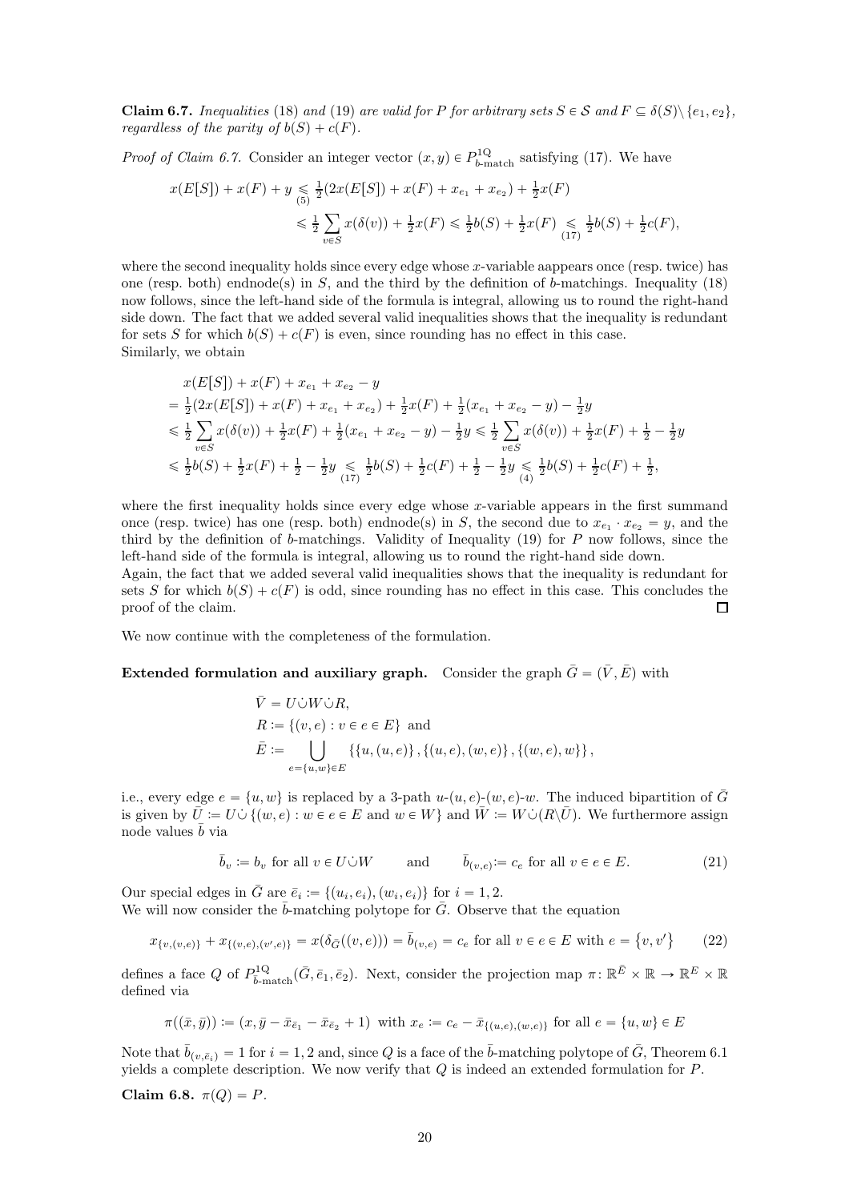**Claim 6.7.** *Inequalities* (18) *and* (19) *are valid for* $P$ *for arbitrary sets* $S \in \mathcal{S}$ *and* $F \subseteq \delta(S) \setminus \{e_1, e_2\}$*, regardless of the parity of* $b(S) + c(F)$*.*

*Proof of Claim 6.7.* Consider an integer vector $(x, y) \in P^{1\mathrm{Q}}_{b\text{-match}}$ satisfying (17). We have

$$
\begin{aligned}
x(E[S]) + x(F) + y &\underset{(5)}{\leqslant} \tfrac{1}{2}(2x(E[S]) + x(F) + x_{e_1} + x_{e_2}) + \tfrac{1}{2}x(F) \\
&\leqslant \tfrac{1}{2}\sum_{v \in S} x(\delta(v)) + \tfrac{1}{2}x(F) \leqslant \tfrac{1}{2}b(S) + \tfrac{1}{2}x(F) \underset{(17)}{\leqslant} \tfrac{1}{2}b(S) + \tfrac{1}{2}c(F),
\end{aligned}
$$

where the second inequality holds since every edge whose $x$-variable aappears once (resp. twice) has one (resp. both) endnode(s) in $S$, and the third by the definition of $b$-matchings. Inequality (18) now follows, since the left-hand side of the formula is integral, allowing us to round the right-hand side down. The fact that we added several valid inequalities shows that the inequality is redundant for sets $S$ for which $b(S) + c(F)$ is even, since rounding has no effect in this case.
Similarly, we obtain

$$
\begin{aligned}
&x(E[S]) + x(F) + x_{e_1} + x_{e_2} - y \\
&= \tfrac{1}{2}(2x(E[S]) + x(F) + x_{e_1} + x_{e_2}) + \tfrac{1}{2}x(F) + \tfrac{1}{2}(x_{e_1} + x_{e_2} - y) - \tfrac{1}{2}y \\
&\leqslant \tfrac{1}{2}\sum_{v \in S} x(\delta(v)) + \tfrac{1}{2}x(F) + \tfrac{1}{2}(x_{e_1} + x_{e_2} - y) - \tfrac{1}{2}y \leqslant \tfrac{1}{2}\sum_{v \in S} x(\delta(v)) + \tfrac{1}{2}x(F) + \tfrac{1}{2} - \tfrac{1}{2}y \\
&\leqslant \tfrac{1}{2}b(S) + \tfrac{1}{2}x(F) + \tfrac{1}{2} - \tfrac{1}{2}y \underset{(17)}{\leqslant} \tfrac{1}{2}b(S) + \tfrac{1}{2}c(F) + \tfrac{1}{2} - \tfrac{1}{2}y \underset{(4)}{\leqslant} \tfrac{1}{2}b(S) + \tfrac{1}{2}c(F) + \tfrac{1}{2},
\end{aligned}
$$

where the first inequality holds since every edge whose $x$-variable appears in the first summand once (resp. twice) has one (resp. both) endnode(s) in $S$, the second due to $x_{e_1} \cdot x_{e_2} = y$, and the third by the definition of $b$-matchings. Validity of Inequality (19) for $P$ now follows, since the left-hand side of the formula is integral, allowing us to round the right-hand side down.
Again, the fact that we added several valid inequalities shows that the inequality is redundant for sets $S$ for which $b(S) + c(F)$ is odd, since rounding has no effect in this case. This concludes the proof of the claim. ☐

We now continue with the completeness of the formulation.

**Extended formulation and auxiliary graph.** Consider the graph $\bar{G} = (\bar{V}, \bar{E})$ with

$$
\begin{aligned}
&\bar{V} = U \dot\cup W \dot\cup R, \\
&R := \{(v, e) : v \in e \in E\} \text{ and} \\
&\bar{E} := \bigcup_{e = \{u, w\} \in E} \{\{u, (u, e)\}, \{(u, e), (w, e)\}, \{(w, e), w\}\},
\end{aligned}
$$

i.e., every edge $e = \{u, w\}$ is replaced by a 3-path $u$-$(u, e)$-$(w, e)$-$w$. The induced bipartition of $\bar{G}$ is given by $\bar{U} := U \dot\cup \{(w, e) : w \in e \in E \text{ and } w \in W\}$ and $\bar{W} := W \dot\cup (R \setminus \bar{U})$. We furthermore assign node values $\bar{b}$ via

$$
\bar{b}_v := b_v \text{ for all } v \in U \dot\cup W \qquad \text{and} \qquad \bar{b}_{(v,e)} := c_e \text{ for all } v \in e \in E. \tag{21}
$$

Our special edges in $\bar{G}$ are $\bar{e}_i := \{(u_i, e_i), (w_i, e_i)\}$ for $i = 1, 2$.
We will now consider the $\bar{b}$-matching polytope for $\bar{G}$. Observe that the equation

$$
x_{\{v,(v,e)\}} + x_{\{(v,e),(v',e)\}} = x(\delta_{\bar{G}}((v, e))) = \bar{b}_{(v,e)} = c_e \text{ for all } v \in e \in E \text{ with } e = \{v, v'\} \tag{22}
$$

defines a face $Q$ of $P^{1\mathrm{Q}}_{\bar{b}\text{-match}}(\bar{G}, \bar{e}_1, \bar{e}_2)$. Next, consider the projection map $\pi \colon \mathbb{R}^{\bar{E}} \times \mathbb{R} \to \mathbb{R}^E \times \mathbb{R}$ defined via

$$
\pi((\bar{x}, \bar{y})) := (x, \bar{y} - \bar{x}_{\bar{e}_1} - \bar{x}_{\bar{e}_2} + 1) \text{ with } x_e := c_e - \bar{x}_{\{(u,e),(w,e)\}} \text{ for all } e = \{u, w\} \in E
$$

Note that $\bar{b}_{(v,\bar{e}_i)} = 1$ for $i = 1, 2$ and, since $Q$ is a face of the $\bar{b}$-matching polytope of $\bar{G}$, Theorem 6.1 yields a complete description. We now verify that $Q$ is indeed an extended formulation for $P$.

**Claim 6.8.** $\pi(Q) = P$.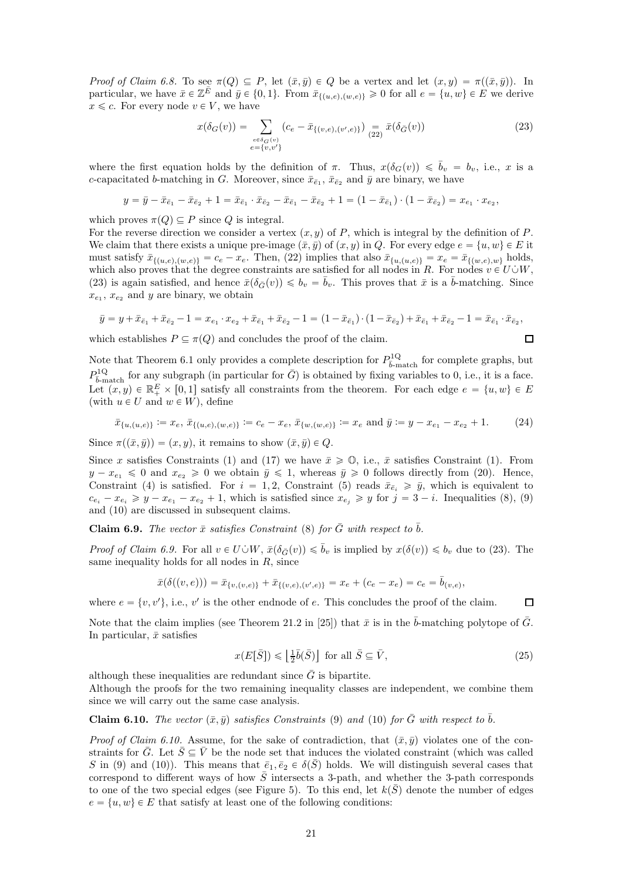*Proof of Claim 6.8.* To see $\pi(Q) \subseteq P$, let $(\bar{x}, \bar{y}) \in Q$ be a vertex and let $(x, y) = \pi((\bar{x}, \bar{y}))$. In particular, we have $\bar{x} \in \mathbb{Z}^{\bar{E}}$ and $\bar{y} \in \{0, 1\}$. From $\bar{x}_{\{(u,e),(w,e)\}} \geqslant 0$ for all $e = \{u, w\} \in E$ we derive $x \leqslant c$. For every node $v \in V$, we have

$$x(\delta_G(v)) = \sum_{\substack{e \in \delta_G(v) \\ e=\{v,v'\}}} (c_e - \bar{x}_{\{(v,e),(v',e)\}}) \underset{(22)}{=} \bar{x}(\delta_{\bar{G}}(v)) \tag{23}$$

where the first equation holds by the definition of $\pi$. Thus, $x(\delta_G(v)) \leqslant \bar{b}_v = b_v$, i.e., $x$ is a $c$-capacitated $b$-matching in $G$. Moreover, since $\bar{x}_{\bar{e}_1}$, $\bar{x}_{\bar{e}_2}$ and $\bar{y}$ are binary, we have

$$y = \bar{y} - \bar{x}_{\bar{e}_1} - \bar{x}_{\bar{e}_2} + 1 = \bar{x}_{\bar{e}_1} \cdot \bar{x}_{\bar{e}_2} - \bar{x}_{\bar{e}_1} - \bar{x}_{\bar{e}_2} + 1 = (1 - \bar{x}_{\bar{e}_1}) \cdot (1 - \bar{x}_{\bar{e}_2}) = x_{e_1} \cdot x_{e_2},$$

which proves $\pi(Q) \subseteq P$ since $Q$ is integral.

For the reverse direction we consider a vertex $(x, y)$ of $P$, which is integral by the definition of $P$. We claim that there exists a unique pre-image $(\bar{x}, \bar{y})$ of $(x, y)$ in $Q$. For every edge $e = \{u, w\} \in E$ it must satisfy $\bar{x}_{\{(u,e),(w,e)\}} = c_e - x_e$. Then, (22) implies that also $\bar{x}_{\{u,(u,e)\}} = x_e = \bar{x}_{\{(w,e),w\}}$ holds, which also proves that the degree constraints are satisfied for all nodes in $R$. For nodes $v \in U \dot\cup W$, (23) is again satisfied, and hence $\bar{x}(\delta_{\bar{G}}(v)) \leqslant b_v = \bar{b}_v$. This proves that $\bar{x}$ is a $\bar{b}$-matching. Since $x_{e_1}$, $x_{e_2}$ and $y$ are binary, we obtain

$$\bar{y} = y + \bar{x}_{\bar{e}_1} + \bar{x}_{\bar{e}_2} - 1 = x_{e_1} \cdot x_{e_2} + \bar{x}_{\bar{e}_1} + \bar{x}_{\bar{e}_2} - 1 = (1 - \bar{x}_{\bar{e}_1}) \cdot (1 - \bar{x}_{\bar{e}_2}) + \bar{x}_{\bar{e}_1} + \bar{x}_{\bar{e}_2} - 1 = \bar{x}_{\bar{e}_1} \cdot \bar{x}_{\bar{e}_2},$$

which establishes $P \subseteq \pi(Q)$ and concludes the proof of the claim. $\square$

Note that Theorem 6.1 only provides a complete description for $P^{1Q}_{\bar{b}\text{-match}}$ for complete graphs, but $P^{1Q}_{\bar{b}\text{-match}}$ for any subgraph (in particular for $\bar{G}$) is obtained by fixing variables to 0, i.e., it is a face. Let $(x, y) \in \mathbb{R}^E_+ \times [0, 1]$ satisfy all constraints from the theorem. For each edge $e = \{u, w\} \in E$ (with $u \in U$ and $w \in W$), define

$$\bar{x}_{\{u,(u,e)\}} := x_e,\ \bar{x}_{\{(u,e),(w,e)\}} := c_e - x_e,\ \bar{x}_{\{w,(w,e)\}} := x_e \text{ and } \bar{y} := y - x_{e_1} - x_{e_2} + 1. \tag{24}$$

Since $\pi((\bar{x}, \bar{y})) = (x, y)$, it remains to show $(\bar{x}, \bar{y}) \in Q$.

Since $x$ satisfies Constraints (1) and (17) we have $\bar{x} \geqslant \mathbb{O}$, i.e., $\bar{x}$ satisfies Constraint (1). From $y - x_{e_1} \leqslant 0$ and $x_{e_2} \geqslant 0$ we obtain $\bar{y} \leqslant 1$, whereas $\bar{y} \geqslant 0$ follows directly from (20). Hence, Constraint (4) is satisfied. For $i = 1, 2$, Constraint (5) reads $\bar{x}_{\bar{e}_i} \geqslant \bar{y}$, which is equivalent to $c_{e_i} - x_{e_i} \geqslant y - x_{e_1} - x_{e_2} + 1$, which is satisfied since $x_{e_j} \geqslant y$ for $j = 3 - i$. Inequalities (8), (9) and (10) are discussed in subsequent claims.

**Claim 6.9.** *The vector $\bar{x}$ satisfies Constraint* (8) *for $\bar{G}$ with respect to $\bar{b}$.*

*Proof of Claim 6.9.* For all $v \in U \dot\cup W$, $\bar{x}(\delta_{\bar{G}}(v)) \leqslant \bar{b}_v$ is implied by $x(\delta(v)) \leqslant b_v$ due to (23). The same inequality holds for all nodes in $R$, since

$$\bar{x}(\delta((v, e))) = \bar{x}_{\{v,(v,e)\}} + \bar{x}_{\{(v,e),(v',e)\}} = x_e + (c_e - x_e) = c_e = \bar{b}_{(v,e)},$$

where $e = \{v, v'\}$, i.e., $v'$ is the other endnode of $e$. This concludes the proof of the claim. $\square$

Note that the claim implies (see Theorem 21.2 in [25]) that $\bar{x}$ is in the $\bar{b}$-matching polytope of $\bar{G}$. In particular, $\bar{x}$ satisfies

$$x(E[\bar{S}]) \leqslant \left\lfloor \tfrac{1}{2}\bar{b}(\bar{S}) \right\rfloor \text{ for all } \bar{S} \subseteq \bar{V}, \tag{25}$$

although these inequalities are redundant since $\bar{G}$ is bipartite.

Although the proofs for the two remaining inequality classes are independent, we combine them since we will carry out the same case analysis.

**Claim 6.10.** *The vector $(\bar{x}, \bar{y})$ satisfies Constraints* (9) *and* (10) *for $\bar{G}$ with respect to $\bar{b}$.*

*Proof of Claim 6.10.* Assume, for the sake of contradiction, that $(\bar{x}, \bar{y})$ violates one of the constraints for $\bar{G}$. Let $\bar{S} \subseteq \bar{V}$ be the node set that induces the violated constraint (which was called $S$ in (9) and (10)). This means that $\bar{e}_1, \bar{e}_2 \in \delta(\bar{S})$ holds. We will distinguish several cases that correspond to different ways of how $\bar{S}$ intersects a 3-path, and whether the 3-path corresponds to one of the two special edges (see Figure 5). To this end, let $k(\bar{S})$ denote the number of edges $e = \{u, w\} \in E$ that satisfy at least one of the following conditions: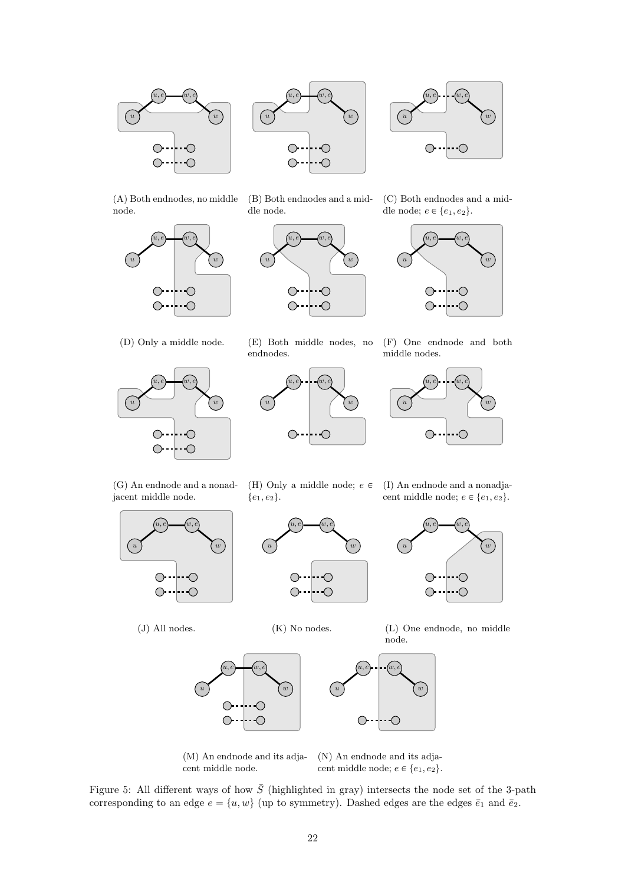(A) Both endnodes, no middle node.

(B) Both endnodes and a middle node.

(C) Both endnodes and a middle node; $e \in \{e_1, e_2\}$.

(D) Only a middle node.

(E) Both middle nodes, no endnodes.

(F) One endnode and both middle nodes.

(G) An endnode and a nonadjacent middle node.

(H) Only a middle node; $e \in \{e_1, e_2\}$.

(I) An endnode and a nonadjacent middle node; $e \in \{e_1, e_2\}$.

(J) All nodes.

(K) No nodes.

(L) One endnode, no middle node.

(M) An endnode and its adjacent middle node.

(N) An endnode and its adjacent middle node; $e \in \{e_1, e_2\}$.

Figure 5: All different ways of how $\bar{S}$ (highlighted in gray) intersects the node set of the 3-path corresponding to an edge $e = \{u, w\}$ (up to symmetry). Dashed edges are the edges $\bar{e}_1$ and $\bar{e}_2$.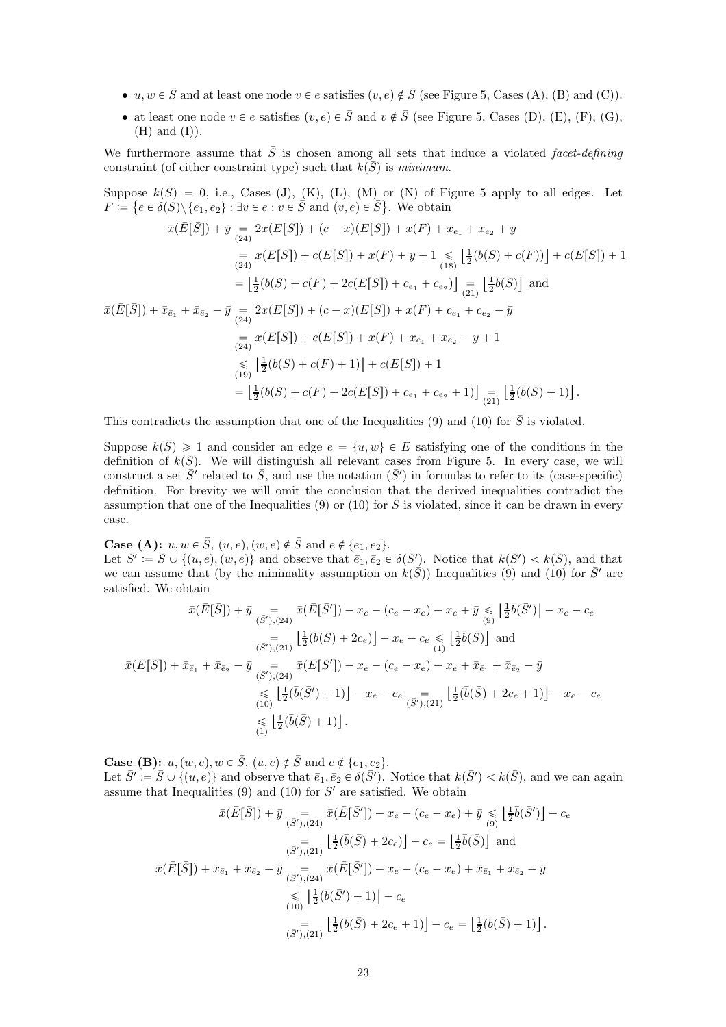- $u, w \in \bar{S}$ and at least one node $v \in e$ satisfies $(v, e) \notin \bar{S}$ (see Figure 5, Cases (A), (B) and (C)).
- at least one node $v \in e$ satisfies $(v, e) \in \bar{S}$ and $v \notin \bar{S}$ (see Figure 5, Cases (D), (E), (F), (G), (H) and (I)).

We furthermore assume that $\bar{S}$ is chosen among all sets that induce a violated *facet-defining* constraint (of either constraint type) such that $k(\bar{S})$ is *minimum*.

Suppose $k(\bar{S}) = 0$, i.e., Cases (J), (K), (L), (M) or (N) of Figure 5 apply to all edges. Let $F := \{e \in \delta(S) \setminus \{e_1, e_2\} : \exists v \in e : v \in \bar{S} \text{ and } (v, e) \in \bar{S}\}$. We obtain

$$
\begin{aligned}
\bar{x}(\bar{E}[\bar{S}]) + \bar{y} &\underset{(24)}{=} 2x(E[S]) + (c - x)(E[S]) + x(F) + x_{e_1} + x_{e_2} + \bar{y} \\
&\underset{(24)}{=} x(E[S]) + c(E[S]) + x(F) + y + 1 \underset{(18)}{\leqslant} \left\lfloor \tfrac{1}{2}(b(S) + c(F)) \right\rfloor + c(E[S]) + 1 \\
&= \left\lfloor \tfrac{1}{2}(b(S) + c(F) + 2c(E[S]) + c_{e_1} + c_{e_2}) \right\rfloor \underset{(21)}{=} \left\lfloor \tfrac{1}{2}\bar{b}(\bar{S}) \right\rfloor \text{ and} \\
\bar{x}(\bar{E}[\bar{S}]) + \bar{x}_{\bar{e}_1} + \bar{x}_{\bar{e}_2} - \bar{y} &\underset{(24)}{=} 2x(E[S]) + (c - x)(E[S]) + x(F) + c_{e_1} + c_{e_2} - \bar{y} \\
&\underset{(24)}{=} x(E[S]) + c(E[S]) + x(F) + x_{e_1} + x_{e_2} - y + 1 \\
&\underset{(19)}{\leqslant} \left\lfloor \tfrac{1}{2}(b(S) + c(F) + 1) \right\rfloor + c(E[S]) + 1 \\
&= \left\lfloor \tfrac{1}{2}(b(S) + c(F) + 2c(E[S]) + c_{e_1} + c_{e_2} + 1) \right\rfloor \underset{(21)}{=} \left\lfloor \tfrac{1}{2}(\bar{b}(\bar{S}) + 1) \right\rfloor.
\end{aligned}
$$

This contradicts the assumption that one of the Inequalities (9) and (10) for $\bar{S}$ is violated.

Suppose $k(\bar{S}) \geqslant 1$ and consider an edge $e = \{u, w\} \in E$ satisfying one of the conditions in the definition of $k(\bar{S})$. We will distinguish all relevant cases from Figure 5. In every case, we will construct a set $\bar{S}'$ related to $\bar{S}$, and use the notation $(\bar{S}')$ in formulas to refer to its (case-specific) definition. For brevity we will omit the conclusion that the derived inequalities contradict the assumption that one of the Inequalities (9) or (10) for $\bar{S}$ is violated, since it can be drawn in every case.

**Case (A):** $u, w \in \bar{S}$, $(u, e), (w, e) \notin \bar{S}$ and $e \notin \{e_1, e_2\}$.
Let $\bar{S}' := \bar{S} \cup \{(u, e), (w, e)\}$ and observe that $\bar{e}_1, \bar{e}_2 \in \delta(\bar{S}')$. Notice that $k(\bar{S}') < k(\bar{S})$, and that we can assume that (by the minimality assumption on $k(\bar{S})$) Inequalities (9) and (10) for $\bar{S}'$ are satisfied. We obtain

$$
\begin{aligned}
\bar{x}(\bar{E}[\bar{S}]) + \bar{y} &\underset{(\bar{S}'),(24)}{=} \bar{x}(\bar{E}[\bar{S}']) - x_e - (c_e - x_e) - x_e + \bar{y} \underset{(9)}{\leqslant} \left\lfloor \tfrac{1}{2}\bar{b}(\bar{S}') \right\rfloor - x_e - c_e \\
&\underset{(\bar{S}'),(21)}{=} \left\lfloor \tfrac{1}{2}(\bar{b}(\bar{S}) + 2c_e) \right\rfloor - x_e - c_e \underset{(1)}{\leqslant} \left\lfloor \tfrac{1}{2}\bar{b}(\bar{S}) \right\rfloor \text{ and} \\
\bar{x}(\bar{E}[\bar{S}]) + \bar{x}_{\bar{e}_1} + \bar{x}_{\bar{e}_2} - \bar{y} &\underset{(\bar{S}'),(24)}{=} \bar{x}(\bar{E}[\bar{S}']) - x_e - (c_e - x_e) - x_e + \bar{x}_{\bar{e}_1} + \bar{x}_{\bar{e}_2} - \bar{y} \\
&\underset{(10)}{\leqslant} \left\lfloor \tfrac{1}{2}(\bar{b}(\bar{S}') + 1) \right\rfloor - x_e - c_e \underset{(\bar{S}'),(21)}{=} \left\lfloor \tfrac{1}{2}(\bar{b}(\bar{S}) + 2c_e + 1) \right\rfloor - x_e - c_e \\
&\underset{(1)}{\leqslant} \left\lfloor \tfrac{1}{2}(\bar{b}(\bar{S}) + 1) \right\rfloor.
\end{aligned}
$$

**Case (B):** $u, (w, e), w \in \bar{S}$, $(u, e) \notin \bar{S}$ and $e \notin \{e_1, e_2\}$.
Let $\bar{S}' := \bar{S} \cup \{(u, e)\}$ and observe that $\bar{e}_1, \bar{e}_2 \in \delta(\bar{S}')$. Notice that $k(\bar{S}') < k(\bar{S})$, and we can again assume that Inequalities (9) and (10) for $\bar{S}'$ are satisfied. We obtain

$$
\begin{aligned}
\bar{x}(\bar{E}[\bar{S}]) + \bar{y} &\underset{(\bar{S}'),(24)}{=} \bar{x}(\bar{E}[\bar{S}']) - x_e - (c_e - x_e) + \bar{y} \underset{(9)}{\leqslant} \left\lfloor \tfrac{1}{2}\bar{b}(\bar{S}') \right\rfloor - c_e \\
&\underset{(\bar{S}'),(21)}{=} \left\lfloor \tfrac{1}{2}(\bar{b}(\bar{S}) + 2c_e) \right\rfloor - c_e = \left\lfloor \tfrac{1}{2}\bar{b}(\bar{S}) \right\rfloor \text{ and} \\
\bar{x}(\bar{E}[\bar{S}]) + \bar{x}_{\bar{e}_1} + \bar{x}_{\bar{e}_2} - \bar{y} &\underset{(\bar{S}'),(24)}{=} \bar{x}(\bar{E}[\bar{S}']) - x_e - (c_e - x_e) + \bar{x}_{\bar{e}_1} + \bar{x}_{\bar{e}_2} - \bar{y} \\
&\underset{(10)}{\leqslant} \left\lfloor \tfrac{1}{2}(\bar{b}(\bar{S}') + 1) \right\rfloor - c_e \\
&\underset{(\bar{S}'),(21)}{=} \left\lfloor \tfrac{1}{2}(\bar{b}(\bar{S}) + 2c_e + 1) \right\rfloor - c_e = \left\lfloor \tfrac{1}{2}(\bar{b}(\bar{S}) + 1) \right\rfloor.
\end{aligned}
$$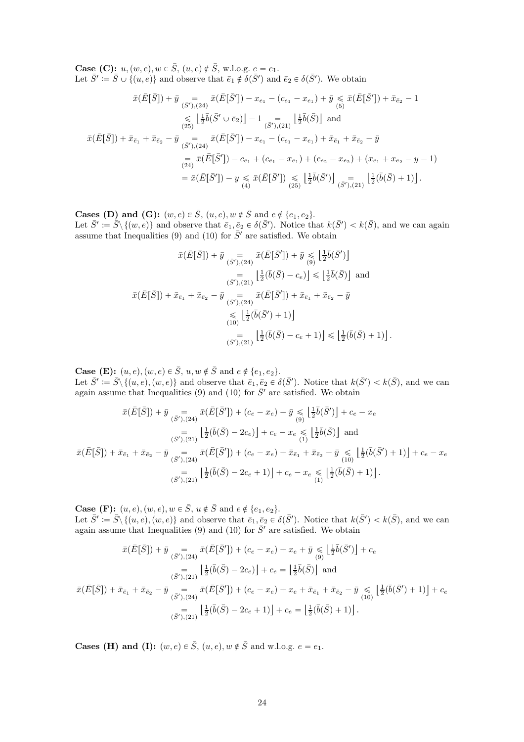**Case (C):** $u, (w,e), w \in \bar{S}$, $(u,e) \notin \bar{S}$, w.l.o.g. $e = e_1$.
Let $\bar{S}' := \bar{S} \cup \{(u,e)\}$ and observe that $\bar{e}_1 \notin \delta(\bar{S}')$ and $\bar{e}_2 \in \delta(\bar{S}')$. We obtain

$$
\begin{aligned}
\bar{x}(\bar{E}[\bar{S}]) + \bar{y} &\underset{(\bar{S}'),(24)}{=} \bar{x}(\bar{E}[\bar{S}']) - x_{e_1} - (c_{e_1} - x_{e_1}) + \bar{y} \underset{(5)}{\leqslant} \bar{x}(\bar{E}[\bar{S}']) + \bar{x}_{\bar{e}_2} - 1 \\
&\underset{(25)}{\leqslant} \left\lfloor \tfrac{1}{2}\bar{b}(\bar{S}' \cup \bar{e}_2) \right\rfloor - 1 \underset{(\bar{S}'),(21)}{=} \left\lfloor \tfrac{1}{2}\bar{b}(\bar{S}) \right\rfloor \text{ and} \\
\bar{x}(\bar{E}[\bar{S}]) + \bar{x}_{\bar{e}_1} + \bar{x}_{\bar{e}_2} - \bar{y} &\underset{(\bar{S}'),(24)}{=} \bar{x}(\bar{E}[\bar{S}']) - x_{e_1} - (c_{e_1} - x_{e_1}) + \bar{x}_{\bar{e}_1} + \bar{x}_{\bar{e}_2} - \bar{y} \\
&\underset{(24)}{=} \bar{x}(\bar{E}[\bar{S}']) - c_{e_1} + (c_{e_1} - x_{e_1}) + (c_{e_2} - x_{e_2}) + (x_{e_1} + x_{e_2} - y - 1) \\
&= \bar{x}(\bar{E}[\bar{S}']) - y \underset{(4)}{\leqslant} \bar{x}(\bar{E}[\bar{S}']) \underset{(25)}{\leqslant} \left\lfloor \tfrac{1}{2}\bar{b}(\bar{S}') \right\rfloor \underset{(\bar{S}'),(21)}{=} \left\lfloor \tfrac{1}{2}(\bar{b}(\bar{S}) + 1) \right\rfloor .
\end{aligned}
$$

**Cases (D) and (G):** $(w,e) \in \bar{S}$, $(u,e), w \notin \bar{S}$ and $e \notin \{e_1, e_2\}$.
Let $\bar{S}' := \bar{S} \setminus \{(w,e)\}$ and observe that $\bar{e}_1, \bar{e}_2 \in \delta(\bar{S}')$. Notice that $k(\bar{S}') < k(\bar{S})$, and we can again assume that Inequalities (9) and (10) for $\bar{S}'$ are satisfied. We obtain

$$
\begin{aligned}
\bar{x}(\bar{E}[\bar{S}]) + \bar{y} &\underset{(\bar{S}'),(24)}{=} \bar{x}(\bar{E}[\bar{S}']) + \bar{y} \underset{(9)}{\leqslant} \left\lfloor \tfrac{1}{2}\bar{b}(\bar{S}') \right\rfloor \\
&\underset{(\bar{S}'),(21)}{=} \left\lfloor \tfrac{1}{2}(\bar{b}(\bar{S}) - c_e) \right\rfloor \leqslant \left\lfloor \tfrac{1}{2}\bar{b}(\bar{S}) \right\rfloor \text{ and} \\
\bar{x}(\bar{E}[\bar{S}]) + \bar{x}_{\bar{e}_1} + \bar{x}_{\bar{e}_2} - \bar{y} &\underset{(\bar{S}'),(24)}{=} \bar{x}(\bar{E}[\bar{S}']) + \bar{x}_{\bar{e}_1} + \bar{x}_{\bar{e}_2} - \bar{y} \\
&\underset{(10)}{\leqslant} \left\lfloor \tfrac{1}{2}(\bar{b}(\bar{S}') + 1) \right\rfloor \\
&\underset{(\bar{S}'),(21)}{=} \left\lfloor \tfrac{1}{2}(\bar{b}(\bar{S}) - c_e + 1) \right\rfloor \leqslant \left\lfloor \tfrac{1}{2}(\bar{b}(\bar{S}) + 1) \right\rfloor .
\end{aligned}
$$

**Case (E):** $(u,e), (w,e) \in \bar{S}$, $u, w \notin \bar{S}$ and $e \notin \{e_1, e_2\}$.
Let $\bar{S}' := \bar{S} \setminus \{(u,e), (w,e)\}$ and observe that $\bar{e}_1, \bar{e}_2 \in \delta(\bar{S}')$. Notice that $k(\bar{S}') < k(\bar{S})$, and we can again assume that Inequalities (9) and (10) for $\bar{S}'$ are satisfied. We obtain

$$
\begin{aligned}
\bar{x}(\bar{E}[\bar{S}]) + \bar{y} &\underset{(\bar{S}'),(24)}{=} \bar{x}(\bar{E}[\bar{S}']) + (c_e - x_e) + \bar{y} \underset{(9)}{\leqslant} \left\lfloor \tfrac{1}{2}\bar{b}(\bar{S}') \right\rfloor + c_e - x_e \\
&\underset{(\bar{S}'),(21)}{=} \left\lfloor \tfrac{1}{2}(\bar{b}(\bar{S}) - 2c_e) \right\rfloor + c_e - x_e \underset{(1)}{\leqslant} \left\lfloor \tfrac{1}{2}\bar{b}(\bar{S}) \right\rfloor \text{ and} \\
\bar{x}(\bar{E}[\bar{S}]) + \bar{x}_{\bar{e}_1} + \bar{x}_{\bar{e}_2} - \bar{y} &\underset{(\bar{S}'),(24)}{=} \bar{x}(\bar{E}[\bar{S}']) + (c_e - x_e) + \bar{x}_{\bar{e}_1} + \bar{x}_{\bar{e}_2} - \bar{y} \underset{(10)}{\leqslant} \left\lfloor \tfrac{1}{2}(\bar{b}(\bar{S}') + 1) \right\rfloor + c_e - x_e \\
&\underset{(\bar{S}'),(21)}{=} \left\lfloor \tfrac{1}{2}(\bar{b}(\bar{S}) - 2c_e + 1) \right\rfloor + c_e - x_e \underset{(1)}{\leqslant} \left\lfloor \tfrac{1}{2}(\bar{b}(\bar{S}) + 1) \right\rfloor .
\end{aligned}
$$

**Case (F):** $(u,e), (w,e), w \in \bar{S}$, $u \notin \bar{S}$ and $e \notin \{e_1, e_2\}$.
Let $\bar{S}' := \bar{S} \setminus \{(u,e), (w,e)\}$ and observe that $\bar{e}_1, \bar{e}_2 \in \delta(\bar{S}')$. Notice that $k(\bar{S}') < k(\bar{S})$, and we can again assume that Inequalities (9) and (10) for $\bar{S}'$ are satisfied. We obtain

$$
\begin{aligned}
\bar{x}(\bar{E}[\bar{S}]) + \bar{y} &\underset{(\bar{S}'),(24)}{=} \bar{x}(\bar{E}[\bar{S}']) + (c_e - x_e) + x_e + \bar{y} \underset{(9)}{\leqslant} \left\lfloor \tfrac{1}{2}\bar{b}(\bar{S}') \right\rfloor + c_e \\
&\underset{(\bar{S}'),(21)}{=} \left\lfloor \tfrac{1}{2}(\bar{b}(\bar{S}) - 2c_e) \right\rfloor + c_e = \left\lfloor \tfrac{1}{2}\bar{b}(\bar{S}) \right\rfloor \text{ and} \\
\bar{x}(\bar{E}[\bar{S}]) + \bar{x}_{\bar{e}_1} + \bar{x}_{\bar{e}_2} - \bar{y} &\underset{(\bar{S}'),(24)}{=} \bar{x}(\bar{E}[\bar{S}']) + (c_e - x_e) + x_e + \bar{x}_{\bar{e}_1} + \bar{x}_{\bar{e}_2} - \bar{y} \underset{(10)}{\leqslant} \left\lfloor \tfrac{1}{2}(\bar{b}(\bar{S}') + 1) \right\rfloor + c_e \\
&\underset{(\bar{S}'),(21)}{=} \left\lfloor \tfrac{1}{2}(\bar{b}(\bar{S}) - 2c_e + 1) \right\rfloor + c_e = \left\lfloor \tfrac{1}{2}(\bar{b}(\bar{S}) + 1) \right\rfloor .
\end{aligned}
$$

**Cases (H) and (I):** $(w,e) \in \bar{S}$, $(u,e), w \notin \bar{S}$ and w.l.o.g. $e = e_1$.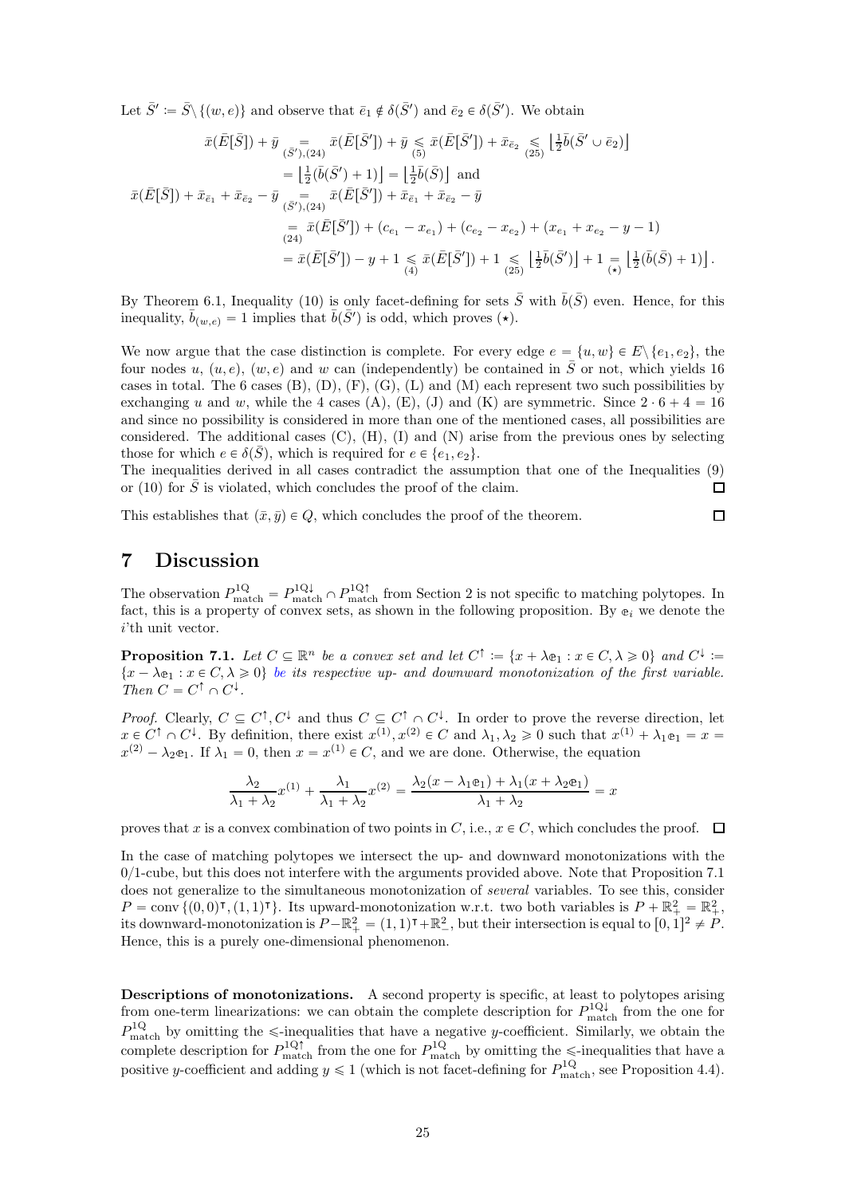Let $\bar{S}' := \bar{S} \setminus \{(w,e)\}$ and observe that $\bar{e}_1 \notin \delta(\bar{S}')$ and $\bar{e}_2 \in \delta(\bar{S}')$. We obtain

$$
\begin{aligned}
\bar{x}(\bar{E}[\bar{S}]) + \bar{y} &\underset{(\bar{S}'),(24)}{=} \bar{x}(\bar{E}[\bar{S}']) + \bar{y} \underset{(5)}{\leqslant} \bar{x}(\bar{E}[\bar{S}']) + \bar{x}_{\bar{e}_2} \underset{(25)}{\leqslant} \left\lfloor \tfrac{1}{2}\bar{b}(\bar{S}' \cup \bar{e}_2) \right\rfloor \\
&= \left\lfloor \tfrac{1}{2}(\bar{b}(\bar{S}') + 1) \right\rfloor = \left\lfloor \tfrac{1}{2}\bar{b}(\bar{S}) \right\rfloor \text{ and} \\
\bar{x}(\bar{E}[\bar{S}]) + \bar{x}_{\bar{e}_1} + \bar{x}_{\bar{e}_2} - \bar{y} &\underset{(\bar{S}'),(24)}{=} \bar{x}(\bar{E}[\bar{S}']) + \bar{x}_{\bar{e}_1} + \bar{x}_{\bar{e}_2} - \bar{y} \\
&\underset{(24)}{=} \bar{x}(\bar{E}[\bar{S}']) + (c_{e_1} - x_{e_1}) + (c_{e_2} - x_{e_2}) + (x_{e_1} + x_{e_2} - y - 1) \\
&= \bar{x}(\bar{E}[\bar{S}']) - y + 1 \underset{(4)}{\leqslant} \bar{x}(\bar{E}[\bar{S}']) + 1 \underset{(25)}{\leqslant} \left\lfloor \tfrac{1}{2}\bar{b}(\bar{S}') \right\rfloor + 1 \underset{(\star)}{=} \left\lfloor \tfrac{1}{2}(\bar{b}(\bar{S}) + 1) \right\rfloor.
\end{aligned}
$$

By Theorem 6.1, Inequality (10) is only facet-defining for sets $\bar{S}$ with $\bar{b}(\bar{S})$ even. Hence, for this inequality, $\bar{b}_{(w,e)} = 1$ implies that $\bar{b}(\bar{S}')$ is odd, which proves $(\star)$.

We now argue that the case distinction is complete. For every edge $e = \{u,w\} \in E \setminus \{e_1, e_2\}$, the four nodes $u$, $(u,e)$, $(w,e)$ and $w$ can (independently) be contained in $\bar{S}$ or not, which yields 16 cases in total. The 6 cases (B), (D), (F), (G), (L) and (M) each represent two such possibilities by exchanging $u$ and $w$, while the 4 cases (A), (E), (J) and (K) are symmetric. Since $2 \cdot 6 + 4 = 16$ and since no possibility is considered in more than one of the mentioned cases, all possibilities are considered. The additional cases (C), (H), (I) and (N) arise from the previous ones by selecting those for which $e \in \delta(\bar{S})$, which is required for $e \in \{e_1, e_2\}$.
The inequalities derived in all cases contradict the assumption that one of the Inequalities (9) or (10) for $\bar{S}$ is violated, which concludes the proof of the claim. □

This establishes that $(\bar{x}, \bar{y}) \in Q$, which concludes the proof of the theorem. □

# 7 Discussion

The observation $P^{1Q}_{\text{match}} = P^{1Q\downarrow}_{\text{match}} \cap P^{1Q\uparrow}_{\text{match}}$ from Section 2 is not specific to matching polytopes. In fact, this is a property of convex sets, as shown in the following proposition. By $\mathbb{e}_i$ we denote the $i$'th unit vector.

**Proposition 7.1.** *Let $C \subseteq \mathbb{R}^n$ be a convex set and let $C^\uparrow := \{x + \lambda \mathbb{e}_1 : x \in C, \lambda \geqslant 0\}$ and $C^\downarrow := \{x - \lambda \mathbb{e}_1 : x \in C, \lambda \geqslant 0\}$ be its respective up- and downward monotonization of the first variable. Then $C = C^\uparrow \cap C^\downarrow$.*

*Proof.* Clearly, $C \subseteq C^\uparrow, C^\downarrow$ and thus $C \subseteq C^\uparrow \cap C^\downarrow$. In order to prove the reverse direction, let $x \in C^\uparrow \cap C^\downarrow$. By definition, there exist $x^{(1)}, x^{(2)} \in C$ and $\lambda_1, \lambda_2 \geqslant 0$ such that $x^{(1)} + \lambda_1 \mathbb{e}_1 = x = x^{(2)} - \lambda_2 \mathbb{e}_1$. If $\lambda_1 = 0$, then $x = x^{(1)} \in C$, and we are done. Otherwise, the equation

$$
\frac{\lambda_2}{\lambda_1 + \lambda_2} x^{(1)} + \frac{\lambda_1}{\lambda_1 + \lambda_2} x^{(2)} = \frac{\lambda_2(x - \lambda_1 \mathbb{e}_1) + \lambda_1(x + \lambda_2 \mathbb{e}_1)}{\lambda_1 + \lambda_2} = x
$$

proves that $x$ is a convex combination of two points in $C$, i.e., $x \in C$, which concludes the proof. □

In the case of matching polytopes we intersect the up- and downward monotonizations with the 0/1-cube, but this does not interfere with the arguments provided above. Note that Proposition 7.1 does not generalize to the simultaneous monotonization of *several* variables. To see this, consider $P = \text{conv}\{(0,0)^\intercal, (1,1)^\intercal\}$. Its upward-monotonization w.r.t. two both variables is $P + \mathbb{R}^2_+ = \mathbb{R}^2_+$, its downward-monotonization is $P - \mathbb{R}^2_+ = (1,1)^\intercal + \mathbb{R}^2_-$, but their intersection is equal to $[0,1]^2 \neq P$. Hence, this is a purely one-dimensional phenomenon.

**Descriptions of monotonizations.** A second property is specific, at least to polytopes arising from one-term linearizations: we can obtain the complete description for $P^{1Q\downarrow}_{\text{match}}$ from the one for $P^{1Q}_{\text{match}}$ by omitting the $\leqslant$-inequalities that have a negative $y$-coefficient. Similarly, we obtain the complete description for $P^{1Q\uparrow}_{\text{match}}$ from the one for $P^{1Q}_{\text{match}}$ by omitting the $\leqslant$-inequalities that have a positive $y$-coefficient and adding $y \leqslant 1$ (which is not facet-defining for $P^{1Q}_{\text{match}}$, see Proposition 4.4).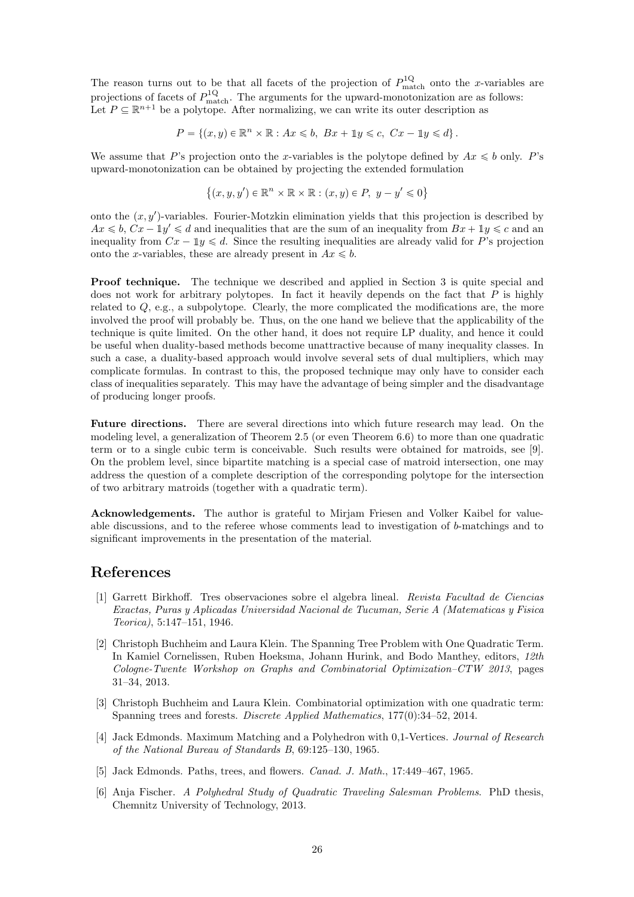The reason turns out to be that all facets of the projection of $P^{1Q}_{\text{match}}$ onto the $x$-variables are projections of facets of $P^{1Q}_{\text{match}}$. The arguments for the upward-monotonization are as follows: Let $P \subseteq \mathbb{R}^{n+1}$ be a polytope. After normalizing, we can write its outer description as

$$P = \{(x, y) \in \mathbb{R}^n \times \mathbb{R} : Ax \leqslant b,\ Bx + \mathbb{1}y \leqslant c,\ Cx - \mathbb{1}y \leqslant d\}.$$

We assume that $P$'s projection onto the $x$-variables is the polytope defined by $Ax \leqslant b$ only. $P$'s upward-monotonization can be obtained by projecting the extended formulation

$$\left\{(x, y, y') \in \mathbb{R}^n \times \mathbb{R} \times \mathbb{R} : (x, y) \in P,\ y - y' \leqslant 0\right\}$$

onto the $(x, y')$-variables. Fourier-Motzkin elimination yields that this projection is described by $Ax \leqslant b$, $Cx - \mathbb{1}y' \leqslant d$ and inequalities that are the sum of an inequality from $Bx + \mathbb{1}y \leqslant c$ and an inequality from $Cx - \mathbb{1}y \leqslant d$. Since the resulting inequalities are already valid for $P$'s projection onto the $x$-variables, these are already present in $Ax \leqslant b$.

**Proof technique.** The technique we described and applied in Section 3 is quite special and does not work for arbitrary polytopes. In fact it heavily depends on the fact that $P$ is highly related to $Q$, e.g., a subpolytope. Clearly, the more complicated the modifications are, the more involved the proof will probably be. Thus, on the one hand we believe that the applicability of the technique is quite limited. On the other hand, it does not require LP duality, and hence it could be useful when duality-based methods become unattractive because of many inequality classes. In such a case, a duality-based approach would involve several sets of dual multipliers, which may complicate formulas. In contrast to this, the proposed technique may only have to consider each class of inequalities separately. This may have the advantage of being simpler and the disadvantage of producing longer proofs.

**Future directions.** There are several directions into which future research may lead. On the modeling level, a generalization of Theorem 2.5 (or even Theorem 6.6) to more than one quadratic term or to a single cubic term is conceivable. Such results were obtained for matroids, see [9]. On the problem level, since bipartite matching is a special case of matroid intersection, one may address the question of a complete description of the corresponding polytope for the intersection of two arbitrary matroids (together with a quadratic term).

**Acknowledgements.** The author is grateful to Mirjam Friesen and Volker Kaibel for valueable discussions, and to the referee whose comments lead to investigation of $b$-matchings and to significant improvements in the presentation of the material.

# References

[1] Garrett Birkhoff. Tres observaciones sobre el algebra lineal. *Revista Facultad de Ciencias Exactas, Puras y Aplicadas Universidad Nacional de Tucuman, Serie A (Matematicas y Fisica Teorica)*, 5:147–151, 1946.

[2] Christoph Buchheim and Laura Klein. The Spanning Tree Problem with One Quadratic Term. In Kamiel Cornelissen, Ruben Hoeksma, Johann Hurink, and Bodo Manthey, editors, *12th Cologne-Twente Workshop on Graphs and Combinatorial Optimization–CTW 2013*, pages 31–34, 2013.

[3] Christoph Buchheim and Laura Klein. Combinatorial optimization with one quadratic term: Spanning trees and forests. *Discrete Applied Mathematics*, 177(0):34–52, 2014.

[4] Jack Edmonds. Maximum Matching and a Polyhedron with 0,1-Vertices. *Journal of Research of the National Bureau of Standards B*, 69:125–130, 1965.

[5] Jack Edmonds. Paths, trees, and flowers. *Canad. J. Math.*, 17:449–467, 1965.

[6] Anja Fischer. *A Polyhedral Study of Quadratic Traveling Salesman Problems*. PhD thesis, Chemnitz University of Technology, 2013.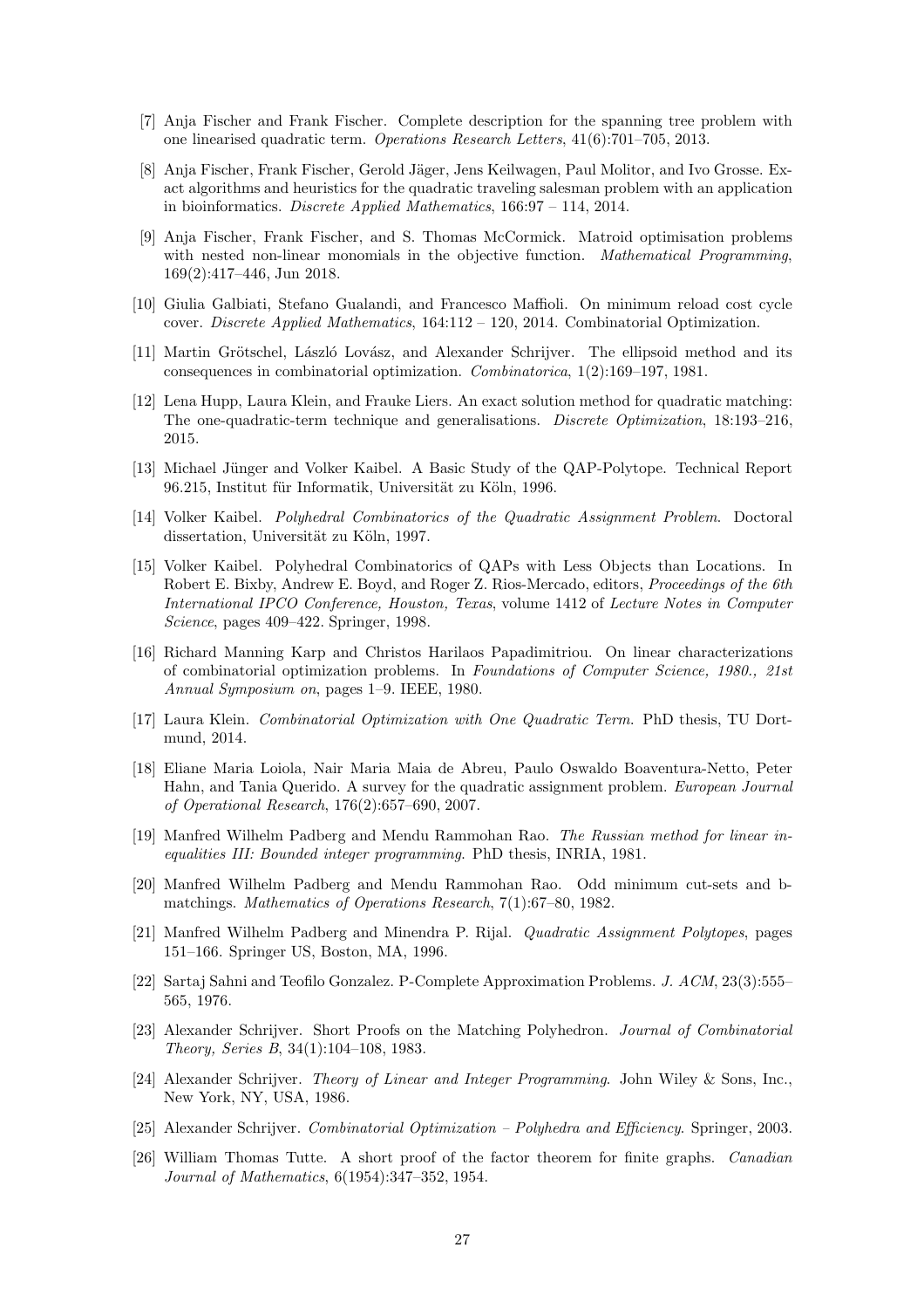[7] Anja Fischer and Frank Fischer. Complete description for the spanning tree problem with one linearised quadratic term. *Operations Research Letters*, 41(6):701–705, 2013.

[8] Anja Fischer, Frank Fischer, Gerold Jäger, Jens Keilwagen, Paul Molitor, and Ivo Grosse. Exact algorithms and heuristics for the quadratic traveling salesman problem with an application in bioinformatics. *Discrete Applied Mathematics*, 166:97 – 114, 2014.

[9] Anja Fischer, Frank Fischer, and S. Thomas McCormick. Matroid optimisation problems with nested non-linear monomials in the objective function. *Mathematical Programming*, 169(2):417–446, Jun 2018.

[10] Giulia Galbiati, Stefano Gualandi, and Francesco Maffioli. On minimum reload cost cycle cover. *Discrete Applied Mathematics*, 164:112 – 120, 2014. Combinatorial Optimization.

[11] Martin Grötschel, László Lovász, and Alexander Schrijver. The ellipsoid method and its consequences in combinatorial optimization. *Combinatorica*, 1(2):169–197, 1981.

[12] Lena Hupp, Laura Klein, and Frauke Liers. An exact solution method for quadratic matching: The one-quadratic-term technique and generalisations. *Discrete Optimization*, 18:193–216, 2015.

[13] Michael Jünger and Volker Kaibel. A Basic Study of the QAP-Polytope. Technical Report 96.215, Institut für Informatik, Universität zu Köln, 1996.

[14] Volker Kaibel. *Polyhedral Combinatorics of the Quadratic Assignment Problem*. Doctoral dissertation, Universität zu Köln, 1997.

[15] Volker Kaibel. Polyhedral Combinatorics of QAPs with Less Objects than Locations. In Robert E. Bixby, Andrew E. Boyd, and Roger Z. Rios-Mercado, editors, *Proceedings of the 6th International IPCO Conference, Houston, Texas*, volume 1412 of *Lecture Notes in Computer Science*, pages 409–422. Springer, 1998.

[16] Richard Manning Karp and Christos Harilaos Papadimitriou. On linear characterizations of combinatorial optimization problems. In *Foundations of Computer Science, 1980., 21st Annual Symposium on*, pages 1–9. IEEE, 1980.

[17] Laura Klein. *Combinatorial Optimization with One Quadratic Term*. PhD thesis, TU Dortmund, 2014.

[18] Eliane Maria Loiola, Nair Maria Maia de Abreu, Paulo Oswaldo Boaventura-Netto, Peter Hahn, and Tania Querido. A survey for the quadratic assignment problem. *European Journal of Operational Research*, 176(2):657–690, 2007.

[19] Manfred Wilhelm Padberg and Mendu Rammohan Rao. *The Russian method for linear inequalities III: Bounded integer programming*. PhD thesis, INRIA, 1981.

[20] Manfred Wilhelm Padberg and Mendu Rammohan Rao. Odd minimum cut-sets and b-matchings. *Mathematics of Operations Research*, 7(1):67–80, 1982.

[21] Manfred Wilhelm Padberg and Minendra P. Rijal. *Quadratic Assignment Polytopes*, pages 151–166. Springer US, Boston, MA, 1996.

[22] Sartaj Sahni and Teofilo Gonzalez. P-Complete Approximation Problems. *J. ACM*, 23(3):555–565, 1976.

[23] Alexander Schrijver. Short Proofs on the Matching Polyhedron. *Journal of Combinatorial Theory, Series B*, 34(1):104–108, 1983.

[24] Alexander Schrijver. *Theory of Linear and Integer Programming*. John Wiley & Sons, Inc., New York, NY, USA, 1986.

[25] Alexander Schrijver. *Combinatorial Optimization – Polyhedra and Efficiency*. Springer, 2003.

[26] William Thomas Tutte. A short proof of the factor theorem for finite graphs. *Canadian Journal of Mathematics*, 6(1954):347–352, 1954.